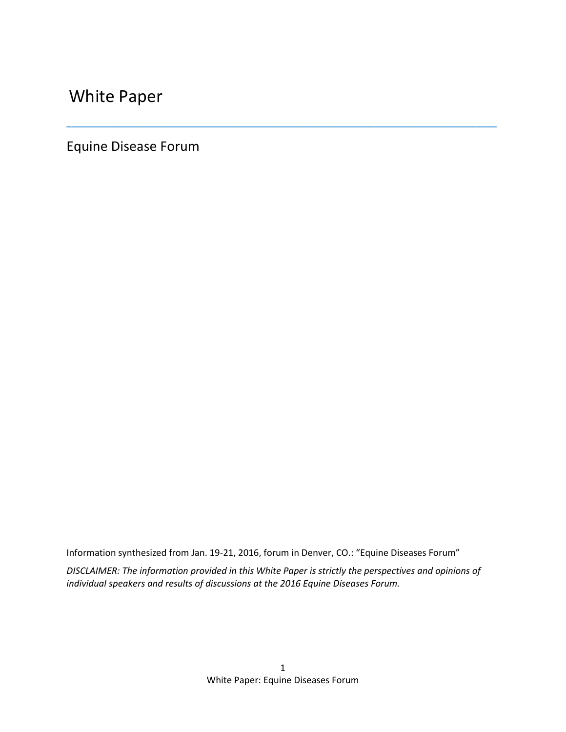# White Paper

---

## Equine Disease Forum

Information synthesized from Jan. 19-21, 2016, forum in Denver, CO.: "Equine Diseases Forum"

*DISCLAIMER: The information provided in this White Paper is strictly the perspectives and opinions of individual speakers and results of discussions at the 2016 Equine Diseases Forum.*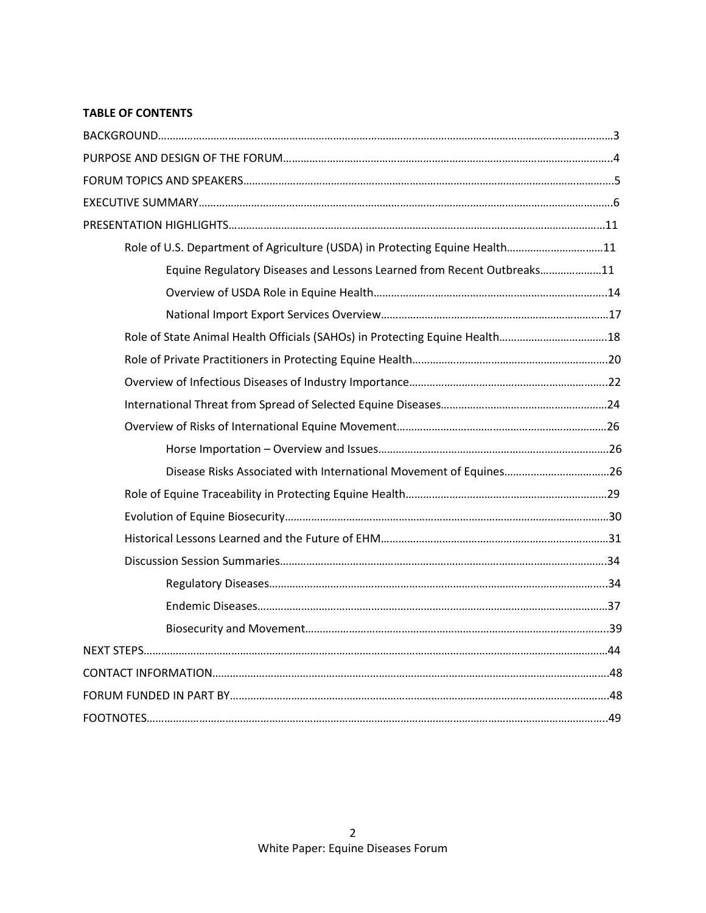**TABLE OF CONTENTS**

BACKGROUND......................................................................................................................................3

PURPOSE AND DESIGN OF THE FORUM..............................................................................................4

FORUM TOPICS AND SPEAKERS...........................................................................................................5

EXECUTIVE SUMMARY..........................................................................................................................6

PRESENTATION HIGHLIGHTS...............................................................................................................11

- Role of U.S. Department of Agriculture (USDA) in Protecting Equine Health..............................11
  - Equine Regulatory Diseases and Lessons Learned from Recent Outbreaks....................11
  - Overview of USDA Role in Equine Health...........................................................................14
  - National Import Export Services Overview.........................................................................17
- Role of State Animal Health Officials (SAHOs) in Protecting Equine Health..................................18
- Role of Private Practitioners in Protecting Equine Health...............................................................20
- Overview of Infectious Diseases of Industry Importance.................................................................22
- International Threat from Spread of Selected Equine Diseases......................................................24
- Overview of Risks of International Equine Movement.....................................................................26
  - Horse Importation – Overview and Issues............................................................................26
  - Disease Risks Associated with International Movement of Equines.................................26
- Role of Equine Traceability in Protecting Equine Health.................................................................29
- Evolution of Equine Biosecurity...........................................................................................................30
- Historical Lessons Learned and the Future of EHM..........................................................................31
- Discussion Session Summaries............................................................................................................34
  - Regulatory Diseases.................................................................................................................34
  - Endemic Diseases.....................................................................................................................37
  - Biosecurity and Movement.....................................................................................................39

NEXT STEPS...........................................................................................................................................44

CONTACT INFORMATION.....................................................................................................................48

FORUM FUNDED IN PART BY...............................................................................................................48

FOOTNOTES..........................................................................................................................................49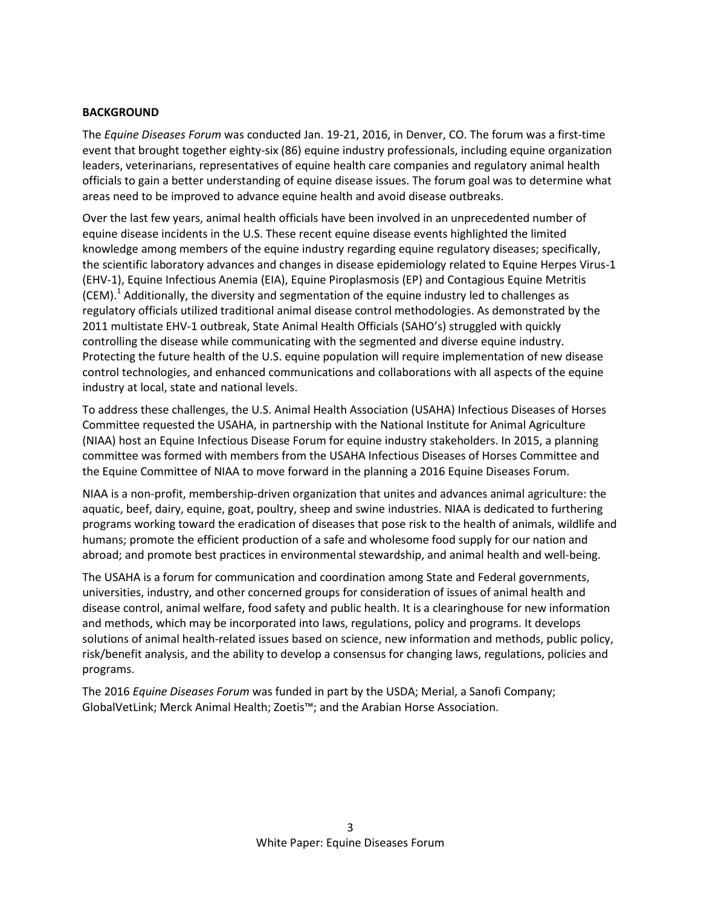## BACKGROUND

The *Equine Diseases Forum* was conducted Jan. 19-21, 2016, in Denver, CO. The forum was a first-time event that brought together eighty-six (86) equine industry professionals, including equine organization leaders, veterinarians, representatives of equine health care companies and regulatory animal health officials to gain a better understanding of equine disease issues. The forum goal was to determine what areas need to be improved to advance equine health and avoid disease outbreaks.

Over the last few years, animal health officials have been involved in an unprecedented number of equine disease incidents in the U.S. These recent equine disease events highlighted the limited knowledge among members of the equine industry regarding equine regulatory diseases; specifically, the scientific laboratory advances and changes in disease epidemiology related to Equine Herpes Virus-1 (EHV-1), Equine Infectious Anemia (EIA), Equine Piroplasmosis (EP) and Contagious Equine Metritis (CEM).[1] Additionally, the diversity and segmentation of the equine industry led to challenges as regulatory officials utilized traditional animal disease control methodologies. As demonstrated by the 2011 multistate EHV-1 outbreak, State Animal Health Officials (SAHO's) struggled with quickly controlling the disease while communicating with the segmented and diverse equine industry. Protecting the future health of the U.S. equine population will require implementation of new disease control technologies, and enhanced communications and collaborations with all aspects of the equine industry at local, state and national levels.

To address these challenges, the U.S. Animal Health Association (USAHA) Infectious Diseases of Horses Committee requested the USAHA, in partnership with the National Institute for Animal Agriculture (NIAA) host an Equine Infectious Disease Forum for equine industry stakeholders. In 2015, a planning committee was formed with members from the USAHA Infectious Diseases of Horses Committee and the Equine Committee of NIAA to move forward in the planning a 2016 Equine Diseases Forum.

NIAA is a non-profit, membership-driven organization that unites and advances animal agriculture: the aquatic, beef, dairy, equine, goat, poultry, sheep and swine industries. NIAA is dedicated to furthering programs working toward the eradication of diseases that pose risk to the health of animals, wildlife and humans; promote the efficient production of a safe and wholesome food supply for our nation and abroad; and promote best practices in environmental stewardship, and animal health and well-being.

The USAHA is a forum for communication and coordination among State and Federal governments, universities, industry, and other concerned groups for consideration of issues of animal health and disease control, animal welfare, food safety and public health. It is a clearinghouse for new information and methods, which may be incorporated into laws, regulations, policy and programs. It develops solutions of animal health-related issues based on science, new information and methods, public policy, risk/benefit analysis, and the ability to develop a consensus for changing laws, regulations, policies and programs.

The 2016 *Equine Diseases Forum* was funded in part by the USDA; Merial, a Sanofi Company; GlobalVetLink; Merck Animal Health; Zoetis™; and the Arabian Horse Association.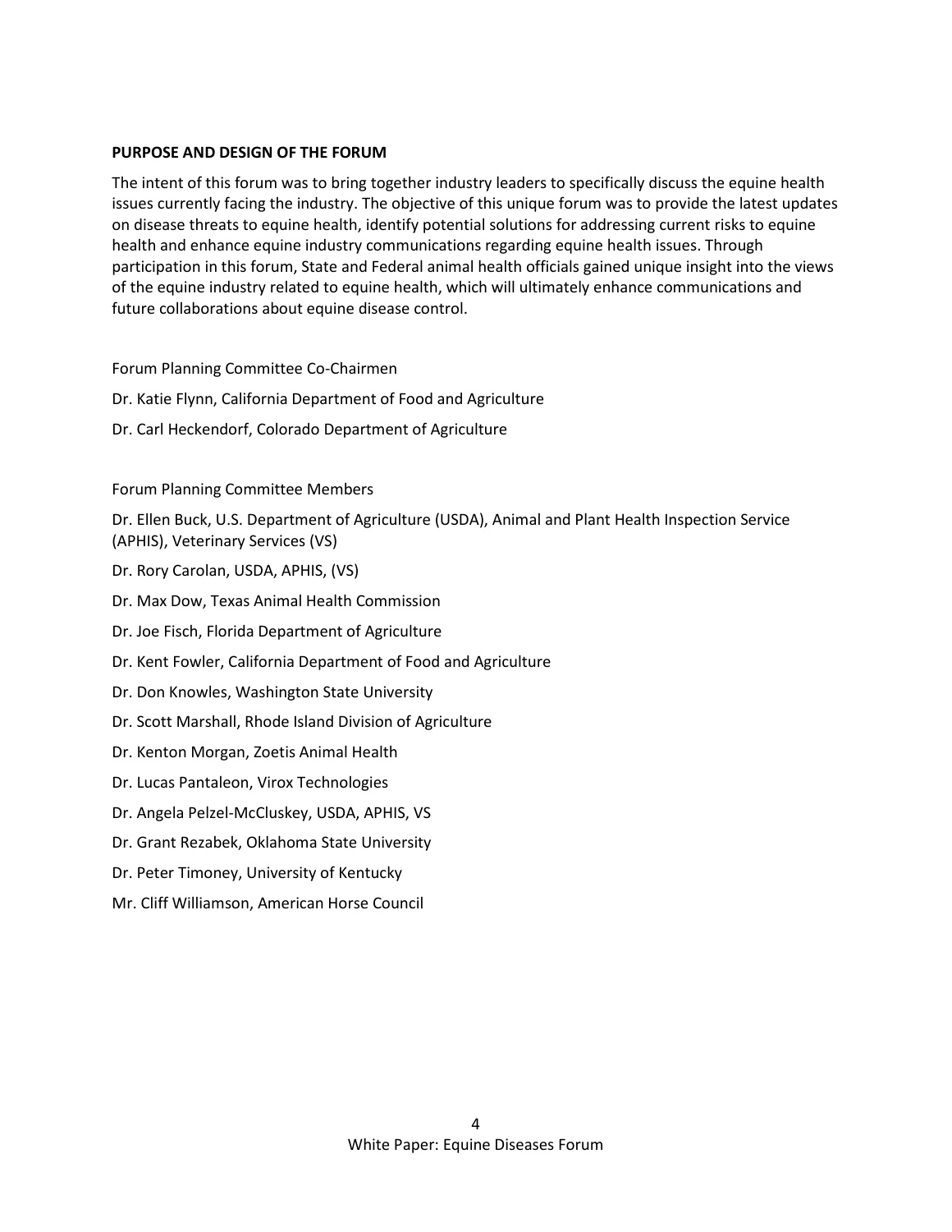## PURPOSE AND DESIGN OF THE FORUM

The intent of this forum was to bring together industry leaders to specifically discuss the equine health issues currently facing the industry. The objective of this unique forum was to provide the latest updates on disease threats to equine health, identify potential solutions for addressing current risks to equine health and enhance equine industry communications regarding equine health issues. Through participation in this forum, State and Federal animal health officials gained unique insight into the views of the equine industry related to equine health, which will ultimately enhance communications and future collaborations about equine disease control.

Forum Planning Committee Co-Chairmen

Dr. Katie Flynn, California Department of Food and Agriculture

Dr. Carl Heckendorf, Colorado Department of Agriculture

Forum Planning Committee Members

Dr. Ellen Buck, U.S. Department of Agriculture (USDA), Animal and Plant Health Inspection Service (APHIS), Veterinary Services (VS)

Dr. Rory Carolan, USDA, APHIS, (VS)

Dr. Max Dow, Texas Animal Health Commission

Dr. Joe Fisch, Florida Department of Agriculture

Dr. Kent Fowler, California Department of Food and Agriculture

Dr. Don Knowles, Washington State University

Dr. Scott Marshall, Rhode Island Division of Agriculture

Dr. Kenton Morgan, Zoetis Animal Health

Dr. Lucas Pantaleon, Virox Technologies

Dr. Angela Pelzel-McCluskey, USDA, APHIS, VS

Dr. Grant Rezabek, Oklahoma State University

Dr. Peter Timoney, University of Kentucky

Mr. Cliff Williamson, American Horse Council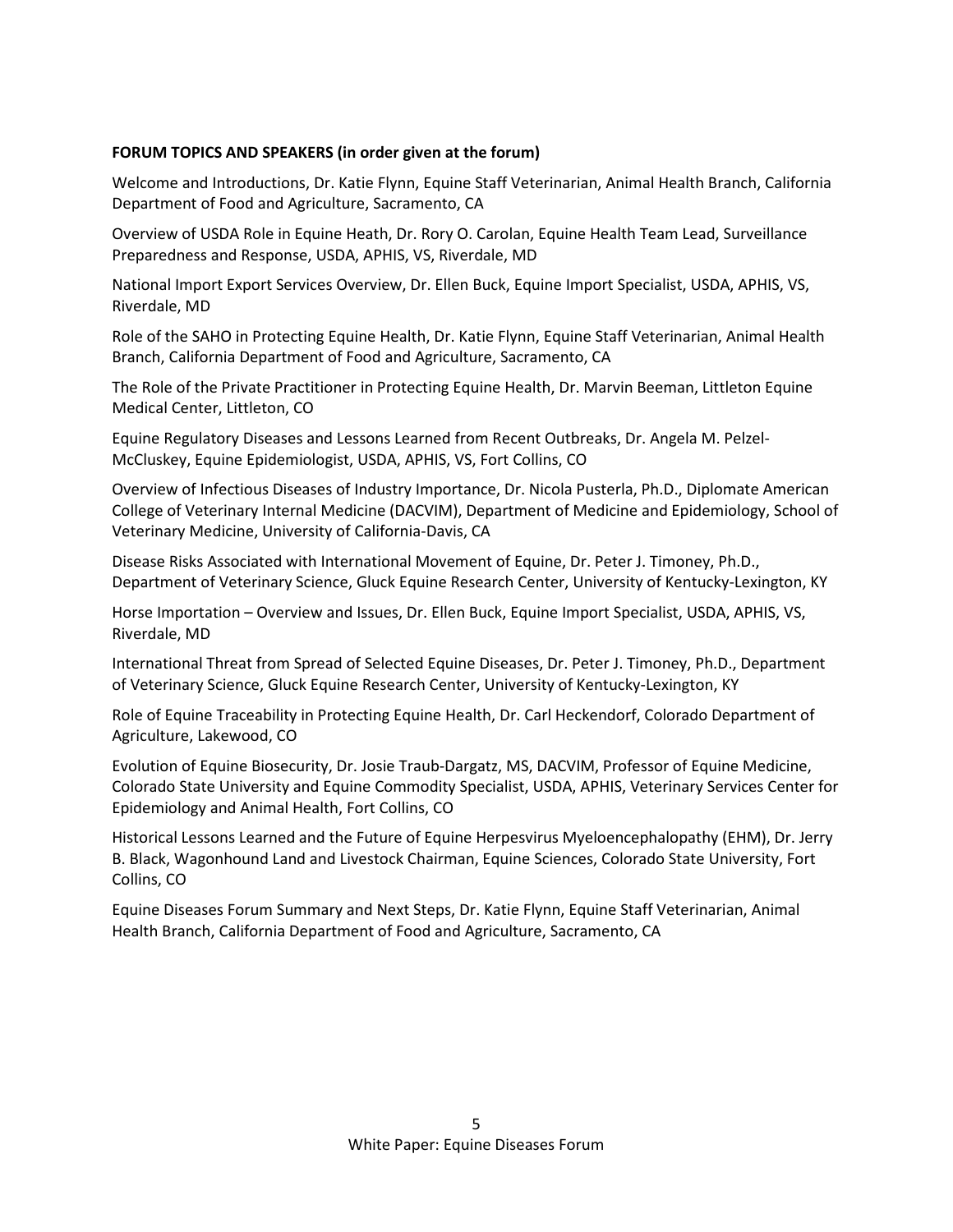**FORUM TOPICS AND SPEAKERS (in order given at the forum)**

Welcome and Introductions, Dr. Katie Flynn, Equine Staff Veterinarian, Animal Health Branch, California Department of Food and Agriculture, Sacramento, CA

Overview of USDA Role in Equine Heath, Dr. Rory O. Carolan, Equine Health Team Lead, Surveillance Preparedness and Response, USDA, APHIS, VS, Riverdale, MD

National Import Export Services Overview, Dr. Ellen Buck, Equine Import Specialist, USDA, APHIS, VS, Riverdale, MD

Role of the SAHO in Protecting Equine Health, Dr. Katie Flynn, Equine Staff Veterinarian, Animal Health Branch, California Department of Food and Agriculture, Sacramento, CA

The Role of the Private Practitioner in Protecting Equine Health, Dr. Marvin Beeman, Littleton Equine Medical Center, Littleton, CO

Equine Regulatory Diseases and Lessons Learned from Recent Outbreaks, Dr. Angela M. Pelzel-McCluskey, Equine Epidemiologist, USDA, APHIS, VS, Fort Collins, CO

Overview of Infectious Diseases of Industry Importance, Dr. Nicola Pusterla, Ph.D., Diplomate American College of Veterinary Internal Medicine (DACVIM), Department of Medicine and Epidemiology, School of Veterinary Medicine, University of California-Davis, CA

Disease Risks Associated with International Movement of Equine, Dr. Peter J. Timoney, Ph.D., Department of Veterinary Science, Gluck Equine Research Center, University of Kentucky-Lexington, KY

Horse Importation – Overview and Issues, Dr. Ellen Buck, Equine Import Specialist, USDA, APHIS, VS, Riverdale, MD

International Threat from Spread of Selected Equine Diseases, Dr. Peter J. Timoney, Ph.D., Department of Veterinary Science, Gluck Equine Research Center, University of Kentucky-Lexington, KY

Role of Equine Traceability in Protecting Equine Health, Dr. Carl Heckendorf, Colorado Department of Agriculture, Lakewood, CO

Evolution of Equine Biosecurity, Dr. Josie Traub-Dargatz, MS, DACVIM, Professor of Equine Medicine, Colorado State University and Equine Commodity Specialist, USDA, APHIS, Veterinary Services Center for Epidemiology and Animal Health, Fort Collins, CO

Historical Lessons Learned and the Future of Equine Herpesvirus Myeloencephalopathy (EHM), Dr. Jerry B. Black, Wagonhound Land and Livestock Chairman, Equine Sciences, Colorado State University, Fort Collins, CO

Equine Diseases Forum Summary and Next Steps, Dr. Katie Flynn, Equine Staff Veterinarian, Animal Health Branch, California Department of Food and Agriculture, Sacramento, CA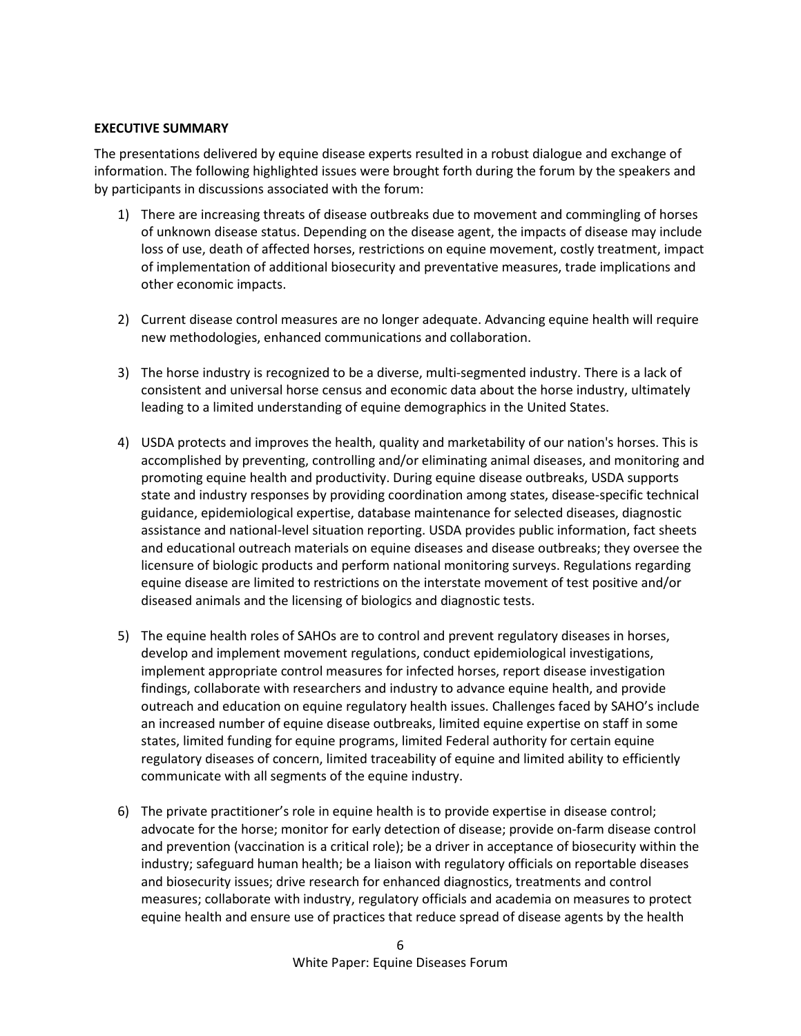**EXECUTIVE SUMMARY**

The presentations delivered by equine disease experts resulted in a robust dialogue and exchange of information. The following highlighted issues were brought forth during the forum by the speakers and by participants in discussions associated with the forum:

1) There are increasing threats of disease outbreaks due to movement and commingling of horses of unknown disease status. Depending on the disease agent, the impacts of disease may include loss of use, death of affected horses, restrictions on equine movement, costly treatment, impact of implementation of additional biosecurity and preventative measures, trade implications and other economic impacts.

2) Current disease control measures are no longer adequate. Advancing equine health will require new methodologies, enhanced communications and collaboration.

3) The horse industry is recognized to be a diverse, multi-segmented industry. There is a lack of consistent and universal horse census and economic data about the horse industry, ultimately leading to a limited understanding of equine demographics in the United States.

4) USDA protects and improves the health, quality and marketability of our nation's horses. This is accomplished by preventing, controlling and/or eliminating animal diseases, and monitoring and promoting equine health and productivity. During equine disease outbreaks, USDA supports state and industry responses by providing coordination among states, disease-specific technical guidance, epidemiological expertise, database maintenance for selected diseases, diagnostic assistance and national-level situation reporting. USDA provides public information, fact sheets and educational outreach materials on equine diseases and disease outbreaks; they oversee the licensure of biologic products and perform national monitoring surveys. Regulations regarding equine disease are limited to restrictions on the interstate movement of test positive and/or diseased animals and the licensing of biologics and diagnostic tests.

5) The equine health roles of SAHOs are to control and prevent regulatory diseases in horses, develop and implement movement regulations, conduct epidemiological investigations, implement appropriate control measures for infected horses, report disease investigation findings, collaborate with researchers and industry to advance equine health, and provide outreach and education on equine regulatory health issues. Challenges faced by SAHO's include an increased number of equine disease outbreaks, limited equine expertise on staff in some states, limited funding for equine programs, limited Federal authority for certain equine regulatory diseases of concern, limited traceability of equine and limited ability to efficiently communicate with all segments of the equine industry.

6) The private practitioner's role in equine health is to provide expertise in disease control; advocate for the horse; monitor for early detection of disease; provide on-farm disease control and prevention (vaccination is a critical role); be a driver in acceptance of biosecurity within the industry; safeguard human health; be a liaison with regulatory officials on reportable diseases and biosecurity issues; drive research for enhanced diagnostics, treatments and control measures; collaborate with industry, regulatory officials and academia on measures to protect equine health and ensure use of practices that reduce spread of disease agents by the health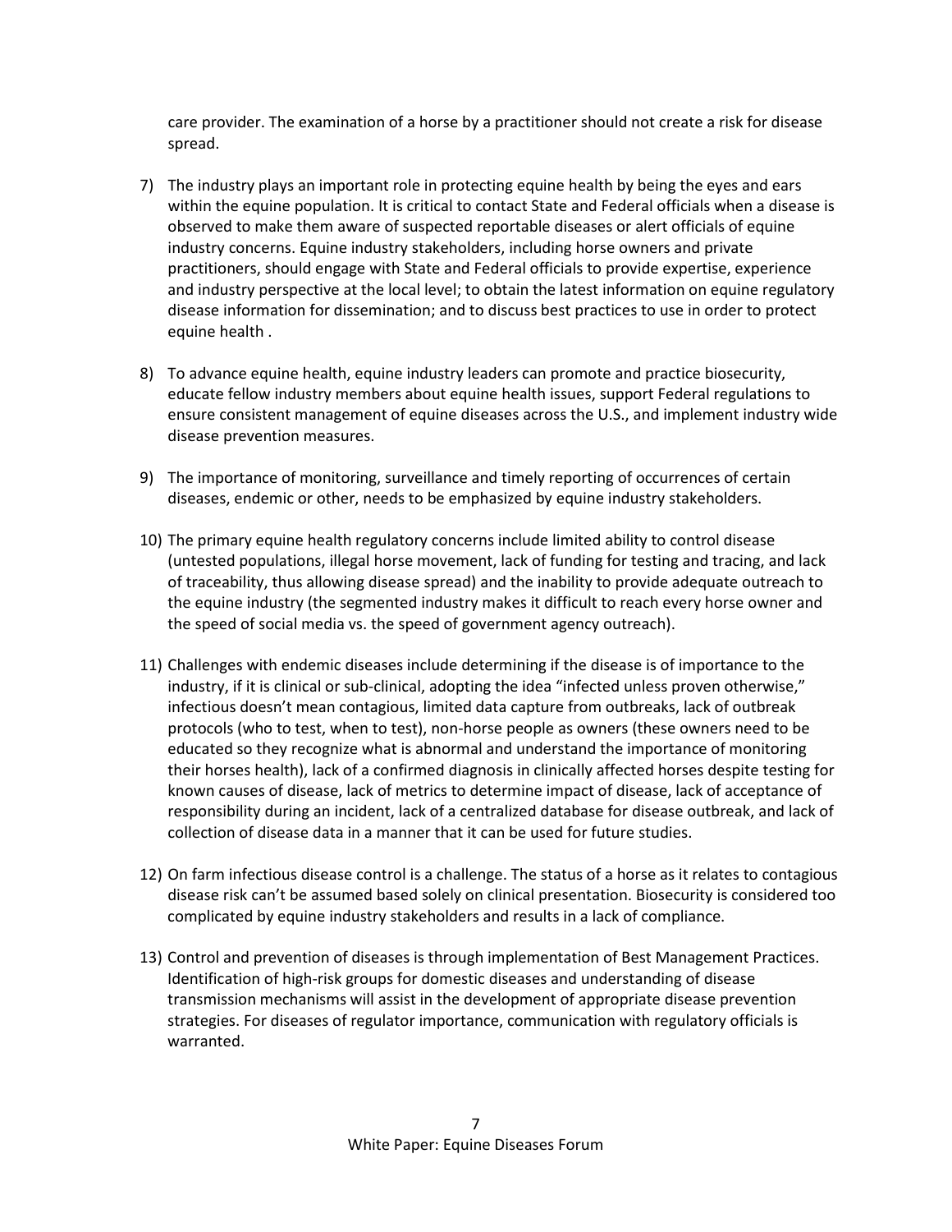care provider. The examination of a horse by a practitioner should not create a risk for disease spread.

7) The industry plays an important role in protecting equine health by being the eyes and ears within the equine population. It is critical to contact State and Federal officials when a disease is observed to make them aware of suspected reportable diseases or alert officials of equine industry concerns. Equine industry stakeholders, including horse owners and private practitioners, should engage with State and Federal officials to provide expertise, experience and industry perspective at the local level; to obtain the latest information on equine regulatory disease information for dissemination; and to discuss best practices to use in order to protect equine health .

8) To advance equine health, equine industry leaders can promote and practice biosecurity, educate fellow industry members about equine health issues, support Federal regulations to ensure consistent management of equine diseases across the U.S., and implement industry wide disease prevention measures.

9) The importance of monitoring, surveillance and timely reporting of occurrences of certain diseases, endemic or other, needs to be emphasized by equine industry stakeholders.

10) The primary equine health regulatory concerns include limited ability to control disease (untested populations, illegal horse movement, lack of funding for testing and tracing, and lack of traceability, thus allowing disease spread) and the inability to provide adequate outreach to the equine industry (the segmented industry makes it difficult to reach every horse owner and the speed of social media vs. the speed of government agency outreach).

11) Challenges with endemic diseases include determining if the disease is of importance to the industry, if it is clinical or sub-clinical, adopting the idea "infected unless proven otherwise," infectious doesn't mean contagious, limited data capture from outbreaks, lack of outbreak protocols (who to test, when to test), non-horse people as owners (these owners need to be educated so they recognize what is abnormal and understand the importance of monitoring their horses health), lack of a confirmed diagnosis in clinically affected horses despite testing for known causes of disease, lack of metrics to determine impact of disease, lack of acceptance of responsibility during an incident, lack of a centralized database for disease outbreak, and lack of collection of disease data in a manner that it can be used for future studies.

12) On farm infectious disease control is a challenge. The status of a horse as it relates to contagious disease risk can't be assumed based solely on clinical presentation. Biosecurity is considered too complicated by equine industry stakeholders and results in a lack of compliance.

13) Control and prevention of diseases is through implementation of Best Management Practices. Identification of high-risk groups for domestic diseases and understanding of disease transmission mechanisms will assist in the development of appropriate disease prevention strategies. For diseases of regulator importance, communication with regulatory officials is warranted.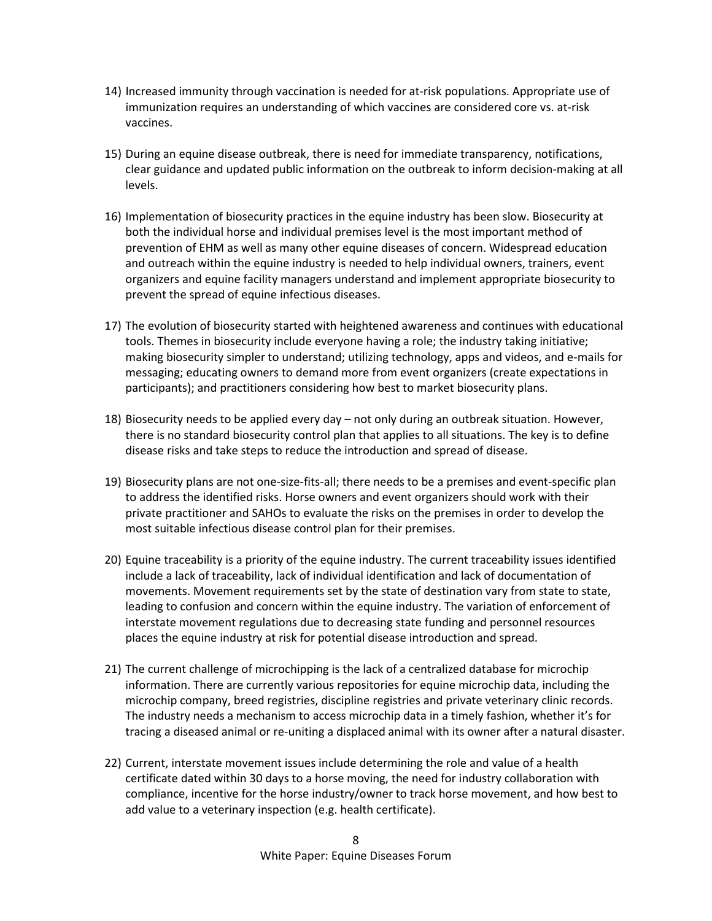14) Increased immunity through vaccination is needed for at-risk populations. Appropriate use of immunization requires an understanding of which vaccines are considered core vs. at-risk vaccines.

15) During an equine disease outbreak, there is need for immediate transparency, notifications, clear guidance and updated public information on the outbreak to inform decision-making at all levels.

16) Implementation of biosecurity practices in the equine industry has been slow. Biosecurity at both the individual horse and individual premises level is the most important method of prevention of EHM as well as many other equine diseases of concern. Widespread education and outreach within the equine industry is needed to help individual owners, trainers, event organizers and equine facility managers understand and implement appropriate biosecurity to prevent the spread of equine infectious diseases.

17) The evolution of biosecurity started with heightened awareness and continues with educational tools. Themes in biosecurity include everyone having a role; the industry taking initiative; making biosecurity simpler to understand; utilizing technology, apps and videos, and e-mails for messaging; educating owners to demand more from event organizers (create expectations in participants); and practitioners considering how best to market biosecurity plans.

18) Biosecurity needs to be applied every day – not only during an outbreak situation. However, there is no standard biosecurity control plan that applies to all situations. The key is to define disease risks and take steps to reduce the introduction and spread of disease.

19) Biosecurity plans are not one-size-fits-all; there needs to be a premises and event-specific plan to address the identified risks. Horse owners and event organizers should work with their private practitioner and SAHOs to evaluate the risks on the premises in order to develop the most suitable infectious disease control plan for their premises.

20) Equine traceability is a priority of the equine industry. The current traceability issues identified include a lack of traceability, lack of individual identification and lack of documentation of movements. Movement requirements set by the state of destination vary from state to state, leading to confusion and concern within the equine industry. The variation of enforcement of interstate movement regulations due to decreasing state funding and personnel resources places the equine industry at risk for potential disease introduction and spread.

21) The current challenge of microchipping is the lack of a centralized database for microchip information. There are currently various repositories for equine microchip data, including the microchip company, breed registries, discipline registries and private veterinary clinic records. The industry needs a mechanism to access microchip data in a timely fashion, whether it's for tracing a diseased animal or re-uniting a displaced animal with its owner after a natural disaster.

22) Current, interstate movement issues include determining the role and value of a health certificate dated within 30 days to a horse moving, the need for industry collaboration with compliance, incentive for the horse industry/owner to track horse movement, and how best to add value to a veterinary inspection (e.g. health certificate).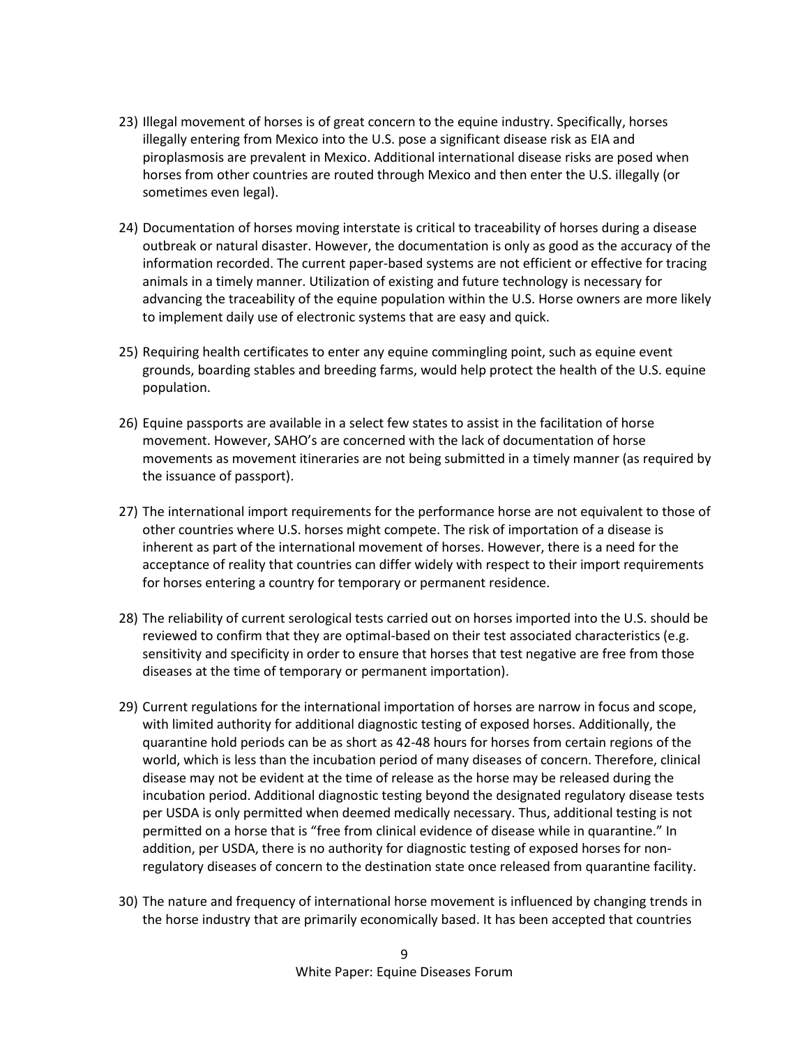23) Illegal movement of horses is of great concern to the equine industry. Specifically, horses illegally entering from Mexico into the U.S. pose a significant disease risk as EIA and piroplasmosis are prevalent in Mexico. Additional international disease risks are posed when horses from other countries are routed through Mexico and then enter the U.S. illegally (or sometimes even legal).

24) Documentation of horses moving interstate is critical to traceability of horses during a disease outbreak or natural disaster. However, the documentation is only as good as the accuracy of the information recorded. The current paper-based systems are not efficient or effective for tracing animals in a timely manner. Utilization of existing and future technology is necessary for advancing the traceability of the equine population within the U.S. Horse owners are more likely to implement daily use of electronic systems that are easy and quick.

25) Requiring health certificates to enter any equine commingling point, such as equine event grounds, boarding stables and breeding farms, would help protect the health of the U.S. equine population.

26) Equine passports are available in a select few states to assist in the facilitation of horse movement. However, SAHO's are concerned with the lack of documentation of horse movements as movement itineraries are not being submitted in a timely manner (as required by the issuance of passport).

27) The international import requirements for the performance horse are not equivalent to those of other countries where U.S. horses might compete. The risk of importation of a disease is inherent as part of the international movement of horses. However, there is a need for the acceptance of reality that countries can differ widely with respect to their import requirements for horses entering a country for temporary or permanent residence.

28) The reliability of current serological tests carried out on horses imported into the U.S. should be reviewed to confirm that they are optimal-based on their test associated characteristics (e.g. sensitivity and specificity in order to ensure that horses that test negative are free from those diseases at the time of temporary or permanent importation).

29) Current regulations for the international importation of horses are narrow in focus and scope, with limited authority for additional diagnostic testing of exposed horses. Additionally, the quarantine hold periods can be as short as 42-48 hours for horses from certain regions of the world, which is less than the incubation period of many diseases of concern. Therefore, clinical disease may not be evident at the time of release as the horse may be released during the incubation period. Additional diagnostic testing beyond the designated regulatory disease tests per USDA is only permitted when deemed medically necessary. Thus, additional testing is not permitted on a horse that is "free from clinical evidence of disease while in quarantine." In addition, per USDA, there is no authority for diagnostic testing of exposed horses for non-regulatory diseases of concern to the destination state once released from quarantine facility.

30) The nature and frequency of international horse movement is influenced by changing trends in the horse industry that are primarily economically based. It has been accepted that countries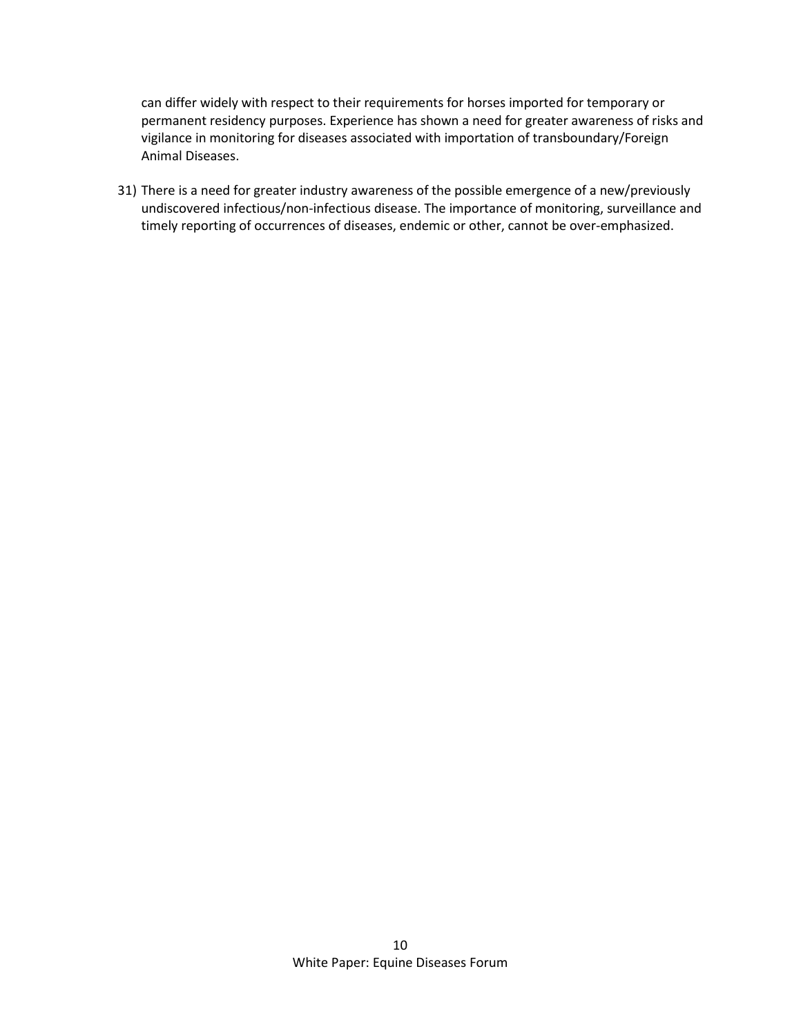can differ widely with respect to their requirements for horses imported for temporary or permanent residency purposes. Experience has shown a need for greater awareness of risks and vigilance in monitoring for diseases associated with importation of transboundary/Foreign Animal Diseases.

31) There is a need for greater industry awareness of the possible emergence of a new/previously undiscovered infectious/non-infectious disease. The importance of monitoring, surveillance and timely reporting of occurrences of diseases, endemic or other, cannot be over-emphasized.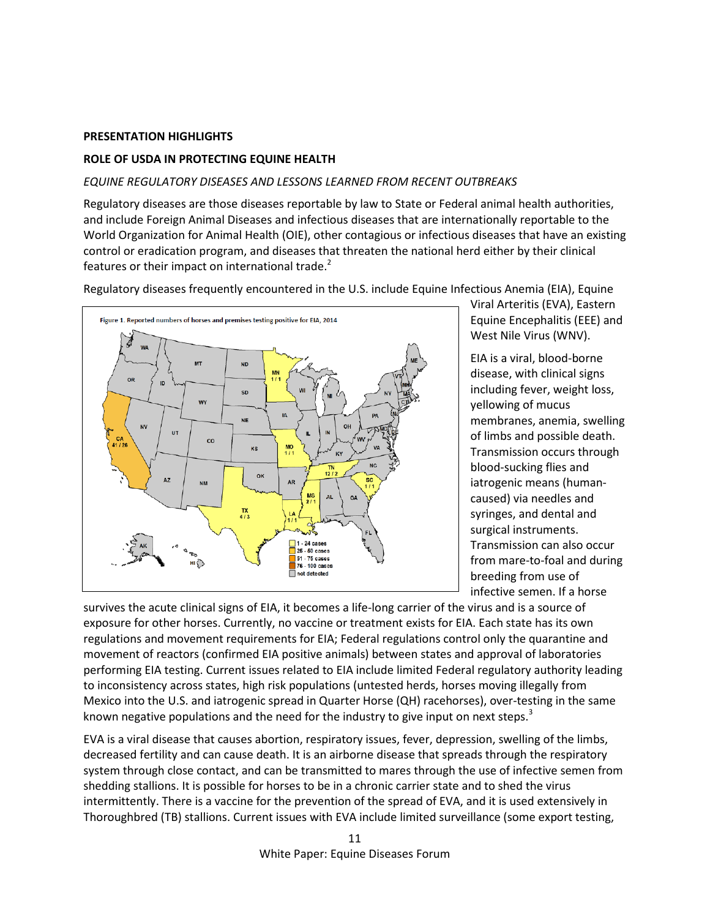**PRESENTATION HIGHLIGHTS**

**ROLE OF USDA IN PROTECTING EQUINE HEALTH**

*EQUINE REGULATORY DISEASES AND LESSONS LEARNED FROM RECENT OUTBREAKS*

Regulatory diseases are those diseases reportable by law to State or Federal animal health authorities, and include Foreign Animal Diseases and infectious diseases that are internationally reportable to the World Organization for Animal Health (OIE), other contagious or infectious diseases that have an existing control or eradication program, and diseases that threaten the national herd either by their clinical features or their impact on international trade.[2]

Regulatory diseases frequently encountered in the U.S. include Equine Infectious Anemia (EIA), Equine Viral Arteritis (EVA), Eastern Equine Encephalitis (EEE) and West Nile Virus (WNV).

Figure 1. Reported numbers of horses and premises testing positive for EIA, 2014

EIA is a viral, blood-borne disease, with clinical signs including fever, weight loss, yellowing of mucus membranes, anemia, swelling of limbs and possible death. Transmission occurs through blood-sucking flies and iatrogenic means (human-caused) via needles and syringes, and dental and surgical instruments. Transmission can also occur from mare-to-foal and during breeding from use of infective semen. If a horse survives the acute clinical signs of EIA, it becomes a life-long carrier of the virus and is a source of exposure for other horses. Currently, no vaccine or treatment exists for EIA. Each state has its own regulations and movement requirements for EIA; Federal regulations control only the quarantine and movement of reactors (confirmed EIA positive animals) between states and approval of laboratories performing EIA testing. Current issues related to EIA include limited Federal regulatory authority leading to inconsistency across states, high risk populations (untested herds, horses moving illegally from Mexico into the U.S. and iatrogenic spread in Quarter Horse (QH) racehorses), over-testing in the same known negative populations and the need for the industry to give input on next steps.[3]

EVA is a viral disease that causes abortion, respiratory issues, fever, depression, swelling of the limbs, decreased fertility and can cause death. It is an airborne disease that spreads through the respiratory system through close contact, and can be transmitted to mares through the use of infective semen from shedding stallions. It is possible for horses to be in a chronic carrier state and to shed the virus intermittently. There is a vaccine for the prevention of the spread of EVA, and it is used extensively in Thoroughbred (TB) stallions. Current issues with EVA include limited surveillance (some export testing,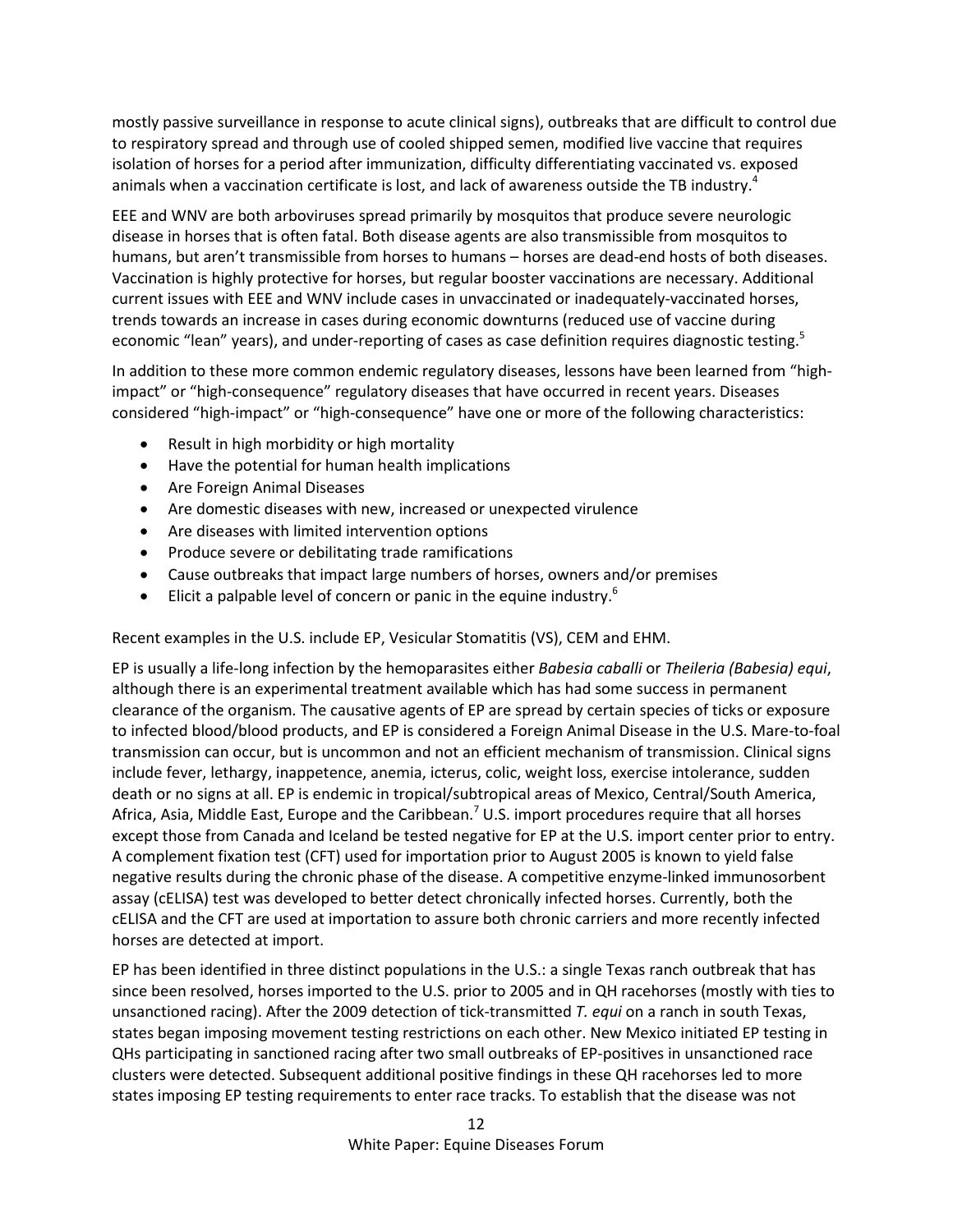mostly passive surveillance in response to acute clinical signs), outbreaks that are difficult to control due to respiratory spread and through use of cooled shipped semen, modified live vaccine that requires isolation of horses for a period after immunization, difficulty differentiating vaccinated vs. exposed animals when a vaccination certificate is lost, and lack of awareness outside the TB industry.[4]

EEE and WNV are both arboviruses spread primarily by mosquitos that produce severe neurologic disease in horses that is often fatal. Both disease agents are also transmissible from mosquitos to humans, but aren't transmissible from horses to humans – horses are dead-end hosts of both diseases. Vaccination is highly protective for horses, but regular booster vaccinations are necessary. Additional current issues with EEE and WNV include cases in unvaccinated or inadequately-vaccinated horses, trends towards an increase in cases during economic downturns (reduced use of vaccine during economic "lean" years), and under-reporting of cases as case definition requires diagnostic testing.[5]

In addition to these more common endemic regulatory diseases, lessons have been learned from "high-impact" or "high-consequence" regulatory diseases that have occurred in recent years. Diseases considered "high-impact" or "high-consequence" have one or more of the following characteristics:

- Result in high morbidity or high mortality
- Have the potential for human health implications
- Are Foreign Animal Diseases
- Are domestic diseases with new, increased or unexpected virulence
- Are diseases with limited intervention options
- Produce severe or debilitating trade ramifications
- Cause outbreaks that impact large numbers of horses, owners and/or premises
- Elicit a palpable level of concern or panic in the equine industry.[6]

Recent examples in the U.S. include EP, Vesicular Stomatitis (VS), CEM and EHM.

EP is usually a life-long infection by the hemoparasites either *Babesia caballi* or *Theileria (Babesia) equi*, although there is an experimental treatment available which has had some success in permanent clearance of the organism. The causative agents of EP are spread by certain species of ticks or exposure to infected blood/blood products, and EP is considered a Foreign Animal Disease in the U.S. Mare-to-foal transmission can occur, but is uncommon and not an efficient mechanism of transmission. Clinical signs include fever, lethargy, inappetence, anemia, icterus, colic, weight loss, exercise intolerance, sudden death or no signs at all. EP is endemic in tropical/subtropical areas of Mexico, Central/South America, Africa, Asia, Middle East, Europe and the Caribbean.[7] U.S. import procedures require that all horses except those from Canada and Iceland be tested negative for EP at the U.S. import center prior to entry. A complement fixation test (CFT) used for importation prior to August 2005 is known to yield false negative results during the chronic phase of the disease. A competitive enzyme-linked immunosorbent assay (cELISA) test was developed to better detect chronically infected horses. Currently, both the cELISA and the CFT are used at importation to assure both chronic carriers and more recently infected horses are detected at import.

EP has been identified in three distinct populations in the U.S.: a single Texas ranch outbreak that has since been resolved, horses imported to the U.S. prior to 2005 and in QH racehorses (mostly with ties to unsanctioned racing). After the 2009 detection of tick-transmitted *T. equi* on a ranch in south Texas, states began imposing movement testing restrictions on each other. New Mexico initiated EP testing in QHs participating in sanctioned racing after two small outbreaks of EP-positives in unsanctioned race clusters were detected. Subsequent additional positive findings in these QH racehorses led to more states imposing EP testing requirements to enter race tracks. To establish that the disease was not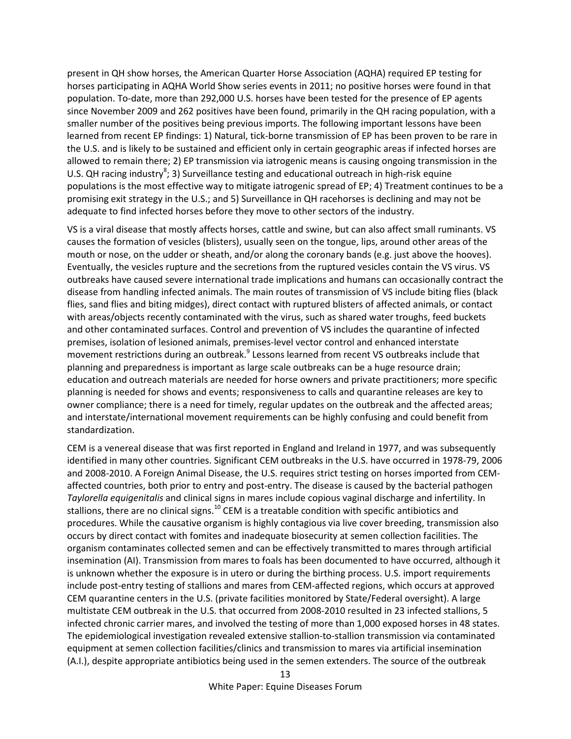present in QH show horses, the American Quarter Horse Association (AQHA) required EP testing for horses participating in AQHA World Show series events in 2011; no positive horses were found in that population. To-date, more than 292,000 U.S. horses have been tested for the presence of EP agents since November 2009 and 262 positives have been found, primarily in the QH racing population, with a smaller number of the positives being previous imports. The following important lessons have been learned from recent EP findings: 1) Natural, tick-borne transmission of EP has been proven to be rare in the U.S. and is likely to be sustained and efficient only in certain geographic areas if infected horses are allowed to remain there; 2) EP transmission via iatrogenic means is causing ongoing transmission in the U.S. QH racing industry[8]; 3) Surveillance testing and educational outreach in high-risk equine populations is the most effective way to mitigate iatrogenic spread of EP; 4) Treatment continues to be a promising exit strategy in the U.S.; and 5) Surveillance in QH racehorses is declining and may not be adequate to find infected horses before they move to other sectors of the industry.

VS is a viral disease that mostly affects horses, cattle and swine, but can also affect small ruminants. VS causes the formation of vesicles (blisters), usually seen on the tongue, lips, around other areas of the mouth or nose, on the udder or sheath, and/or along the coronary bands (e.g. just above the hooves). Eventually, the vesicles rupture and the secretions from the ruptured vesicles contain the VS virus. VS outbreaks have caused severe international trade implications and humans can occasionally contract the disease from handling infected animals. The main routes of transmission of VS include biting flies (black flies, sand flies and biting midges), direct contact with ruptured blisters of affected animals, or contact with areas/objects recently contaminated with the virus, such as shared water troughs, feed buckets and other contaminated surfaces. Control and prevention of VS includes the quarantine of infected premises, isolation of lesioned animals, premises-level vector control and enhanced interstate movement restrictions during an outbreak.[9] Lessons learned from recent VS outbreaks include that planning and preparedness is important as large scale outbreaks can be a huge resource drain; education and outreach materials are needed for horse owners and private practitioners; more specific planning is needed for shows and events; responsiveness to calls and quarantine releases are key to owner compliance; there is a need for timely, regular updates on the outbreak and the affected areas; and interstate/international movement requirements can be highly confusing and could benefit from standardization.

CEM is a venereal disease that was first reported in England and Ireland in 1977, and was subsequently identified in many other countries. Significant CEM outbreaks in the U.S. have occurred in 1978-79, 2006 and 2008-2010. A Foreign Animal Disease, the U.S. requires strict testing on horses imported from CEM-affected countries, both prior to entry and post-entry. The disease is caused by the bacterial pathogen *Taylorella equigenitalis* and clinical signs in mares include copious vaginal discharge and infertility. In stallions, there are no clinical signs.[10] CEM is a treatable condition with specific antibiotics and procedures. While the causative organism is highly contagious via live cover breeding, transmission also occurs by direct contact with fomites and inadequate biosecurity at semen collection facilities. The organism contaminates collected semen and can be effectively transmitted to mares through artificial insemination (AI). Transmission from mares to foals has been documented to have occurred, although it is unknown whether the exposure is in utero or during the birthing process. U.S. import requirements include post-entry testing of stallions and mares from CEM-affected regions, which occurs at approved CEM quarantine centers in the U.S. (private facilities monitored by State/Federal oversight). A large multistate CEM outbreak in the U.S. that occurred from 2008-2010 resulted in 23 infected stallions, 5 infected chronic carrier mares, and involved the testing of more than 1,000 exposed horses in 48 states. The epidemiological investigation revealed extensive stallion-to-stallion transmission via contaminated equipment at semen collection facilities/clinics and transmission to mares via artificial insemination (A.I.), despite appropriate antibiotics being used in the semen extenders. The source of the outbreak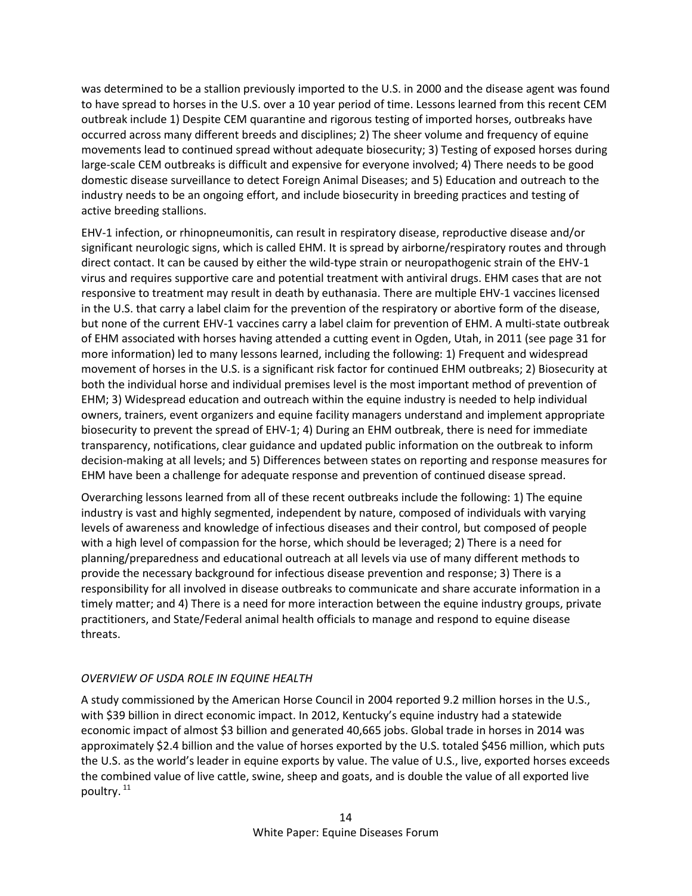was determined to be a stallion previously imported to the U.S. in 2000 and the disease agent was found to have spread to horses in the U.S. over a 10 year period of time. Lessons learned from this recent CEM outbreak include 1) Despite CEM quarantine and rigorous testing of imported horses, outbreaks have occurred across many different breeds and disciplines; 2) The sheer volume and frequency of equine movements lead to continued spread without adequate biosecurity; 3) Testing of exposed horses during large-scale CEM outbreaks is difficult and expensive for everyone involved; 4) There needs to be good domestic disease surveillance to detect Foreign Animal Diseases; and 5) Education and outreach to the industry needs to be an ongoing effort, and include biosecurity in breeding practices and testing of active breeding stallions.

EHV-1 infection, or rhinopneumonitis, can result in respiratory disease, reproductive disease and/or significant neurologic signs, which is called EHM. It is spread by airborne/respiratory routes and through direct contact. It can be caused by either the wild-type strain or neuropathogenic strain of the EHV-1 virus and requires supportive care and potential treatment with antiviral drugs. EHM cases that are not responsive to treatment may result in death by euthanasia. There are multiple EHV-1 vaccines licensed in the U.S. that carry a label claim for the prevention of the respiratory or abortive form of the disease, but none of the current EHV-1 vaccines carry a label claim for prevention of EHM. A multi-state outbreak of EHM associated with horses having attended a cutting event in Ogden, Utah, in 2011 (see page 31 for more information) led to many lessons learned, including the following: 1) Frequent and widespread movement of horses in the U.S. is a significant risk factor for continued EHM outbreaks; 2) Biosecurity at both the individual horse and individual premises level is the most important method of prevention of EHM; 3) Widespread education and outreach within the equine industry is needed to help individual owners, trainers, event organizers and equine facility managers understand and implement appropriate biosecurity to prevent the spread of EHV-1; 4) During an EHM outbreak, there is need for immediate transparency, notifications, clear guidance and updated public information on the outbreak to inform decision-making at all levels; and 5) Differences between states on reporting and response measures for EHM have been a challenge for adequate response and prevention of continued disease spread.

Overarching lessons learned from all of these recent outbreaks include the following: 1) The equine industry is vast and highly segmented, independent by nature, composed of individuals with varying levels of awareness and knowledge of infectious diseases and their control, but composed of people with a high level of compassion for the horse, which should be leveraged; 2) There is a need for planning/preparedness and educational outreach at all levels via use of many different methods to provide the necessary background for infectious disease prevention and response; 3) There is a responsibility for all involved in disease outbreaks to communicate and share accurate information in a timely matter; and 4) There is a need for more interaction between the equine industry groups, private practitioners, and State/Federal animal health officials to manage and respond to equine disease threats.

*OVERVIEW OF USDA ROLE IN EQUINE HEALTH*

A study commissioned by the American Horse Council in 2004 reported 9.2 million horses in the U.S., with $39 billion in direct economic impact. In 2012, Kentucky's equine industry had a statewide economic impact of almost $3 billion and generated 40,665 jobs. Global trade in horses in 2014 was approximately $2.4 billion and the value of horses exported by the U.S. totaled $456 million, which puts the U.S. as the world's leader in equine exports by value. The value of U.S., live, exported horses exceeds the combined value of live cattle, swine, sheep and goats, and is double the value of all exported live poultry. [11]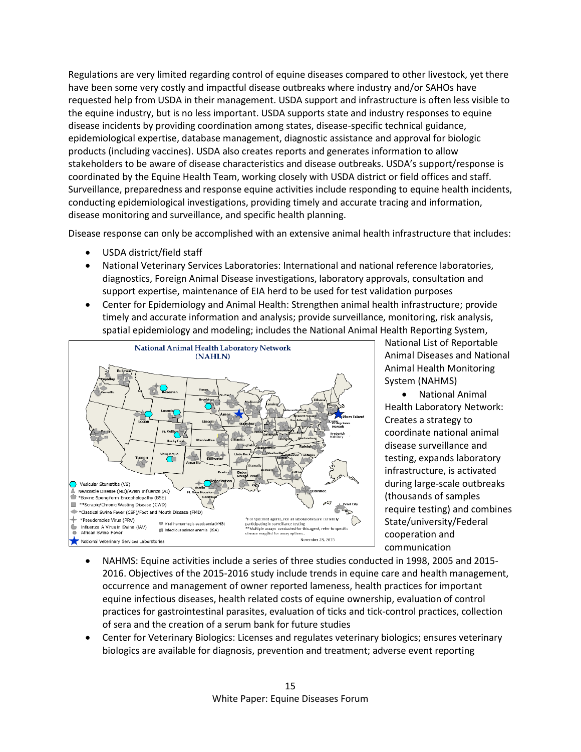Regulations are very limited regarding control of equine diseases compared to other livestock, yet there have been some very costly and impactful disease outbreaks where industry and/or SAHOs have requested help from USDA in their management. USDA support and infrastructure is often less visible to the equine industry, but is no less important. USDA supports state and industry responses to equine disease incidents by providing coordination among states, disease-specific technical guidance, epidemiological expertise, database management, diagnostic assistance and approval for biologic products (including vaccines). USDA also creates reports and generates information to allow stakeholders to be aware of disease characteristics and disease outbreaks. USDA's support/response is coordinated by the Equine Health Team, working closely with USDA district or field offices and staff. Surveillance, preparedness and response equine activities include responding to equine health incidents, conducting epidemiological investigations, providing timely and accurate tracing and information, disease monitoring and surveillance, and specific health planning.

Disease response can only be accomplished with an extensive animal health infrastructure that includes:

- USDA district/field staff
- National Veterinary Services Laboratories: International and national reference laboratories, diagnostics, Foreign Animal Disease investigations, laboratory approvals, consultation and support expertise, maintenance of EIA herd to be used for test validation purposes
- Center for Epidemiology and Animal Health: Strengthen animal health infrastructure; provide timely and accurate information and analysis; provide surveillance, monitoring, risk analysis, spatial epidemiology and modeling; includes the National Animal Health Reporting System, National List of Reportable Animal Diseases and National Animal Health Monitoring System (NAHMS)
- National Animal Health Laboratory Network: Creates a strategy to coordinate national animal disease surveillance and testing, expands laboratory infrastructure, is activated during large-scale outbreaks (thousands of samples require testing) and combines State/university/Federal cooperation and communication
- NAHMS: Equine activities include a series of three studies conducted in 1998, 2005 and 2015-2016. Objectives of the 2015-2016 study include trends in equine care and health management, occurrence and management of owner reported lameness, health practices for important equine infectious diseases, health related costs of equine ownership, evaluation of control practices for gastrointestinal parasites, evaluation of ticks and tick-control practices, collection of sera and the creation of a serum bank for future studies
- Center for Veterinary Biologics: Licenses and regulates veterinary biologics; ensures veterinary biologics are available for diagnosis, prevention and treatment; adverse event reporting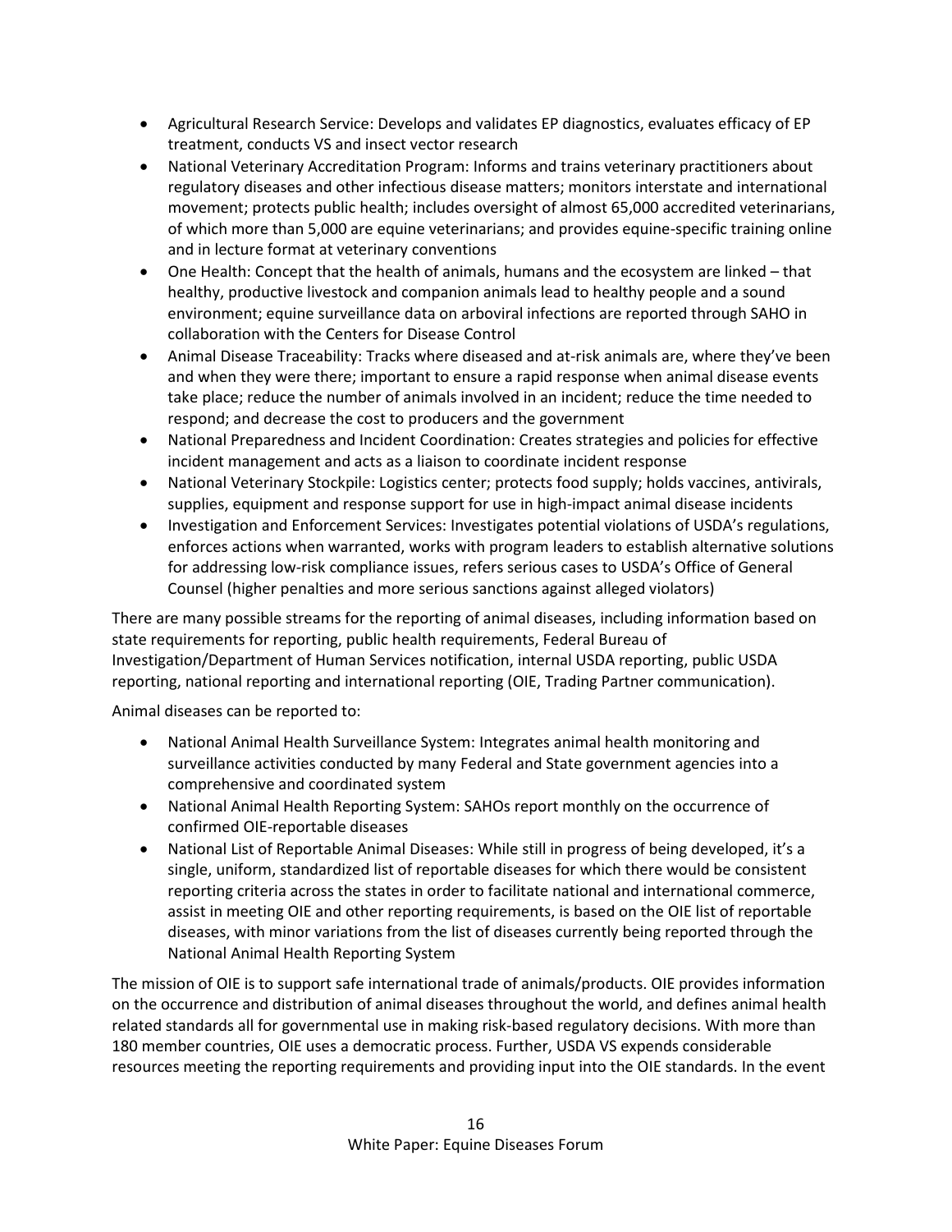- Agricultural Research Service: Develops and validates EP diagnostics, evaluates efficacy of EP treatment, conducts VS and insect vector research
- National Veterinary Accreditation Program: Informs and trains veterinary practitioners about regulatory diseases and other infectious disease matters; monitors interstate and international movement; protects public health; includes oversight of almost 65,000 accredited veterinarians, of which more than 5,000 are equine veterinarians; and provides equine-specific training online and in lecture format at veterinary conventions
- One Health: Concept that the health of animals, humans and the ecosystem are linked – that healthy, productive livestock and companion animals lead to healthy people and a sound environment; equine surveillance data on arboviral infections are reported through SAHO in collaboration with the Centers for Disease Control
- Animal Disease Traceability: Tracks where diseased and at-risk animals are, where they've been and when they were there; important to ensure a rapid response when animal disease events take place; reduce the number of animals involved in an incident; reduce the time needed to respond; and decrease the cost to producers and the government
- National Preparedness and Incident Coordination: Creates strategies and policies for effective incident management and acts as a liaison to coordinate incident response
- National Veterinary Stockpile: Logistics center; protects food supply; holds vaccines, antivirals, supplies, equipment and response support for use in high-impact animal disease incidents
- Investigation and Enforcement Services: Investigates potential violations of USDA's regulations, enforces actions when warranted, works with program leaders to establish alternative solutions for addressing low-risk compliance issues, refers serious cases to USDA's Office of General Counsel (higher penalties and more serious sanctions against alleged violators)

There are many possible streams for the reporting of animal diseases, including information based on state requirements for reporting, public health requirements, Federal Bureau of Investigation/Department of Human Services notification, internal USDA reporting, public USDA reporting, national reporting and international reporting (OIE, Trading Partner communication).

Animal diseases can be reported to:

- National Animal Health Surveillance System: Integrates animal health monitoring and surveillance activities conducted by many Federal and State government agencies into a comprehensive and coordinated system
- National Animal Health Reporting System: SAHOs report monthly on the occurrence of confirmed OIE-reportable diseases
- National List of Reportable Animal Diseases: While still in progress of being developed, it's a single, uniform, standardized list of reportable diseases for which there would be consistent reporting criteria across the states in order to facilitate national and international commerce, assist in meeting OIE and other reporting requirements, is based on the OIE list of reportable diseases, with minor variations from the list of diseases currently being reported through the National Animal Health Reporting System

The mission of OIE is to support safe international trade of animals/products. OIE provides information on the occurrence and distribution of animal diseases throughout the world, and defines animal health related standards all for governmental use in making risk-based regulatory decisions. With more than 180 member countries, OIE uses a democratic process. Further, USDA VS expends considerable resources meeting the reporting requirements and providing input into the OIE standards. In the event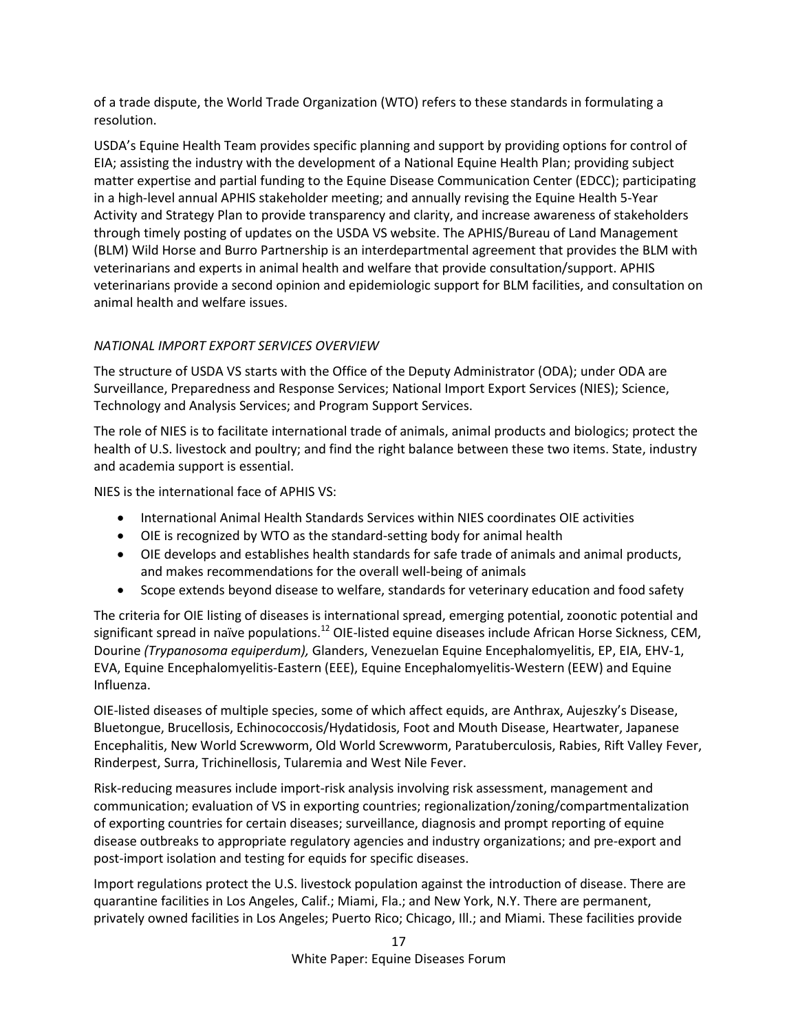of a trade dispute, the World Trade Organization (WTO) refers to these standards in formulating a resolution.

USDA's Equine Health Team provides specific planning and support by providing options for control of EIA; assisting the industry with the development of a National Equine Health Plan; providing subject matter expertise and partial funding to the Equine Disease Communication Center (EDCC); participating in a high-level annual APHIS stakeholder meeting; and annually revising the Equine Health 5-Year Activity and Strategy Plan to provide transparency and clarity, and increase awareness of stakeholders through timely posting of updates on the USDA VS website. The APHIS/Bureau of Land Management (BLM) Wild Horse and Burro Partnership is an interdepartmental agreement that provides the BLM with veterinarians and experts in animal health and welfare that provide consultation/support. APHIS veterinarians provide a second opinion and epidemiologic support for BLM facilities, and consultation on animal health and welfare issues.

*NATIONAL IMPORT EXPORT SERVICES OVERVIEW*

The structure of USDA VS starts with the Office of the Deputy Administrator (ODA); under ODA are Surveillance, Preparedness and Response Services; National Import Export Services (NIES); Science, Technology and Analysis Services; and Program Support Services.

The role of NIES is to facilitate international trade of animals, animal products and biologics; protect the health of U.S. livestock and poultry; and find the right balance between these two items. State, industry and academia support is essential.

NIES is the international face of APHIS VS:

- International Animal Health Standards Services within NIES coordinates OIE activities
- OIE is recognized by WTO as the standard-setting body for animal health
- OIE develops and establishes health standards for safe trade of animals and animal products, and makes recommendations for the overall well-being of animals
- Scope extends beyond disease to welfare, standards for veterinary education and food safety

The criteria for OIE listing of diseases is international spread, emerging potential, zoonotic potential and significant spread in naïve populations.[12] OIE-listed equine diseases include African Horse Sickness, CEM, Dourine *(Trypanosoma equiperdum),* Glanders, Venezuelan Equine Encephalomyelitis, EP, EIA, EHV-1, EVA, Equine Encephalomyelitis-Eastern (EEE), Equine Encephalomyelitis-Western (EEW) and Equine Influenza.

OIE-listed diseases of multiple species, some of which affect equids, are Anthrax, Aujeszky's Disease, Bluetongue, Brucellosis, Echinococcosis/Hydatidosis, Foot and Mouth Disease, Heartwater, Japanese Encephalitis, New World Screwworm, Old World Screwworm, Paratuberculosis, Rabies, Rift Valley Fever, Rinderpest, Surra, Trichinellosis, Tularemia and West Nile Fever.

Risk-reducing measures include import-risk analysis involving risk assessment, management and communication; evaluation of VS in exporting countries; regionalization/zoning/compartmentalization of exporting countries for certain diseases; surveillance, diagnosis and prompt reporting of equine disease outbreaks to appropriate regulatory agencies and industry organizations; and pre-export and post-import isolation and testing for equids for specific diseases.

Import regulations protect the U.S. livestock population against the introduction of disease. There are quarantine facilities in Los Angeles, Calif.; Miami, Fla.; and New York, N.Y. There are permanent, privately owned facilities in Los Angeles; Puerto Rico; Chicago, Ill.; and Miami. These facilities provide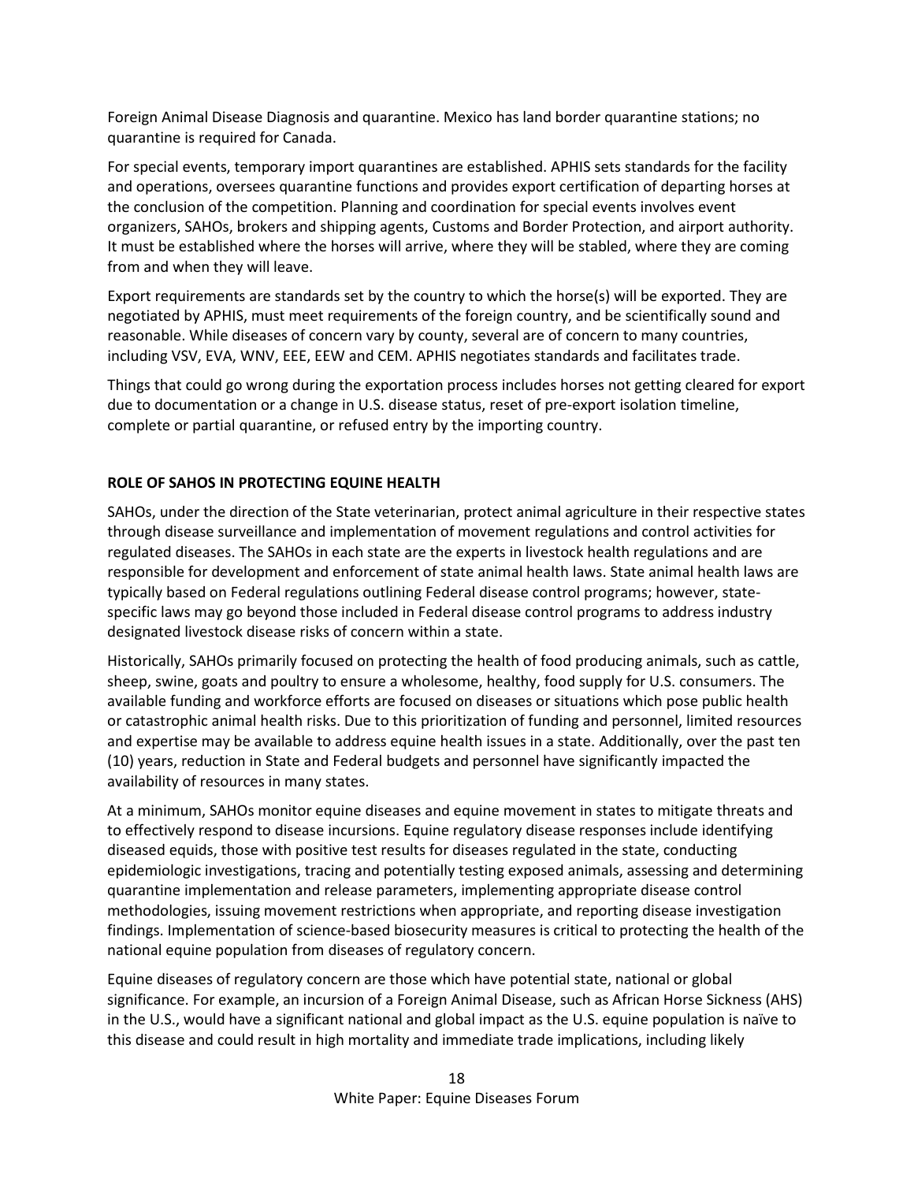Foreign Animal Disease Diagnosis and quarantine. Mexico has land border quarantine stations; no quarantine is required for Canada.

For special events, temporary import quarantines are established. APHIS sets standards for the facility and operations, oversees quarantine functions and provides export certification of departing horses at the conclusion of the competition. Planning and coordination for special events involves event organizers, SAHOs, brokers and shipping agents, Customs and Border Protection, and airport authority. It must be established where the horses will arrive, where they will be stabled, where they are coming from and when they will leave.

Export requirements are standards set by the country to which the horse(s) will be exported. They are negotiated by APHIS, must meet requirements of the foreign country, and be scientifically sound and reasonable. While diseases of concern vary by county, several are of concern to many countries, including VSV, EVA, WNV, EEE, EEW and CEM. APHIS negotiates standards and facilitates trade.

Things that could go wrong during the exportation process includes horses not getting cleared for export due to documentation or a change in U.S. disease status, reset of pre-export isolation timeline, complete or partial quarantine, or refused entry by the importing country.

## ROLE OF SAHOS IN PROTECTING EQUINE HEALTH

SAHOs, under the direction of the State veterinarian, protect animal agriculture in their respective states through disease surveillance and implementation of movement regulations and control activities for regulated diseases. The SAHOs in each state are the experts in livestock health regulations and are responsible for development and enforcement of state animal health laws. State animal health laws are typically based on Federal regulations outlining Federal disease control programs; however, state-specific laws may go beyond those included in Federal disease control programs to address industry designated livestock disease risks of concern within a state.

Historically, SAHOs primarily focused on protecting the health of food producing animals, such as cattle, sheep, swine, goats and poultry to ensure a wholesome, healthy, food supply for U.S. consumers. The available funding and workforce efforts are focused on diseases or situations which pose public health or catastrophic animal health risks. Due to this prioritization of funding and personnel, limited resources and expertise may be available to address equine health issues in a state. Additionally, over the past ten (10) years, reduction in State and Federal budgets and personnel have significantly impacted the availability of resources in many states.

At a minimum, SAHOs monitor equine diseases and equine movement in states to mitigate threats and to effectively respond to disease incursions. Equine regulatory disease responses include identifying diseased equids, those with positive test results for diseases regulated in the state, conducting epidemiologic investigations, tracing and potentially testing exposed animals, assessing and determining quarantine implementation and release parameters, implementing appropriate disease control methodologies, issuing movement restrictions when appropriate, and reporting disease investigation findings. Implementation of science-based biosecurity measures is critical to protecting the health of the national equine population from diseases of regulatory concern.

Equine diseases of regulatory concern are those which have potential state, national or global significance. For example, an incursion of a Foreign Animal Disease, such as African Horse Sickness (AHS) in the U.S., would have a significant national and global impact as the U.S. equine population is naïve to this disease and could result in high mortality and immediate trade implications, including likely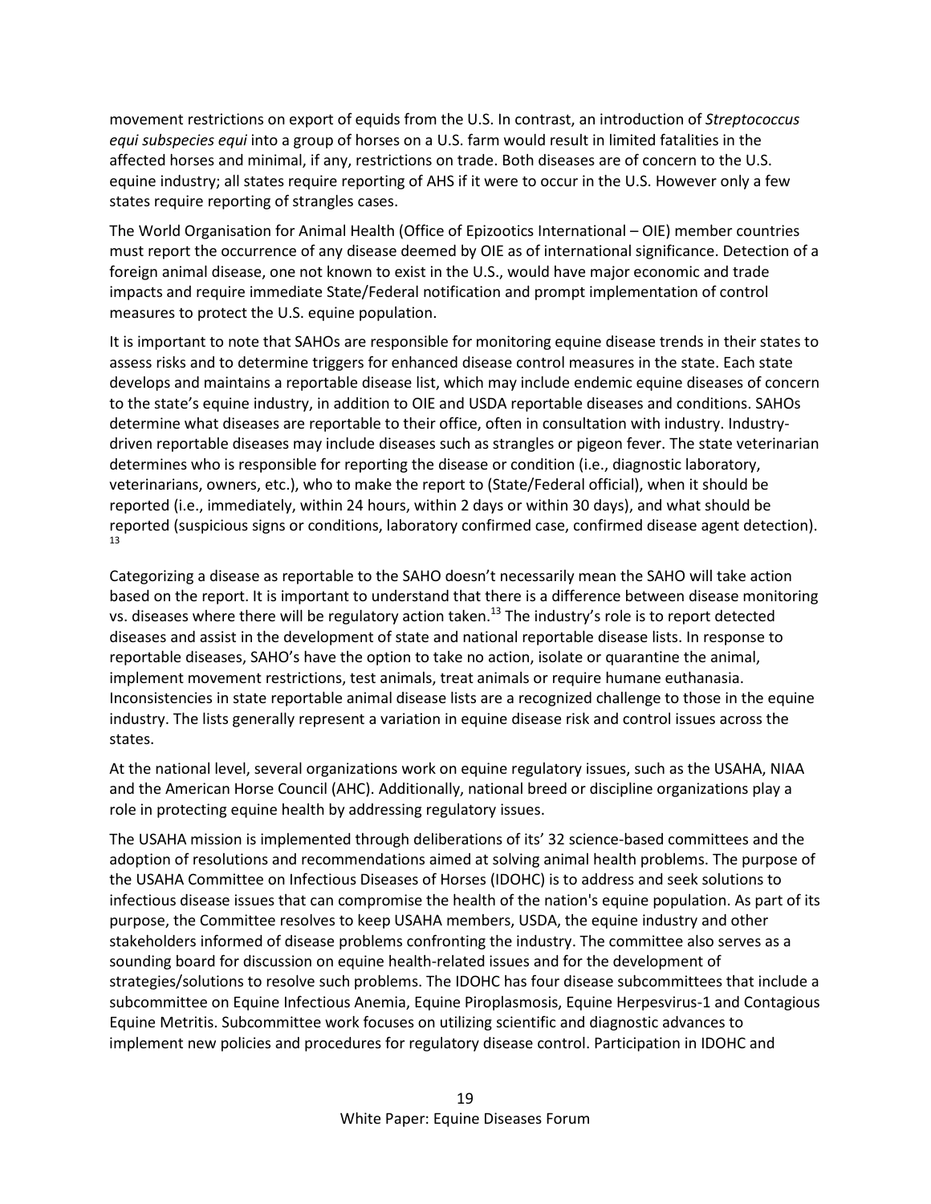movement restrictions on export of equids from the U.S. In contrast, an introduction of *Streptococcus equi subspecies equi* into a group of horses on a U.S. farm would result in limited fatalities in the affected horses and minimal, if any, restrictions on trade. Both diseases are of concern to the U.S. equine industry; all states require reporting of AHS if it were to occur in the U.S. However only a few states require reporting of strangles cases.

The World Organisation for Animal Health (Office of Epizootics International – OIE) member countries must report the occurrence of any disease deemed by OIE as of international significance. Detection of a foreign animal disease, one not known to exist in the U.S., would have major economic and trade impacts and require immediate State/Federal notification and prompt implementation of control measures to protect the U.S. equine population.

It is important to note that SAHOs are responsible for monitoring equine disease trends in their states to assess risks and to determine triggers for enhanced disease control measures in the state. Each state develops and maintains a reportable disease list, which may include endemic equine diseases of concern to the state's equine industry, in addition to OIE and USDA reportable diseases and conditions. SAHOs determine what diseases are reportable to their office, often in consultation with industry. Industry-driven reportable diseases may include diseases such as strangles or pigeon fever. The state veterinarian determines who is responsible for reporting the disease or condition (i.e., diagnostic laboratory, veterinarians, owners, etc.), who to make the report to (State/Federal official), when it should be reported (i.e., immediately, within 24 hours, within 2 days or within 30 days), and what should be reported (suspicious signs or conditions, laboratory confirmed case, confirmed disease agent detection).[13]

Categorizing a disease as reportable to the SAHO doesn't necessarily mean the SAHO will take action based on the report. It is important to understand that there is a difference between disease monitoring vs. diseases where there will be regulatory action taken.[13] The industry's role is to report detected diseases and assist in the development of state and national reportable disease lists. In response to reportable diseases, SAHO's have the option to take no action, isolate or quarantine the animal, implement movement restrictions, test animals, treat animals or require humane euthanasia. Inconsistencies in state reportable animal disease lists are a recognized challenge to those in the equine industry. The lists generally represent a variation in equine disease risk and control issues across the states.

At the national level, several organizations work on equine regulatory issues, such as the USAHA, NIAA and the American Horse Council (AHC). Additionally, national breed or discipline organizations play a role in protecting equine health by addressing regulatory issues.

The USAHA mission is implemented through deliberations of its' 32 science-based committees and the adoption of resolutions and recommendations aimed at solving animal health problems. The purpose of the USAHA Committee on Infectious Diseases of Horses (IDOHC) is to address and seek solutions to infectious disease issues that can compromise the health of the nation's equine population. As part of its purpose, the Committee resolves to keep USAHA members, USDA, the equine industry and other stakeholders informed of disease problems confronting the industry. The committee also serves as a sounding board for discussion on equine health-related issues and for the development of strategies/solutions to resolve such problems. The IDOHC has four disease subcommittees that include a subcommittee on Equine Infectious Anemia, Equine Piroplasmosis, Equine Herpesvirus-1 and Contagious Equine Metritis. Subcommittee work focuses on utilizing scientific and diagnostic advances to implement new policies and procedures for regulatory disease control. Participation in IDOHC and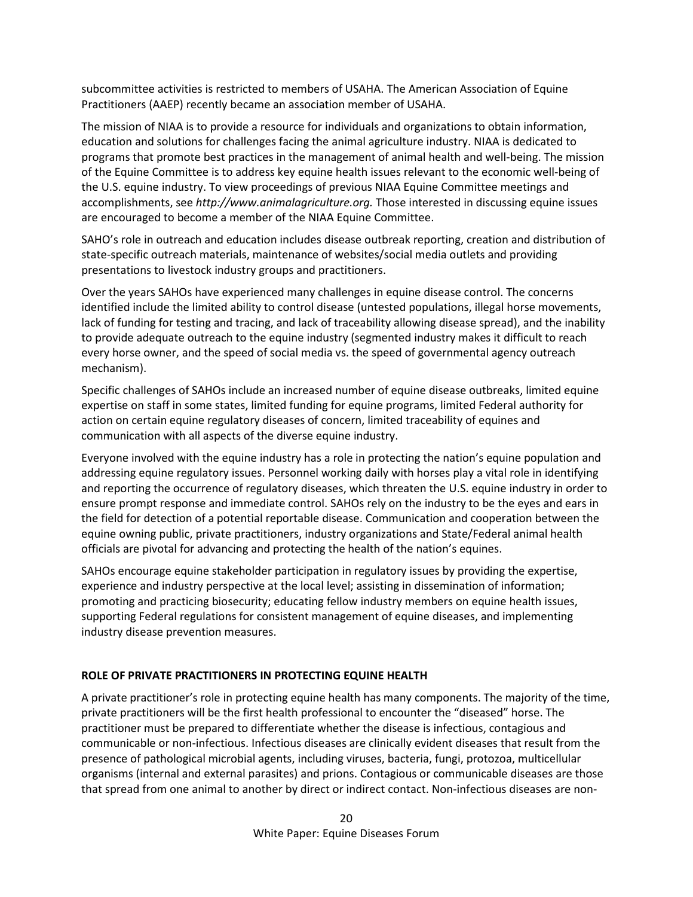subcommittee activities is restricted to members of USAHA. The American Association of Equine Practitioners (AAEP) recently became an association member of USAHA.

The mission of NIAA is to provide a resource for individuals and organizations to obtain information, education and solutions for challenges facing the animal agriculture industry. NIAA is dedicated to programs that promote best practices in the management of animal health and well-being. The mission of the Equine Committee is to address key equine health issues relevant to the economic well-being of the U.S. equine industry. To view proceedings of previous NIAA Equine Committee meetings and accomplishments, see *http://www.animalagriculture.org.* Those interested in discussing equine issues are encouraged to become a member of the NIAA Equine Committee.

SAHO's role in outreach and education includes disease outbreak reporting, creation and distribution of state-specific outreach materials, maintenance of websites/social media outlets and providing presentations to livestock industry groups and practitioners.

Over the years SAHOs have experienced many challenges in equine disease control. The concerns identified include the limited ability to control disease (untested populations, illegal horse movements, lack of funding for testing and tracing, and lack of traceability allowing disease spread), and the inability to provide adequate outreach to the equine industry (segmented industry makes it difficult to reach every horse owner, and the speed of social media vs. the speed of governmental agency outreach mechanism).

Specific challenges of SAHOs include an increased number of equine disease outbreaks, limited equine expertise on staff in some states, limited funding for equine programs, limited Federal authority for action on certain equine regulatory diseases of concern, limited traceability of equines and communication with all aspects of the diverse equine industry.

Everyone involved with the equine industry has a role in protecting the nation's equine population and addressing equine regulatory issues. Personnel working daily with horses play a vital role in identifying and reporting the occurrence of regulatory diseases, which threaten the U.S. equine industry in order to ensure prompt response and immediate control. SAHOs rely on the industry to be the eyes and ears in the field for detection of a potential reportable disease. Communication and cooperation between the equine owning public, private practitioners, industry organizations and State/Federal animal health officials are pivotal for advancing and protecting the health of the nation's equines.

SAHOs encourage equine stakeholder participation in regulatory issues by providing the expertise, experience and industry perspective at the local level; assisting in dissemination of information; promoting and practicing biosecurity; educating fellow industry members on equine health issues, supporting Federal regulations for consistent management of equine diseases, and implementing industry disease prevention measures.

## ROLE OF PRIVATE PRACTITIONERS IN PROTECTING EQUINE HEALTH

A private practitioner's role in protecting equine health has many components. The majority of the time, private practitioners will be the first health professional to encounter the "diseased" horse. The practitioner must be prepared to differentiate whether the disease is infectious, contagious and communicable or non-infectious. Infectious diseases are clinically evident diseases that result from the presence of pathological microbial agents, including viruses, bacteria, fungi, protozoa, multicellular organisms (internal and external parasites) and prions. Contagious or communicable diseases are those that spread from one animal to another by direct or indirect contact. Non-infectious diseases are non-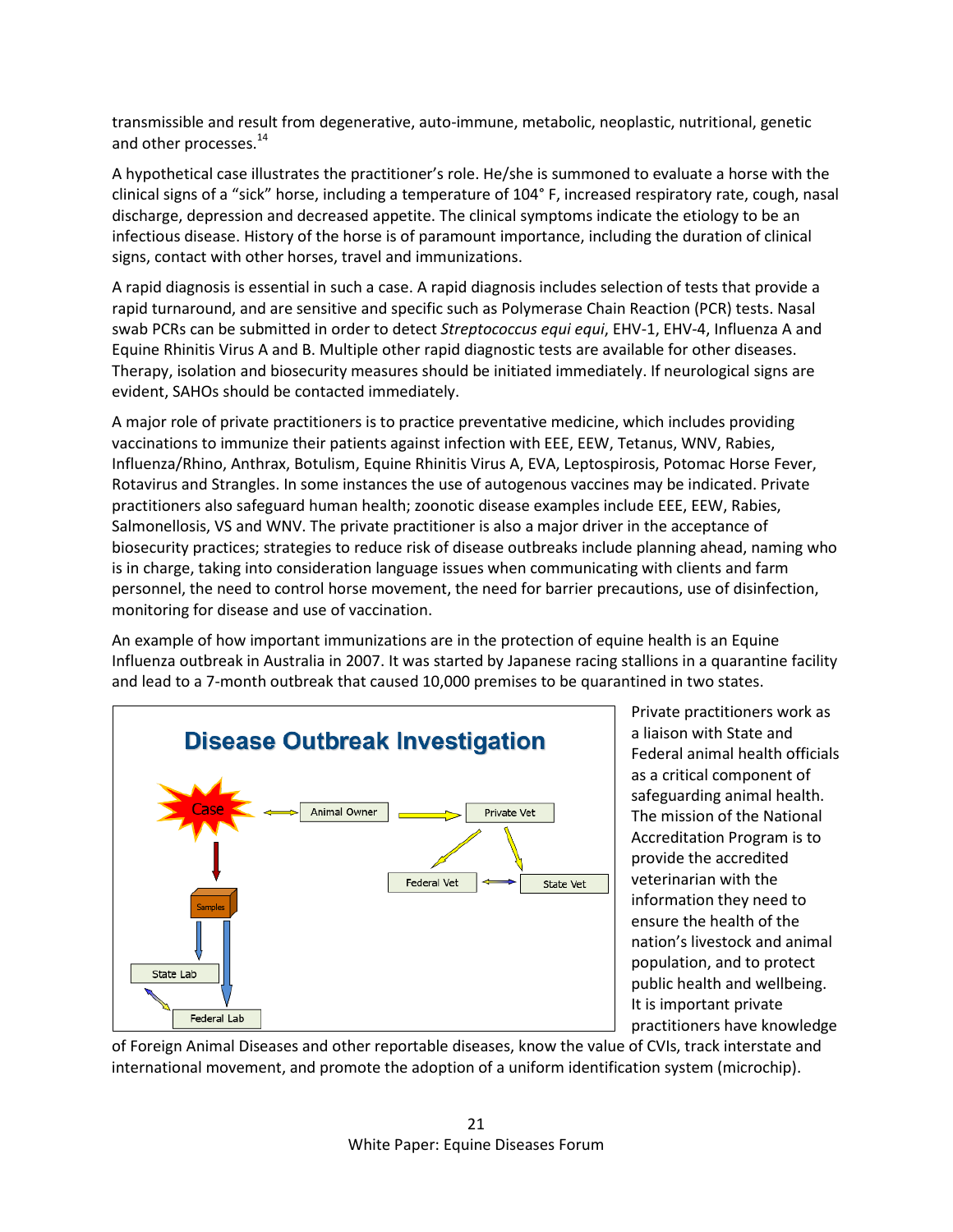transmissible and result from degenerative, auto-immune, metabolic, neoplastic, nutritional, genetic and other processes.[14]

A hypothetical case illustrates the practitioner's role. He/she is summoned to evaluate a horse with the clinical signs of a "sick" horse, including a temperature of 104° F, increased respiratory rate, cough, nasal discharge, depression and decreased appetite. The clinical symptoms indicate the etiology to be an infectious disease. History of the horse is of paramount importance, including the duration of clinical signs, contact with other horses, travel and immunizations.

A rapid diagnosis is essential in such a case. A rapid diagnosis includes selection of tests that provide a rapid turnaround, and are sensitive and specific such as Polymerase Chain Reaction (PCR) tests. Nasal swab PCRs can be submitted in order to detect *Streptococcus equi equi*, EHV-1, EHV-4, Influenza A and Equine Rhinitis Virus A and B. Multiple other rapid diagnostic tests are available for other diseases. Therapy, isolation and biosecurity measures should be initiated immediately. If neurological signs are evident, SAHOs should be contacted immediately.

A major role of private practitioners is to practice preventative medicine, which includes providing vaccinations to immunize their patients against infection with EEE, EEW, Tetanus, WNV, Rabies, Influenza/Rhino, Anthrax, Botulism, Equine Rhinitis Virus A, EVA, Leptospirosis, Potomac Horse Fever, Rotavirus and Strangles. In some instances the use of autogenous vaccines may be indicated. Private practitioners also safeguard human health; zoonotic disease examples include EEE, EEW, Rabies, Salmonellosis, VS and WNV. The private practitioner is also a major driver in the acceptance of biosecurity practices; strategies to reduce risk of disease outbreaks include planning ahead, naming who is in charge, taking into consideration language issues when communicating with clients and farm personnel, the need to control horse movement, the need for barrier precautions, use of disinfection, monitoring for disease and use of vaccination.

An example of how important immunizations are in the protection of equine health is an Equine Influenza outbreak in Australia in 2007. It was started by Japanese racing stallions in a quarantine facility and lead to a 7-month outbreak that caused 10,000 premises to be quarantined in two states.

**Disease Outbreak Investigation**

Case ↔ Animal Owner → Private Vet → Federal Vet / State Vet; Federal Vet ↔ State Vet

Case → Samples → State Lab / Federal Lab; State Lab ↔ Federal Lab

Private practitioners work as a liaison with State and Federal animal health officials as a critical component of safeguarding animal health. The mission of the National Accreditation Program is to provide the accredited veterinarian with the information they need to ensure the health of the nation's livestock and animal population, and to protect public health and wellbeing. It is important private practitioners have knowledge of Foreign Animal Diseases and other reportable diseases, know the value of CVIs, track interstate and international movement, and promote the adoption of a uniform identification system (microchip).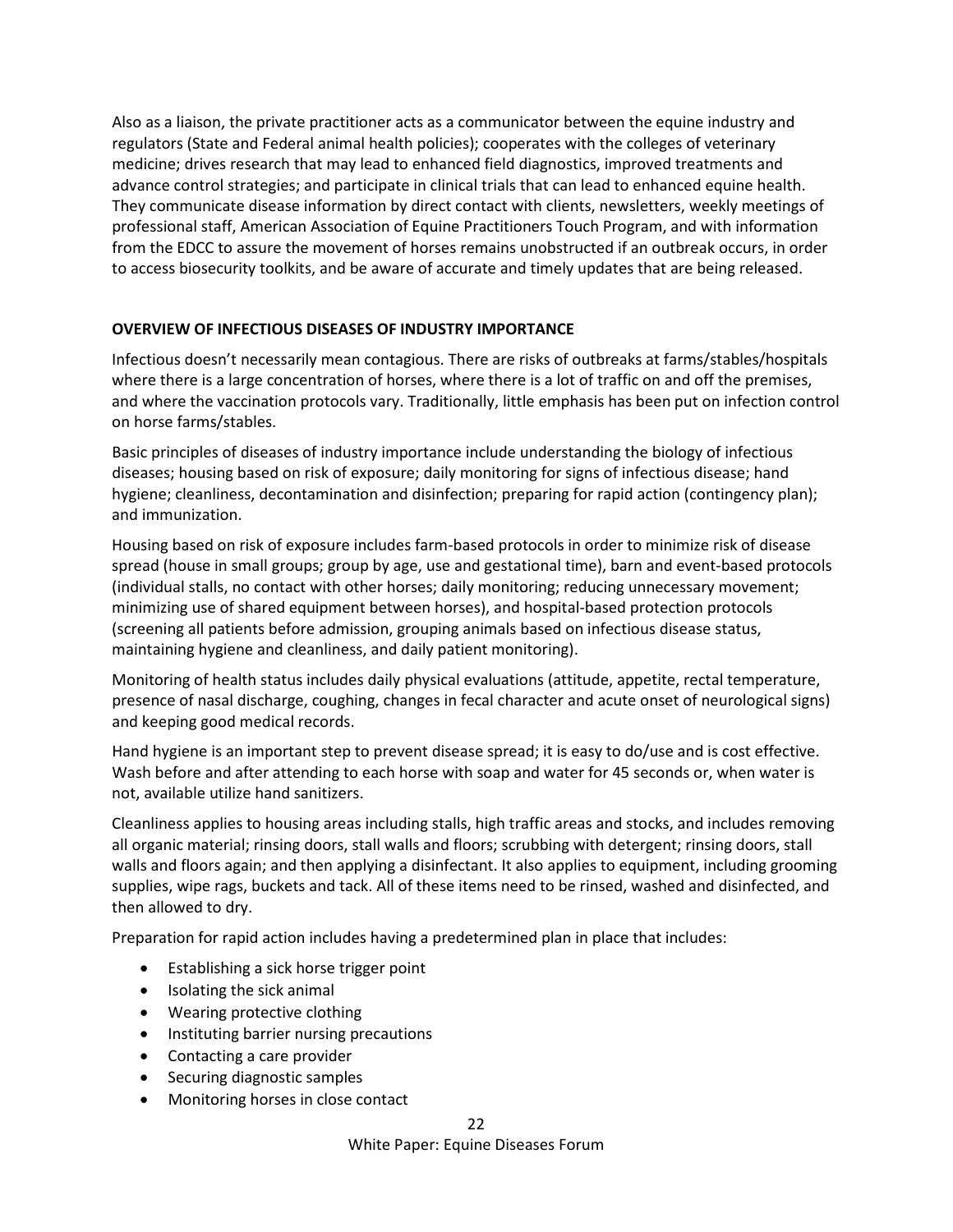Also as a liaison, the private practitioner acts as a communicator between the equine industry and regulators (State and Federal animal health policies); cooperates with the colleges of veterinary medicine; drives research that may lead to enhanced field diagnostics, improved treatments and advance control strategies; and participate in clinical trials that can lead to enhanced equine health. They communicate disease information by direct contact with clients, newsletters, weekly meetings of professional staff, American Association of Equine Practitioners Touch Program, and with information from the EDCC to assure the movement of horses remains unobstructed if an outbreak occurs, in order to access biosecurity toolkits, and be aware of accurate and timely updates that are being released.

## OVERVIEW OF INFECTIOUS DISEASES OF INDUSTRY IMPORTANCE

Infectious doesn't necessarily mean contagious. There are risks of outbreaks at farms/stables/hospitals where there is a large concentration of horses, where there is a lot of traffic on and off the premises, and where the vaccination protocols vary. Traditionally, little emphasis has been put on infection control on horse farms/stables.

Basic principles of diseases of industry importance include understanding the biology of infectious diseases; housing based on risk of exposure; daily monitoring for signs of infectious disease; hand hygiene; cleanliness, decontamination and disinfection; preparing for rapid action (contingency plan); and immunization.

Housing based on risk of exposure includes farm-based protocols in order to minimize risk of disease spread (house in small groups; group by age, use and gestational time), barn and event-based protocols (individual stalls, no contact with other horses; daily monitoring; reducing unnecessary movement; minimizing use of shared equipment between horses), and hospital-based protection protocols (screening all patients before admission, grouping animals based on infectious disease status, maintaining hygiene and cleanliness, and daily patient monitoring).

Monitoring of health status includes daily physical evaluations (attitude, appetite, rectal temperature, presence of nasal discharge, coughing, changes in fecal character and acute onset of neurological signs) and keeping good medical records.

Hand hygiene is an important step to prevent disease spread; it is easy to do/use and is cost effective. Wash before and after attending to each horse with soap and water for 45 seconds or, when water is not, available utilize hand sanitizers.

Cleanliness applies to housing areas including stalls, high traffic areas and stocks, and includes removing all organic material; rinsing doors, stall walls and floors; scrubbing with detergent; rinsing doors, stall walls and floors again; and then applying a disinfectant. It also applies to equipment, including grooming supplies, wipe rags, buckets and tack. All of these items need to be rinsed, washed and disinfected, and then allowed to dry.

Preparation for rapid action includes having a predetermined plan in place that includes:

- Establishing a sick horse trigger point
- Isolating the sick animal
- Wearing protective clothing
- Instituting barrier nursing precautions
- Contacting a care provider
- Securing diagnostic samples
- Monitoring horses in close contact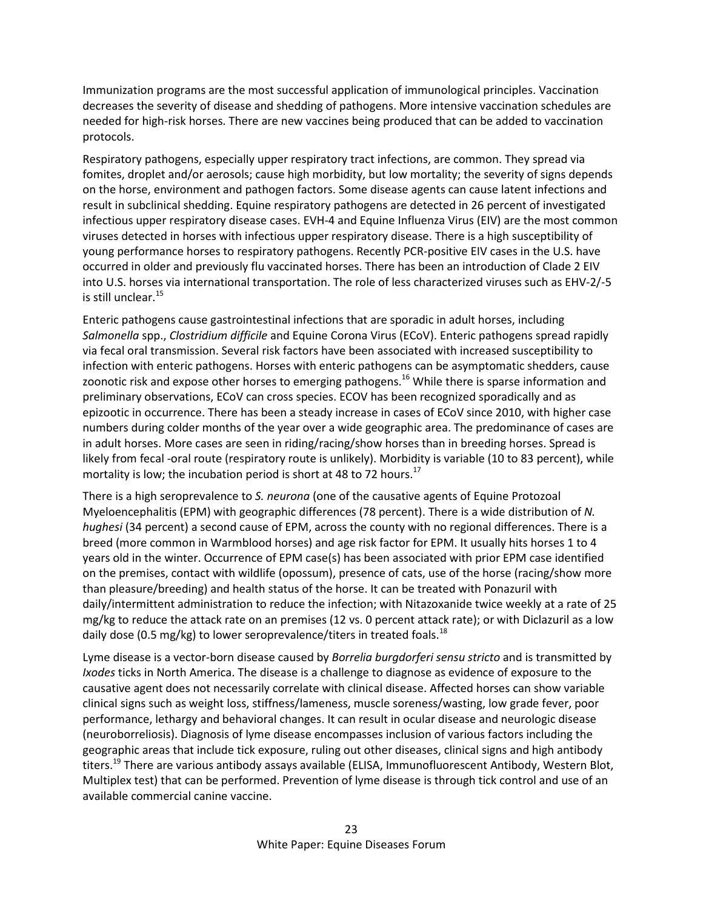Immunization programs are the most successful application of immunological principles. Vaccination decreases the severity of disease and shedding of pathogens. More intensive vaccination schedules are needed for high-risk horses. There are new vaccines being produced that can be added to vaccination protocols.

Respiratory pathogens, especially upper respiratory tract infections, are common. They spread via fomites, droplet and/or aerosols; cause high morbidity, but low mortality; the severity of signs depends on the horse, environment and pathogen factors. Some disease agents can cause latent infections and result in subclinical shedding. Equine respiratory pathogens are detected in 26 percent of investigated infectious upper respiratory disease cases. EVH-4 and Equine Influenza Virus (EIV) are the most common viruses detected in horses with infectious upper respiratory disease. There is a high susceptibility of young performance horses to respiratory pathogens. Recently PCR-positive EIV cases in the U.S. have occurred in older and previously flu vaccinated horses. There has been an introduction of Clade 2 EIV into U.S. horses via international transportation. The role of less characterized viruses such as EHV-2/-5 is still unclear.[15]

Enteric pathogens cause gastrointestinal infections that are sporadic in adult horses, including *Salmonella* spp., *Clostridium difficile* and Equine Corona Virus (ECoV). Enteric pathogens spread rapidly via fecal oral transmission. Several risk factors have been associated with increased susceptibility to infection with enteric pathogens. Horses with enteric pathogens can be asymptomatic shedders, cause zoonotic risk and expose other horses to emerging pathogens.[16] While there is sparse information and preliminary observations, ECoV can cross species. ECOV has been recognized sporadically and as epizootic in occurrence. There has been a steady increase in cases of ECoV since 2010, with higher case numbers during colder months of the year over a wide geographic area. The predominance of cases are in adult horses. More cases are seen in riding/racing/show horses than in breeding horses. Spread is likely from fecal -oral route (respiratory route is unlikely). Morbidity is variable (10 to 83 percent), while mortality is low; the incubation period is short at 48 to 72 hours.[17]

There is a high seroprevalence to *S. neurona* (one of the causative agents of Equine Protozoal Myeloencephalitis (EPM) with geographic differences (78 percent). There is a wide distribution of *N. hughesi* (34 percent) a second cause of EPM, across the county with no regional differences. There is a breed (more common in Warmblood horses) and age risk factor for EPM. It usually hits horses 1 to 4 years old in the winter. Occurrence of EPM case(s) has been associated with prior EPM case identified on the premises, contact with wildlife (opossum), presence of cats, use of the horse (racing/show more than pleasure/breeding) and health status of the horse. It can be treated with Ponazuril with daily/intermittent administration to reduce the infection; with Nitazoxanide twice weekly at a rate of 25 mg/kg to reduce the attack rate on an premises (12 vs. 0 percent attack rate); or with Diclazuril as a low daily dose (0.5 mg/kg) to lower seroprevalence/titers in treated foals.[18]

Lyme disease is a vector-born disease caused by *Borrelia burgdorferi sensu stricto* and is transmitted by *Ixodes* ticks in North America. The disease is a challenge to diagnose as evidence of exposure to the causative agent does not necessarily correlate with clinical disease. Affected horses can show variable clinical signs such as weight loss, stiffness/lameness, muscle soreness/wasting, low grade fever, poor performance, lethargy and behavioral changes. It can result in ocular disease and neurologic disease (neuroborreliosis). Diagnosis of lyme disease encompasses inclusion of various factors including the geographic areas that include tick exposure, ruling out other diseases, clinical signs and high antibody titers.[19] There are various antibody assays available (ELISA, Immunofluorescent Antibody, Western Blot, Multiplex test) that can be performed. Prevention of lyme disease is through tick control and use of an available commercial canine vaccine.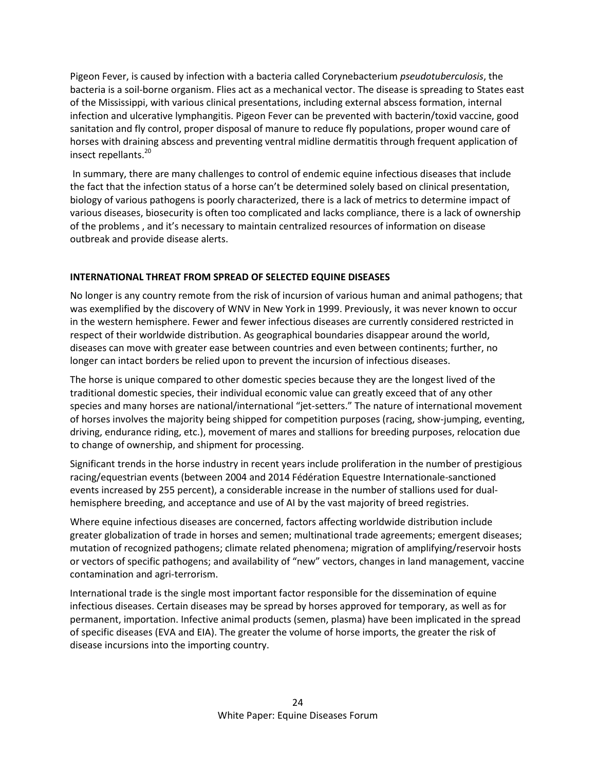Pigeon Fever, is caused by infection with a bacteria called Corynebacterium *pseudotuberculosis*, the bacteria is a soil-borne organism. Flies act as a mechanical vector. The disease is spreading to States east of the Mississippi, with various clinical presentations, including external abscess formation, internal infection and ulcerative lymphangitis. Pigeon Fever can be prevented with bacterin/toxid vaccine, good sanitation and fly control, proper disposal of manure to reduce fly populations, proper wound care of horses with draining abscess and preventing ventral midline dermatitis through frequent application of insect repellants.[20]

In summary, there are many challenges to control of endemic equine infectious diseases that include the fact that the infection status of a horse can't be determined solely based on clinical presentation, biology of various pathogens is poorly characterized, there is a lack of metrics to determine impact of various diseases, biosecurity is often too complicated and lacks compliance, there is a lack of ownership of the problems , and it's necessary to maintain centralized resources of information on disease outbreak and provide disease alerts.

**INTERNATIONAL THREAT FROM SPREAD OF SELECTED EQUINE DISEASES**

No longer is any country remote from the risk of incursion of various human and animal pathogens; that was exemplified by the discovery of WNV in New York in 1999. Previously, it was never known to occur in the western hemisphere. Fewer and fewer infectious diseases are currently considered restricted in respect of their worldwide distribution. As geographical boundaries disappear around the world, diseases can move with greater ease between countries and even between continents; further, no longer can intact borders be relied upon to prevent the incursion of infectious diseases.

The horse is unique compared to other domestic species because they are the longest lived of the traditional domestic species, their individual economic value can greatly exceed that of any other species and many horses are national/international "jet-setters." The nature of international movement of horses involves the majority being shipped for competition purposes (racing, show-jumping, eventing, driving, endurance riding, etc.), movement of mares and stallions for breeding purposes, relocation due to change of ownership, and shipment for processing.

Significant trends in the horse industry in recent years include proliferation in the number of prestigious racing/equestrian events (between 2004 and 2014 Fédération Equestre Internationale-sanctioned events increased by 255 percent), a considerable increase in the number of stallions used for dual-hemisphere breeding, and acceptance and use of AI by the vast majority of breed registries.

Where equine infectious diseases are concerned, factors affecting worldwide distribution include greater globalization of trade in horses and semen; multinational trade agreements; emergent diseases; mutation of recognized pathogens; climate related phenomena; migration of amplifying/reservoir hosts or vectors of specific pathogens; and availability of "new" vectors, changes in land management, vaccine contamination and agri-terrorism.

International trade is the single most important factor responsible for the dissemination of equine infectious diseases. Certain diseases may be spread by horses approved for temporary, as well as for permanent, importation. Infective animal products (semen, plasma) have been implicated in the spread of specific diseases (EVA and EIA). The greater the volume of horse imports, the greater the risk of disease incursions into the importing country.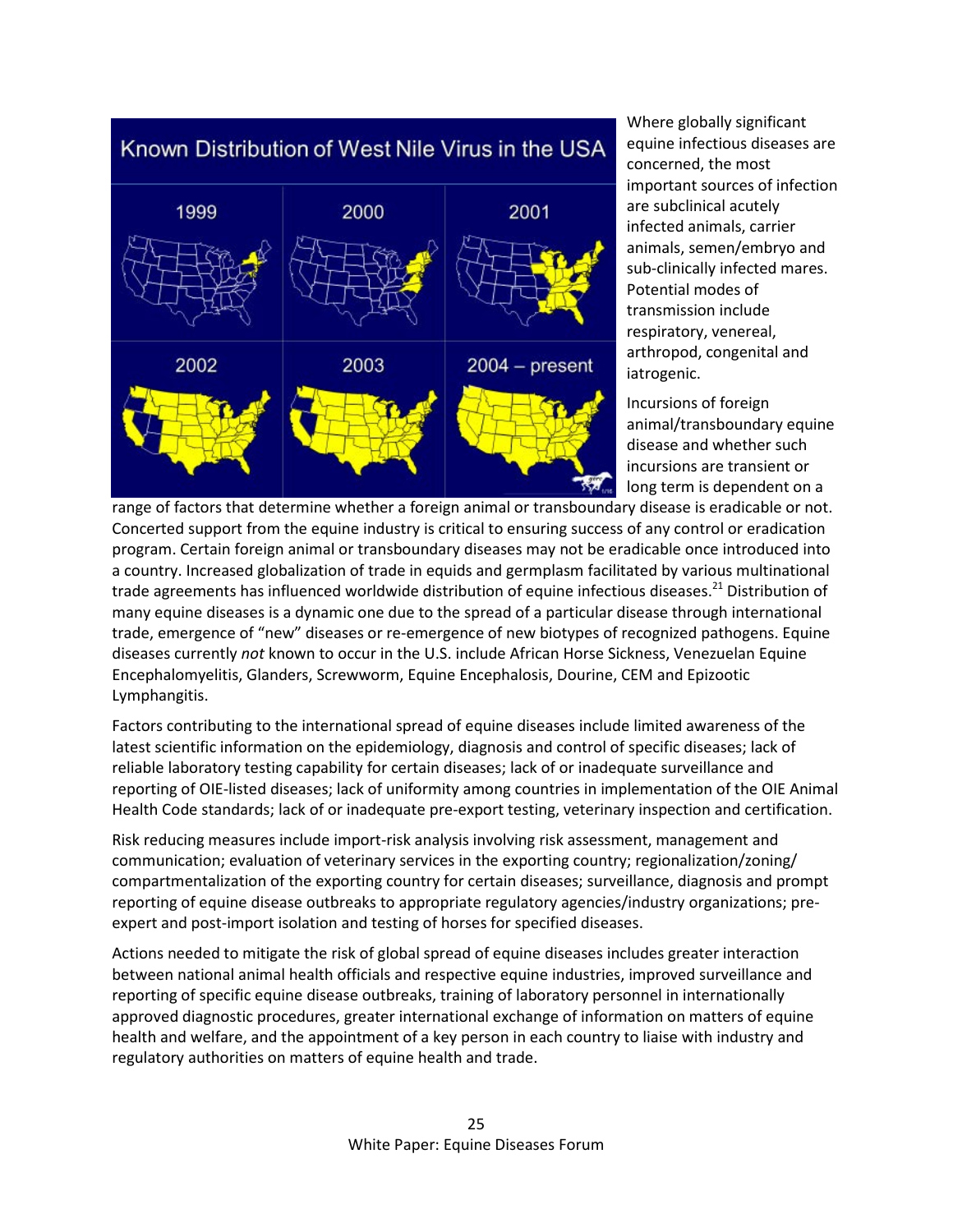Where globally significant equine infectious diseases are concerned, the most important sources of infection are subclinical acutely infected animals, carrier animals, semen/embryo and sub-clinically infected mares. Potential modes of transmission include respiratory, venereal, arthropod, congenital and iatrogenic.

Incursions of foreign animal/transboundary equine disease and whether such incursions are transient or long term is dependent on a range of factors that determine whether a foreign animal or transboundary disease is eradicable or not. Concerted support from the equine industry is critical to ensuring success of any control or eradication program. Certain foreign animal or transboundary diseases may not be eradicable once introduced into a country. Increased globalization of trade in equids and germplasm facilitated by various multinational trade agreements has influenced worldwide distribution of equine infectious diseases.[21] Distribution of many equine diseases is a dynamic one due to the spread of a particular disease through international trade, emergence of "new" diseases or re-emergence of new biotypes of recognized pathogens. Equine diseases currently *not* known to occur in the U.S. include African Horse Sickness, Venezuelan Equine Encephalomyelitis, Glanders, Screwworm, Equine Encephalosis, Dourine, CEM and Epizootic Lymphangitis.

Factors contributing to the international spread of equine diseases include limited awareness of the latest scientific information on the epidemiology, diagnosis and control of specific diseases; lack of reliable laboratory testing capability for certain diseases; lack of or inadequate surveillance and reporting of OIE-listed diseases; lack of uniformity among countries in implementation of the OIE Animal Health Code standards; lack of or inadequate pre-export testing, veterinary inspection and certification.

Risk reducing measures include import-risk analysis involving risk assessment, management and communication; evaluation of veterinary services in the exporting country; regionalization/zoning/compartmentalization of the exporting country for certain diseases; surveillance, diagnosis and prompt reporting of equine disease outbreaks to appropriate regulatory agencies/industry organizations; pre-expert and post-import isolation and testing of horses for specified diseases.

Actions needed to mitigate the risk of global spread of equine diseases includes greater interaction between national animal health officials and respective equine industries, improved surveillance and reporting of specific equine disease outbreaks, training of laboratory personnel in internationally approved diagnostic procedures, greater international exchange of information on matters of equine health and welfare, and the appointment of a key person in each country to liaise with industry and regulatory authorities on matters of equine health and trade.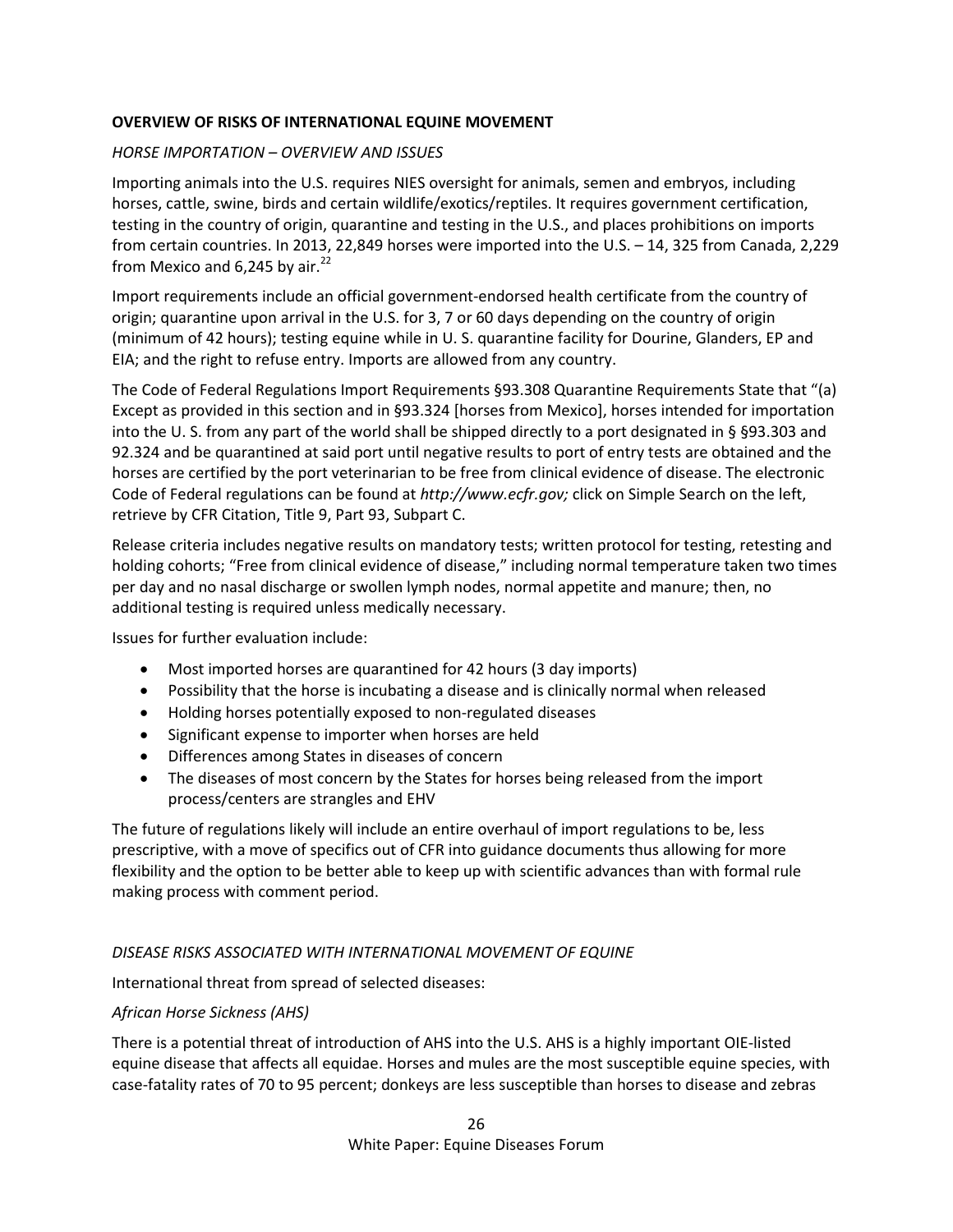**OVERVIEW OF RISKS OF INTERNATIONAL EQUINE MOVEMENT**

*HORSE IMPORTATION – OVERVIEW AND ISSUES*

Importing animals into the U.S. requires NIES oversight for animals, semen and embryos, including horses, cattle, swine, birds and certain wildlife/exotics/reptiles. It requires government certification, testing in the country of origin, quarantine and testing in the U.S., and places prohibitions on imports from certain countries. In 2013, 22,849 horses were imported into the U.S. – 14, 325 from Canada, 2,229 from Mexico and 6,245 by air.[22]

Import requirements include an official government-endorsed health certificate from the country of origin; quarantine upon arrival in the U.S. for 3, 7 or 60 days depending on the country of origin (minimum of 42 hours); testing equine while in U. S. quarantine facility for Dourine, Glanders, EP and EIA; and the right to refuse entry. Imports are allowed from any country.

The Code of Federal Regulations Import Requirements §93.308 Quarantine Requirements State that "(a) Except as provided in this section and in §93.324 [horses from Mexico], horses intended for importation into the U. S. from any part of the world shall be shipped directly to a port designated in § §93.303 and 92.324 and be quarantined at said port until negative results to port of entry tests are obtained and the horses are certified by the port veterinarian to be free from clinical evidence of disease. The electronic Code of Federal regulations can be found at *http://www.ecfr.gov;* click on Simple Search on the left, retrieve by CFR Citation, Title 9, Part 93, Subpart C.

Release criteria includes negative results on mandatory tests; written protocol for testing, retesting and holding cohorts; "Free from clinical evidence of disease," including normal temperature taken two times per day and no nasal discharge or swollen lymph nodes, normal appetite and manure; then, no additional testing is required unless medically necessary.

Issues for further evaluation include:

- Most imported horses are quarantined for 42 hours (3 day imports)
- Possibility that the horse is incubating a disease and is clinically normal when released
- Holding horses potentially exposed to non-regulated diseases
- Significant expense to importer when horses are held
- Differences among States in diseases of concern
- The diseases of most concern by the States for horses being released from the import process/centers are strangles and EHV

The future of regulations likely will include an entire overhaul of import regulations to be, less prescriptive, with a move of specifics out of CFR into guidance documents thus allowing for more flexibility and the option to be better able to keep up with scientific advances than with formal rule making process with comment period.

*DISEASE RISKS ASSOCIATED WITH INTERNATIONAL MOVEMENT OF EQUINE*

International threat from spread of selected diseases:

*African Horse Sickness (AHS)*

There is a potential threat of introduction of AHS into the U.S. AHS is a highly important OIE-listed equine disease that affects all equidae. Horses and mules are the most susceptible equine species, with case-fatality rates of 70 to 95 percent; donkeys are less susceptible than horses to disease and zebras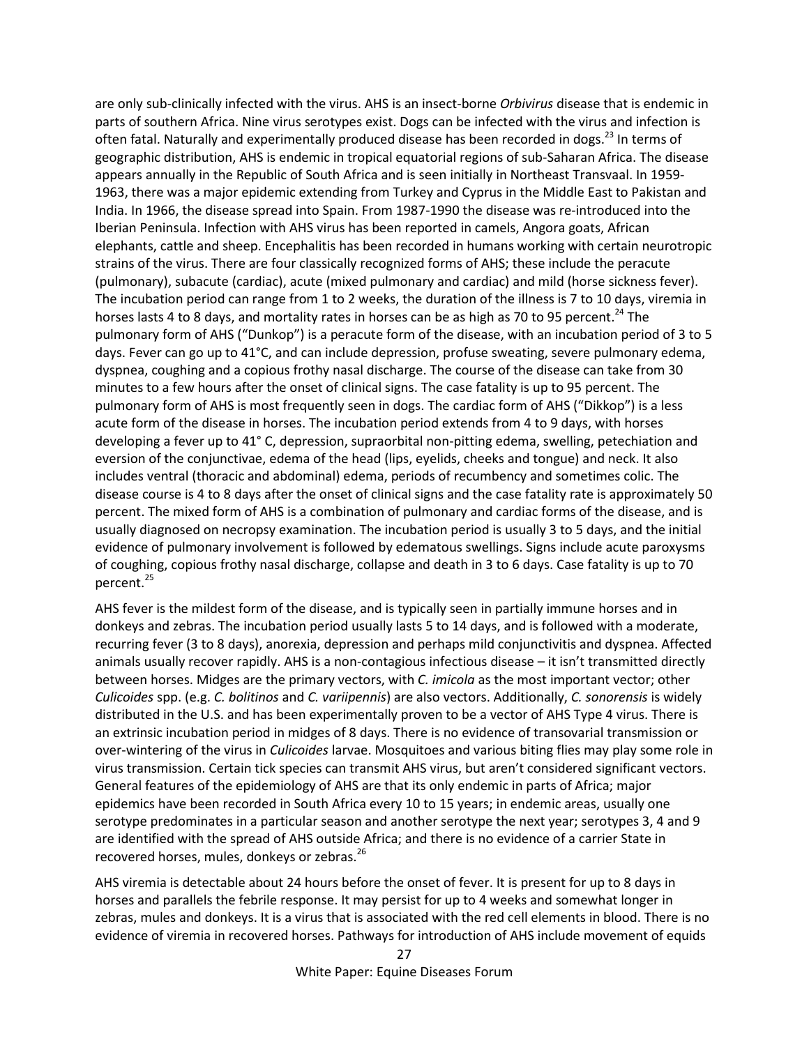are only sub-clinically infected with the virus. AHS is an insect-borne *Orbivirus* disease that is endemic in parts of southern Africa. Nine virus serotypes exist. Dogs can be infected with the virus and infection is often fatal. Naturally and experimentally produced disease has been recorded in dogs.[23] In terms of geographic distribution, AHS is endemic in tropical equatorial regions of sub-Saharan Africa. The disease appears annually in the Republic of South Africa and is seen initially in Northeast Transvaal. In 1959-1963, there was a major epidemic extending from Turkey and Cyprus in the Middle East to Pakistan and India. In 1966, the disease spread into Spain. From 1987-1990 the disease was re-introduced into the Iberian Peninsula. Infection with AHS virus has been reported in camels, Angora goats, African elephants, cattle and sheep. Encephalitis has been recorded in humans working with certain neurotropic strains of the virus. There are four classically recognized forms of AHS; these include the peracute (pulmonary), subacute (cardiac), acute (mixed pulmonary and cardiac) and mild (horse sickness fever). The incubation period can range from 1 to 2 weeks, the duration of the illness is 7 to 10 days, viremia in horses lasts 4 to 8 days, and mortality rates in horses can be as high as 70 to 95 percent.[24] The pulmonary form of AHS ("Dunkop") is a peracute form of the disease, with an incubation period of 3 to 5 days. Fever can go up to 41°C, and can include depression, profuse sweating, severe pulmonary edema, dyspnea, coughing and a copious frothy nasal discharge. The course of the disease can take from 30 minutes to a few hours after the onset of clinical signs. The case fatality is up to 95 percent. The pulmonary form of AHS is most frequently seen in dogs. The cardiac form of AHS ("Dikkop") is a less acute form of the disease in horses. The incubation period extends from 4 to 9 days, with horses developing a fever up to 41° C, depression, supraorbital non-pitting edema, swelling, petechiation and eversion of the conjunctivae, edema of the head (lips, eyelids, cheeks and tongue) and neck. It also includes ventral (thoracic and abdominal) edema, periods of recumbency and sometimes colic. The disease course is 4 to 8 days after the onset of clinical signs and the case fatality rate is approximately 50 percent. The mixed form of AHS is a combination of pulmonary and cardiac forms of the disease, and is usually diagnosed on necropsy examination. The incubation period is usually 3 to 5 days, and the initial evidence of pulmonary involvement is followed by edematous swellings. Signs include acute paroxysms of coughing, copious frothy nasal discharge, collapse and death in 3 to 6 days. Case fatality is up to 70 percent.[25]

AHS fever is the mildest form of the disease, and is typically seen in partially immune horses and in donkeys and zebras. The incubation period usually lasts 5 to 14 days, and is followed with a moderate, recurring fever (3 to 8 days), anorexia, depression and perhaps mild conjunctivitis and dyspnea. Affected animals usually recover rapidly. AHS is a non-contagious infectious disease – it isn't transmitted directly between horses. Midges are the primary vectors, with *C. imicola* as the most important vector; other *Culicoides* spp. (e.g. *C. bolitinos* and *C. variipennis*) are also vectors. Additionally, *C. sonorensis* is widely distributed in the U.S. and has been experimentally proven to be a vector of AHS Type 4 virus. There is an extrinsic incubation period in midges of 8 days. There is no evidence of transovarial transmission or over-wintering of the virus in *Culicoides* larvae. Mosquitoes and various biting flies may play some role in virus transmission. Certain tick species can transmit AHS virus, but aren't considered significant vectors. General features of the epidemiology of AHS are that its only endemic in parts of Africa; major epidemics have been recorded in South Africa every 10 to 15 years; in endemic areas, usually one serotype predominates in a particular season and another serotype the next year; serotypes 3, 4 and 9 are identified with the spread of AHS outside Africa; and there is no evidence of a carrier State in recovered horses, mules, donkeys or zebras.[26]

AHS viremia is detectable about 24 hours before the onset of fever. It is present for up to 8 days in horses and parallels the febrile response. It may persist for up to 4 weeks and somewhat longer in zebras, mules and donkeys. It is a virus that is associated with the red cell elements in blood. There is no evidence of viremia in recovered horses. Pathways for introduction of AHS include movement of equids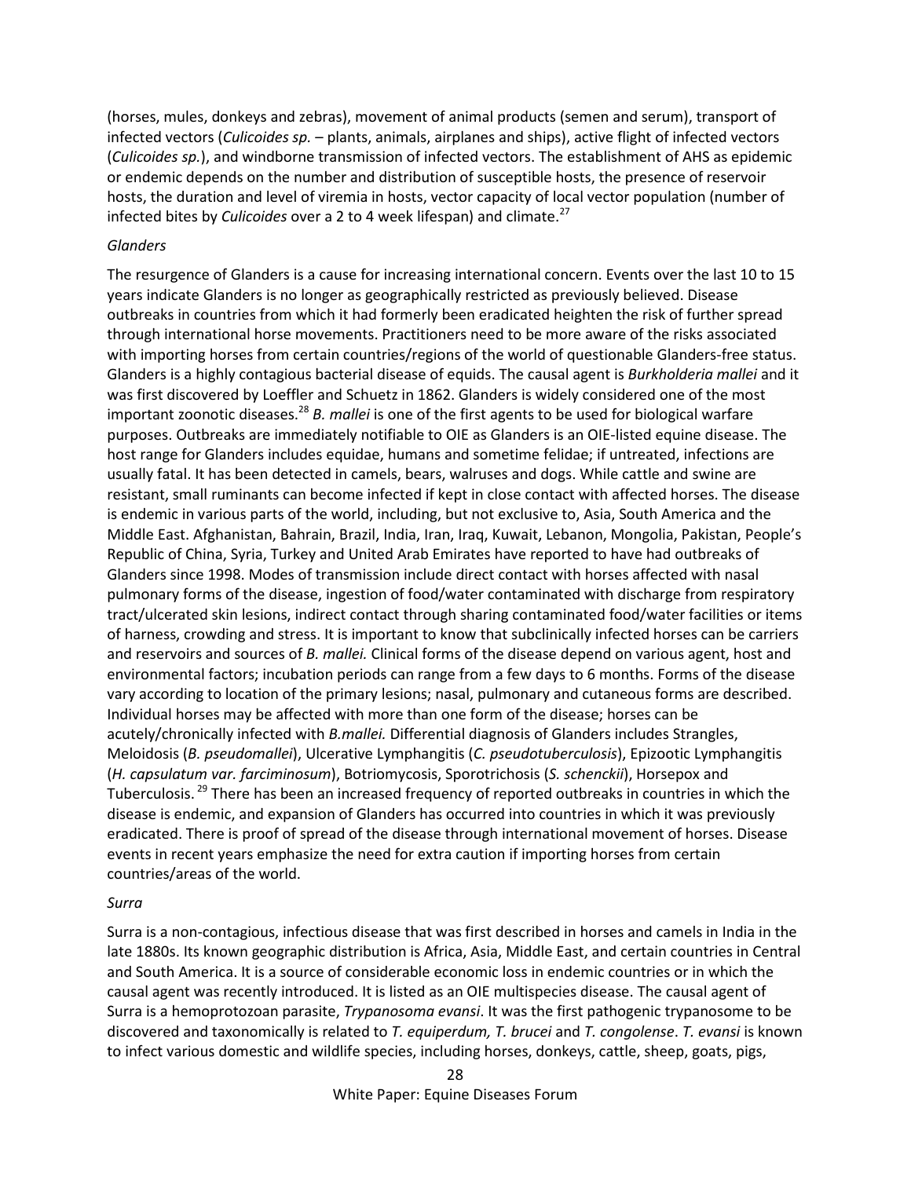(horses, mules, donkeys and zebras), movement of animal products (semen and serum), transport of infected vectors (*Culicoides sp.* – plants, animals, airplanes and ships), active flight of infected vectors (*Culicoides sp.*), and windborne transmission of infected vectors. The establishment of AHS as epidemic or endemic depends on the number and distribution of susceptible hosts, the presence of reservoir hosts, the duration and level of viremia in hosts, vector capacity of local vector population (number of infected bites by *Culicoides* over a 2 to 4 week lifespan) and climate.[27]

*Glanders*

The resurgence of Glanders is a cause for increasing international concern. Events over the last 10 to 15 years indicate Glanders is no longer as geographically restricted as previously believed. Disease outbreaks in countries from which it had formerly been eradicated heighten the risk of further spread through international horse movements. Practitioners need to be more aware of the risks associated with importing horses from certain countries/regions of the world of questionable Glanders-free status. Glanders is a highly contagious bacterial disease of equids. The causal agent is *Burkholderia mallei* and it was first discovered by Loeffler and Schuetz in 1862. Glanders is widely considered one of the most important zoonotic diseases.[28] *B. mallei* is one of the first agents to be used for biological warfare purposes. Outbreaks are immediately notifiable to OIE as Glanders is an OIE-listed equine disease. The host range for Glanders includes equidae, humans and sometime felidae; if untreated, infections are usually fatal. It has been detected in camels, bears, walruses and dogs. While cattle and swine are resistant, small ruminants can become infected if kept in close contact with affected horses. The disease is endemic in various parts of the world, including, but not exclusive to, Asia, South America and the Middle East. Afghanistan, Bahrain, Brazil, India, Iran, Iraq, Kuwait, Lebanon, Mongolia, Pakistan, People's Republic of China, Syria, Turkey and United Arab Emirates have reported to have had outbreaks of Glanders since 1998. Modes of transmission include direct contact with horses affected with nasal pulmonary forms of the disease, ingestion of food/water contaminated with discharge from respiratory tract/ulcerated skin lesions, indirect contact through sharing contaminated food/water facilities or items of harness, crowding and stress. It is important to know that subclinically infected horses can be carriers and reservoirs and sources of *B. mallei.* Clinical forms of the disease depend on various agent, host and environmental factors; incubation periods can range from a few days to 6 months. Forms of the disease vary according to location of the primary lesions; nasal, pulmonary and cutaneous forms are described. Individual horses may be affected with more than one form of the disease; horses can be acutely/chronically infected with *B.mallei.* Differential diagnosis of Glanders includes Strangles, Meloidosis (*B. pseudomallei*), Ulcerative Lymphangitis (*C. pseudotuberculosis*), Epizootic Lymphangitis (*H. capsulatum var. farciminosum*), Botriomycosis, Sporotrichosis (*S. schenckii*), Horsepox and Tuberculosis.[29] There has been an increased frequency of reported outbreaks in countries in which the disease is endemic, and expansion of Glanders has occurred into countries in which it was previously eradicated. There is proof of spread of the disease through international movement of horses. Disease events in recent years emphasize the need for extra caution if importing horses from certain countries/areas of the world.

*Surra*

Surra is a non-contagious, infectious disease that was first described in horses and camels in India in the late 1880s. Its known geographic distribution is Africa, Asia, Middle East, and certain countries in Central and South America. It is a source of considerable economic loss in endemic countries or in which the causal agent was recently introduced. It is listed as an OIE multispecies disease. The causal agent of Surra is a hemoprotozoan parasite, *Trypanosoma evansi*. It was the first pathogenic trypanosome to be discovered and taxonomically is related to *T. equiperdum, T. brucei* and *T. congolense*. *T. evansi* is known to infect various domestic and wildlife species, including horses, donkeys, cattle, sheep, goats, pigs,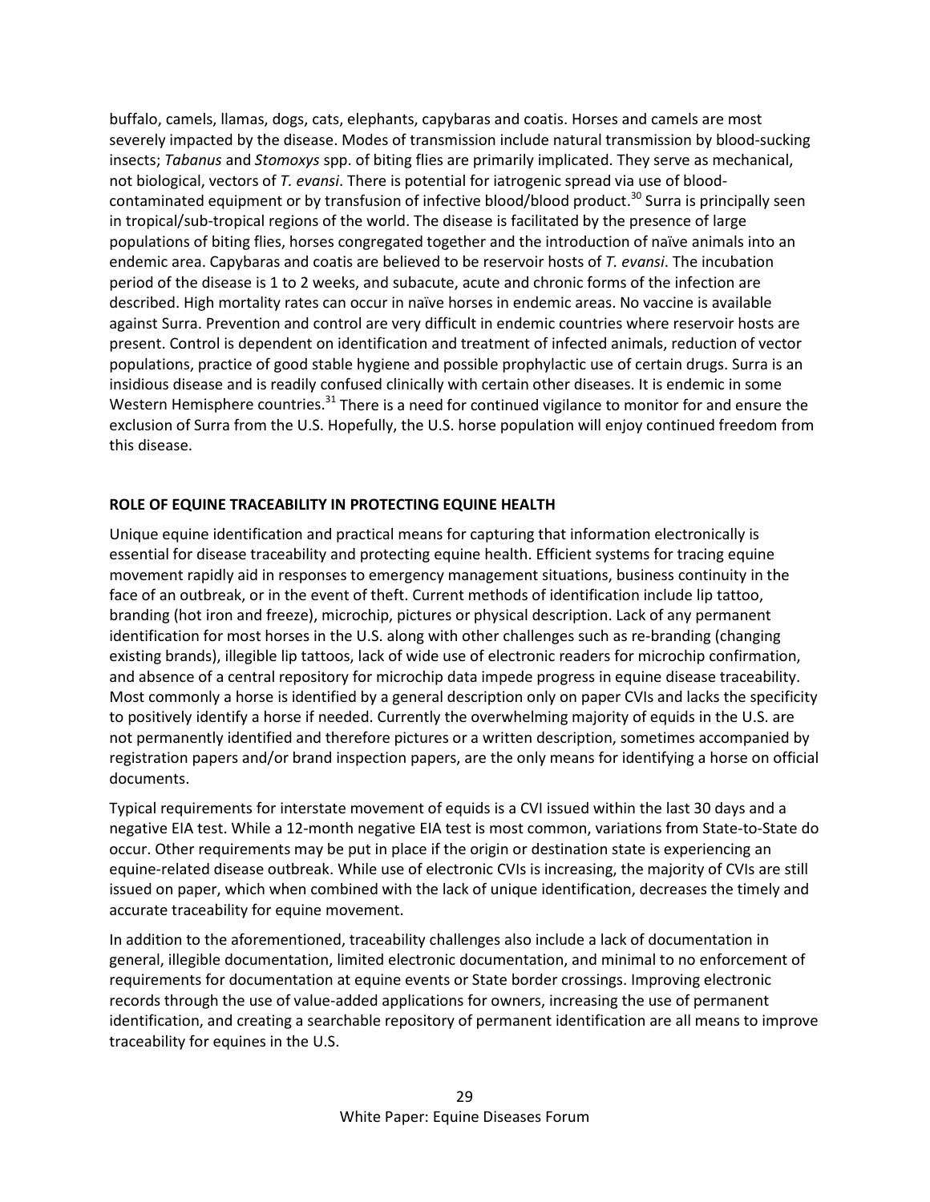buffalo, camels, llamas, dogs, cats, elephants, capybaras and coatis. Horses and camels are most severely impacted by the disease. Modes of transmission include natural transmission by blood-sucking insects; *Tabanus* and *Stomoxys* spp. of biting flies are primarily implicated. They serve as mechanical, not biological, vectors of *T. evansi*. There is potential for iatrogenic spread via use of blood-contaminated equipment or by transfusion of infective blood/blood product.[30] Surra is principally seen in tropical/sub-tropical regions of the world. The disease is facilitated by the presence of large populations of biting flies, horses congregated together and the introduction of naïve animals into an endemic area. Capybaras and coatis are believed to be reservoir hosts of *T. evansi*. The incubation period of the disease is 1 to 2 weeks, and subacute, acute and chronic forms of the infection are described. High mortality rates can occur in naïve horses in endemic areas. No vaccine is available against Surra. Prevention and control are very difficult in endemic countries where reservoir hosts are present. Control is dependent on identification and treatment of infected animals, reduction of vector populations, practice of good stable hygiene and possible prophylactic use of certain drugs. Surra is an insidious disease and is readily confused clinically with certain other diseases. It is endemic in some Western Hemisphere countries.[31] There is a need for continued vigilance to monitor for and ensure the exclusion of Surra from the U.S. Hopefully, the U.S. horse population will enjoy continued freedom from this disease.

## ROLE OF EQUINE TRACEABILITY IN PROTECTING EQUINE HEALTH

Unique equine identification and practical means for capturing that information electronically is essential for disease traceability and protecting equine health. Efficient systems for tracing equine movement rapidly aid in responses to emergency management situations, business continuity in the face of an outbreak, or in the event of theft. Current methods of identification include lip tattoo, branding (hot iron and freeze), microchip, pictures or physical description. Lack of any permanent identification for most horses in the U.S. along with other challenges such as re-branding (changing existing brands), illegible lip tattoos, lack of wide use of electronic readers for microchip confirmation, and absence of a central repository for microchip data impede progress in equine disease traceability. Most commonly a horse is identified by a general description only on paper CVIs and lacks the specificity to positively identify a horse if needed. Currently the overwhelming majority of equids in the U.S. are not permanently identified and therefore pictures or a written description, sometimes accompanied by registration papers and/or brand inspection papers, are the only means for identifying a horse on official documents.

Typical requirements for interstate movement of equids is a CVI issued within the last 30 days and a negative EIA test. While a 12-month negative EIA test is most common, variations from State-to-State do occur. Other requirements may be put in place if the origin or destination state is experiencing an equine-related disease outbreak. While use of electronic CVIs is increasing, the majority of CVIs are still issued on paper, which when combined with the lack of unique identification, decreases the timely and accurate traceability for equine movement.

In addition to the aforementioned, traceability challenges also include a lack of documentation in general, illegible documentation, limited electronic documentation, and minimal to no enforcement of requirements for documentation at equine events or State border crossings. Improving electronic records through the use of value-added applications for owners, increasing the use of permanent identification, and creating a searchable repository of permanent identification are all means to improve traceability for equines in the U.S.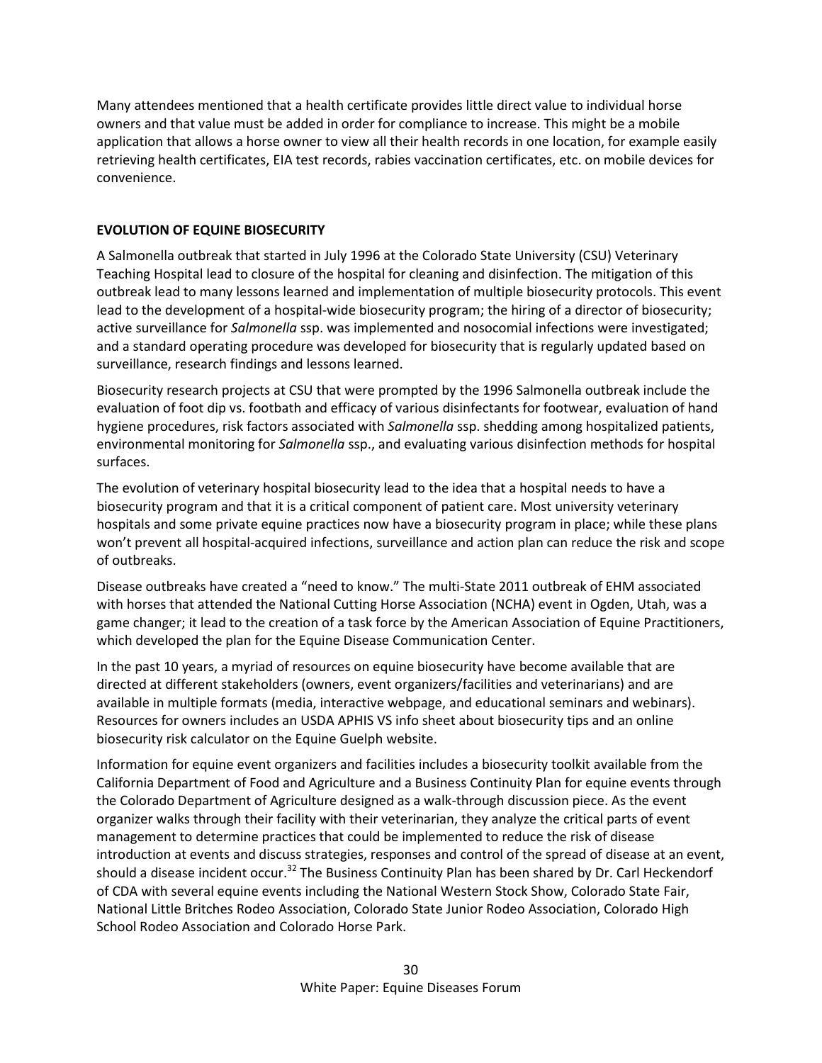Many attendees mentioned that a health certificate provides little direct value to individual horse owners and that value must be added in order for compliance to increase. This might be a mobile application that allows a horse owner to view all their health records in one location, for example easily retrieving health certificates, EIA test records, rabies vaccination certificates, etc. on mobile devices for convenience.

## EVOLUTION OF EQUINE BIOSECURITY

A Salmonella outbreak that started in July 1996 at the Colorado State University (CSU) Veterinary Teaching Hospital lead to closure of the hospital for cleaning and disinfection. The mitigation of this outbreak lead to many lessons learned and implementation of multiple biosecurity protocols. This event lead to the development of a hospital-wide biosecurity program; the hiring of a director of biosecurity; active surveillance for *Salmonella* ssp. was implemented and nosocomial infections were investigated; and a standard operating procedure was developed for biosecurity that is regularly updated based on surveillance, research findings and lessons learned.

Biosecurity research projects at CSU that were prompted by the 1996 Salmonella outbreak include the evaluation of foot dip vs. footbath and efficacy of various disinfectants for footwear, evaluation of hand hygiene procedures, risk factors associated with *Salmonella* ssp. shedding among hospitalized patients, environmental monitoring for *Salmonella* ssp., and evaluating various disinfection methods for hospital surfaces.

The evolution of veterinary hospital biosecurity lead to the idea that a hospital needs to have a biosecurity program and that it is a critical component of patient care. Most university veterinary hospitals and some private equine practices now have a biosecurity program in place; while these plans won't prevent all hospital-acquired infections, surveillance and action plan can reduce the risk and scope of outbreaks.

Disease outbreaks have created a "need to know." The multi-State 2011 outbreak of EHM associated with horses that attended the National Cutting Horse Association (NCHA) event in Ogden, Utah, was a game changer; it lead to the creation of a task force by the American Association of Equine Practitioners, which developed the plan for the Equine Disease Communication Center.

In the past 10 years, a myriad of resources on equine biosecurity have become available that are directed at different stakeholders (owners, event organizers/facilities and veterinarians) and are available in multiple formats (media, interactive webpage, and educational seminars and webinars). Resources for owners includes an USDA APHIS VS info sheet about biosecurity tips and an online biosecurity risk calculator on the Equine Guelph website.

Information for equine event organizers and facilities includes a biosecurity toolkit available from the California Department of Food and Agriculture and a Business Continuity Plan for equine events through the Colorado Department of Agriculture designed as a walk-through discussion piece. As the event organizer walks through their facility with their veterinarian, they analyze the critical parts of event management to determine practices that could be implemented to reduce the risk of disease introduction at events and discuss strategies, responses and control of the spread of disease at an event, should a disease incident occur.[32] The Business Continuity Plan has been shared by Dr. Carl Heckendorf of CDA with several equine events including the National Western Stock Show, Colorado State Fair, National Little Britches Rodeo Association, Colorado State Junior Rodeo Association, Colorado High School Rodeo Association and Colorado Horse Park.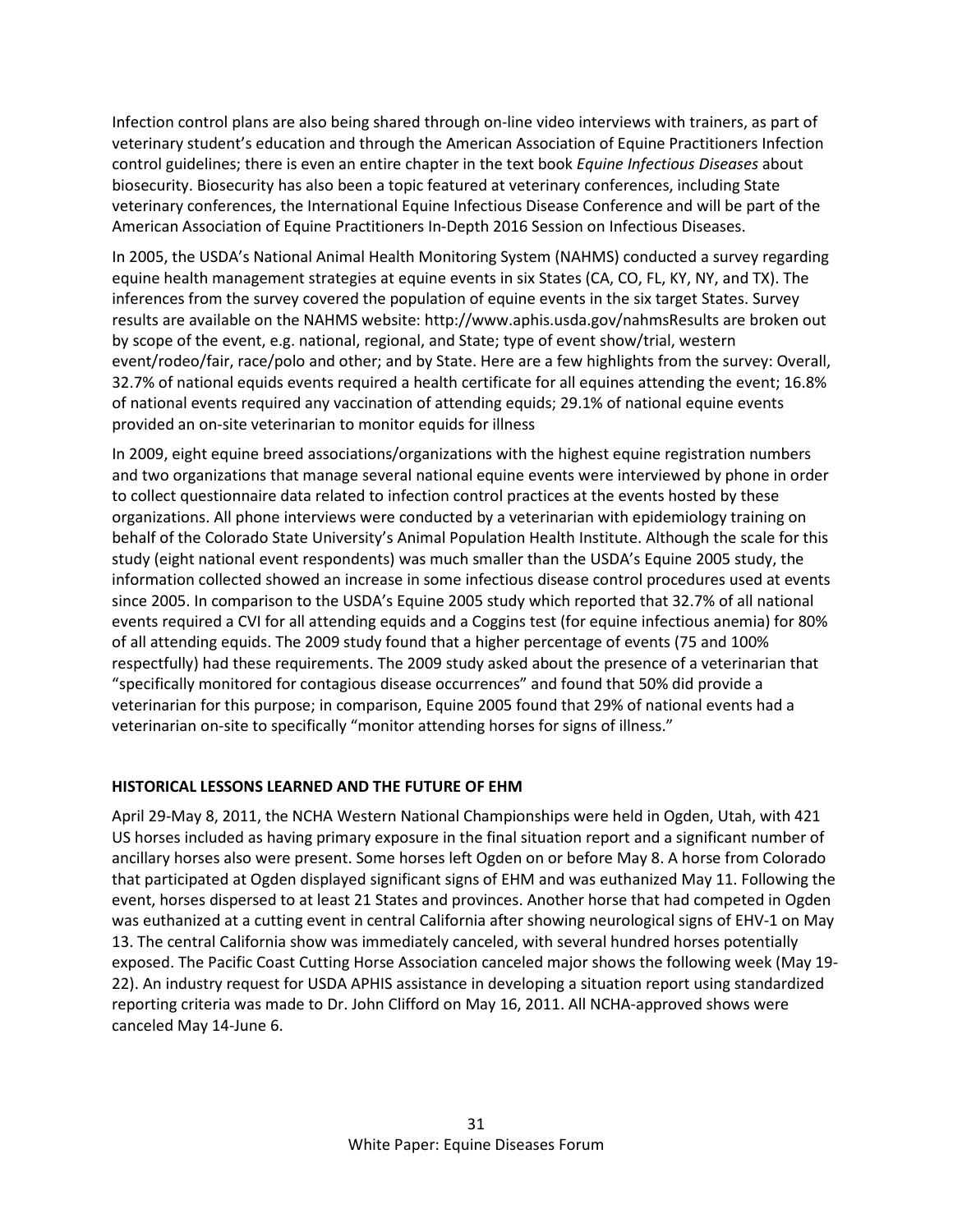Infection control plans are also being shared through on-line video interviews with trainers, as part of veterinary student's education and through the American Association of Equine Practitioners Infection control guidelines; there is even an entire chapter in the text book *Equine Infectious Diseases* about biosecurity. Biosecurity has also been a topic featured at veterinary conferences, including State veterinary conferences, the International Equine Infectious Disease Conference and will be part of the American Association of Equine Practitioners In-Depth 2016 Session on Infectious Diseases.

In 2005, the USDA's National Animal Health Monitoring System (NAHMS) conducted a survey regarding equine health management strategies at equine events in six States (CA, CO, FL, KY, NY, and TX). The inferences from the survey covered the population of equine events in the six target States. Survey results are available on the NAHMS website: http://www.aphis.usda.gov/nahmsResults are broken out by scope of the event, e.g. national, regional, and State; type of event show/trial, western event/rodeo/fair, race/polo and other; and by State. Here are a few highlights from the survey: Overall, 32.7% of national equids events required a health certificate for all equines attending the event; 16.8% of national events required any vaccination of attending equids; 29.1% of national equine events provided an on-site veterinarian to monitor equids for illness

In 2009, eight equine breed associations/organizations with the highest equine registration numbers and two organizations that manage several national equine events were interviewed by phone in order to collect questionnaire data related to infection control practices at the events hosted by these organizations. All phone interviews were conducted by a veterinarian with epidemiology training on behalf of the Colorado State University's Animal Population Health Institute. Although the scale for this study (eight national event respondents) was much smaller than the USDA's Equine 2005 study, the information collected showed an increase in some infectious disease control procedures used at events since 2005. In comparison to the USDA's Equine 2005 study which reported that 32.7% of all national events required a CVI for all attending equids and a Coggins test (for equine infectious anemia) for 80% of all attending equids. The 2009 study found that a higher percentage of events (75 and 100% respectfully) had these requirements. The 2009 study asked about the presence of a veterinarian that "specifically monitored for contagious disease occurrences" and found that 50% did provide a veterinarian for this purpose; in comparison, Equine 2005 found that 29% of national events had a veterinarian on-site to specifically "monitor attending horses for signs of illness."

## HISTORICAL LESSONS LEARNED AND THE FUTURE OF EHM

April 29-May 8, 2011, the NCHA Western National Championships were held in Ogden, Utah, with 421 US horses included as having primary exposure in the final situation report and a significant number of ancillary horses also were present. Some horses left Ogden on or before May 8. A horse from Colorado that participated at Ogden displayed significant signs of EHM and was euthanized May 11. Following the event, horses dispersed to at least 21 States and provinces. Another horse that had competed in Ogden was euthanized at a cutting event in central California after showing neurological signs of EHV-1 on May 13. The central California show was immediately canceled, with several hundred horses potentially exposed. The Pacific Coast Cutting Horse Association canceled major shows the following week (May 19-22). An industry request for USDA APHIS assistance in developing a situation report using standardized reporting criteria was made to Dr. John Clifford on May 16, 2011. All NCHA-approved shows were canceled May 14-June 6.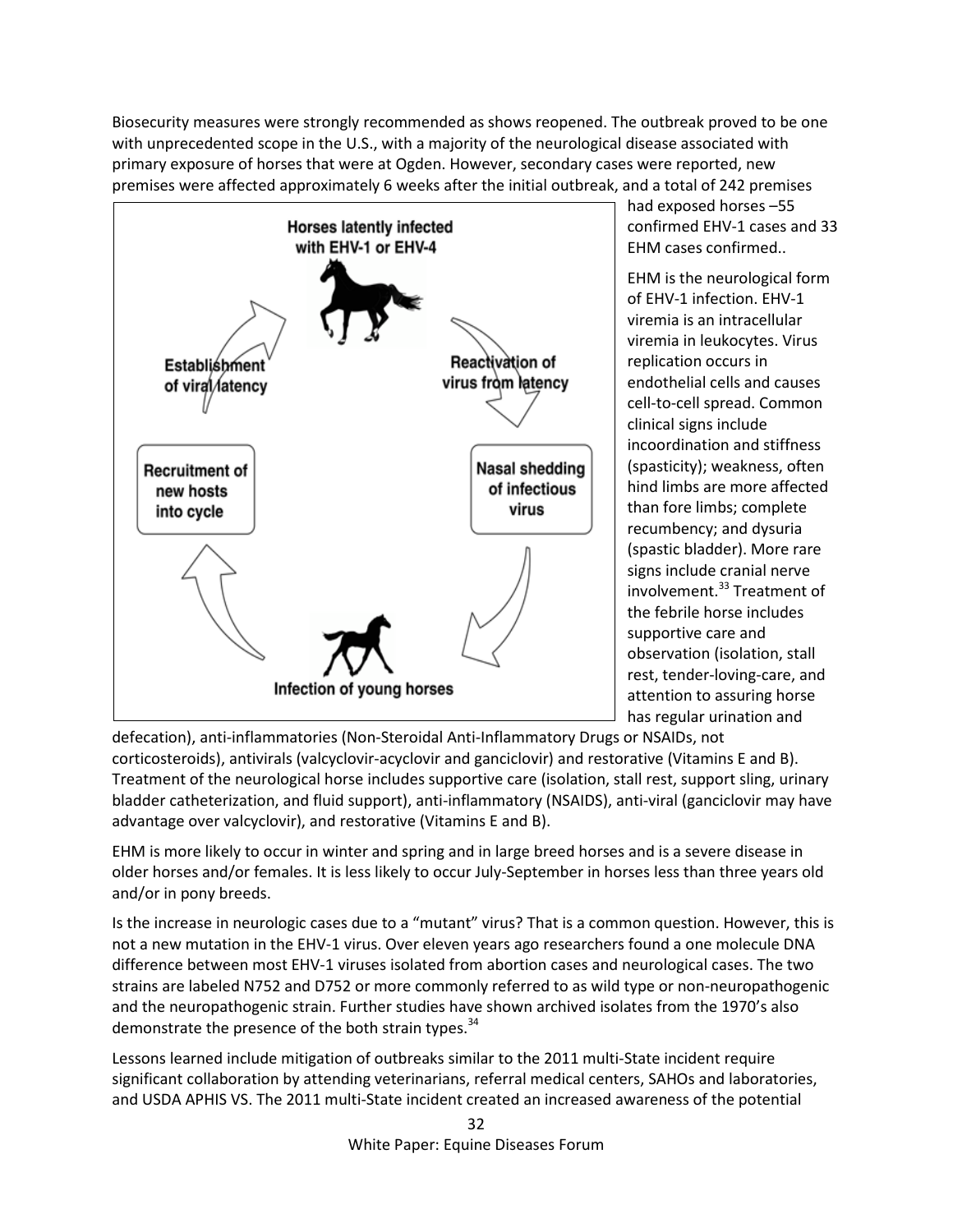Biosecurity measures were strongly recommended as shows reopened. The outbreak proved to be one with unprecedented scope in the U.S., with a majority of the neurological disease associated with primary exposure of horses that were at Ogden. However, secondary cases were reported, new premises were affected approximately 6 weeks after the initial outbreak, and a total of 242 premises had exposed horses –55 confirmed EHV-1 cases and 33 EHM cases confirmed..

EHM is the neurological form of EHV-1 infection. EHV-1 viremia is an intracellular viremia in leukocytes. Virus replication occurs in endothelial cells and causes cell-to-cell spread. Common clinical signs include incoordination and stiffness (spasticity); weakness, often hind limbs are more affected than fore limbs; complete recumbency; and dysuria (spastic bladder). More rare signs include cranial nerve involvement.[33] Treatment of the febrile horse includes supportive care and observation (isolation, stall rest, tender-loving-care, and attention to assuring horse has regular urination and defecation), anti-inflammatories (Non-Steroidal Anti-Inflammatory Drugs or NSAIDs, not corticosteroids), antivirals (valcyclovir-acyclovir and ganciclovir) and restorative (Vitamins E and B). Treatment of the neurological horse includes supportive care (isolation, stall rest, support sling, urinary bladder catheterization, and fluid support), anti-inflammatory (NSAIDS), anti-viral (ganciclovir may have advantage over valcyclovir), and restorative (Vitamins E and B).

EHM is more likely to occur in winter and spring and in large breed horses and is a severe disease in older horses and/or females. It is less likely to occur July-September in horses less than three years old and/or in pony breeds.

Is the increase in neurologic cases due to a "mutant" virus? That is a common question. However, this is not a new mutation in the EHV-1 virus. Over eleven years ago researchers found a one molecule DNA difference between most EHV-1 viruses isolated from abortion cases and neurological cases. The two strains are labeled N752 and D752 or more commonly referred to as wild type or non-neuropathogenic and the neuropathogenic strain. Further studies have shown archived isolates from the 1970's also demonstrate the presence of the both strain types.[34]

Lessons learned include mitigation of outbreaks similar to the 2011 multi-State incident require significant collaboration by attending veterinarians, referral medical centers, SAHOs and laboratories, and USDA APHIS VS. The 2011 multi-State incident created an increased awareness of the potential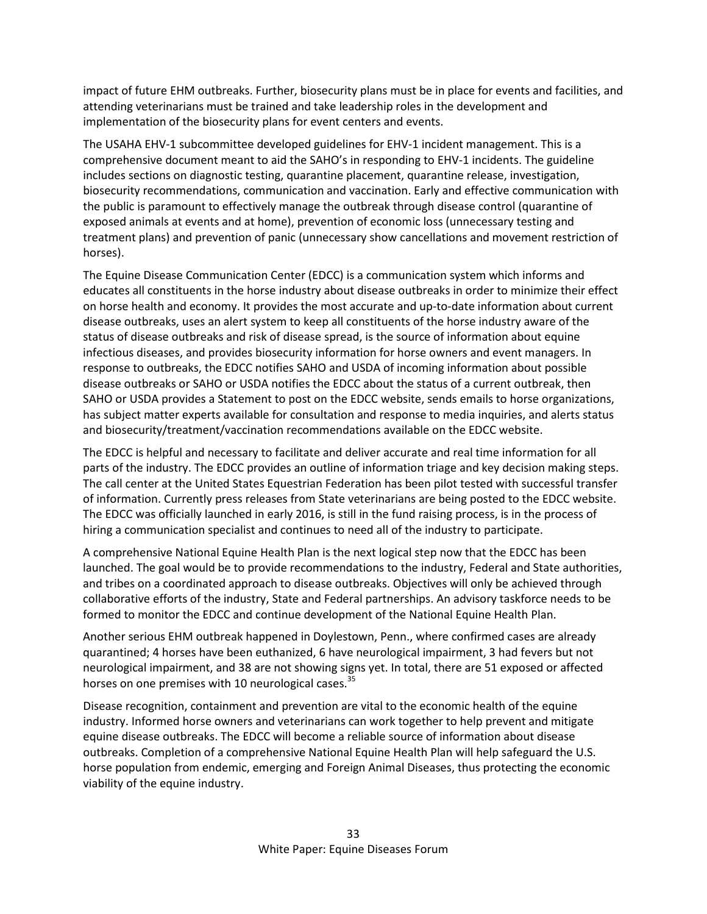impact of future EHM outbreaks. Further, biosecurity plans must be in place for events and facilities, and attending veterinarians must be trained and take leadership roles in the development and implementation of the biosecurity plans for event centers and events.

The USAHA EHV-1 subcommittee developed guidelines for EHV-1 incident management. This is a comprehensive document meant to aid the SAHO's in responding to EHV-1 incidents. The guideline includes sections on diagnostic testing, quarantine placement, quarantine release, investigation, biosecurity recommendations, communication and vaccination. Early and effective communication with the public is paramount to effectively manage the outbreak through disease control (quarantine of exposed animals at events and at home), prevention of economic loss (unnecessary testing and treatment plans) and prevention of panic (unnecessary show cancellations and movement restriction of horses).

The Equine Disease Communication Center (EDCC) is a communication system which informs and educates all constituents in the horse industry about disease outbreaks in order to minimize their effect on horse health and economy. It provides the most accurate and up-to-date information about current disease outbreaks, uses an alert system to keep all constituents of the horse industry aware of the status of disease outbreaks and risk of disease spread, is the source of information about equine infectious diseases, and provides biosecurity information for horse owners and event managers. In response to outbreaks, the EDCC notifies SAHO and USDA of incoming information about possible disease outbreaks or SAHO or USDA notifies the EDCC about the status of a current outbreak, then SAHO or USDA provides a Statement to post on the EDCC website, sends emails to horse organizations, has subject matter experts available for consultation and response to media inquiries, and alerts status and biosecurity/treatment/vaccination recommendations available on the EDCC website.

The EDCC is helpful and necessary to facilitate and deliver accurate and real time information for all parts of the industry. The EDCC provides an outline of information triage and key decision making steps. The call center at the United States Equestrian Federation has been pilot tested with successful transfer of information. Currently press releases from State veterinarians are being posted to the EDCC website. The EDCC was officially launched in early 2016, is still in the fund raising process, is in the process of hiring a communication specialist and continues to need all of the industry to participate.

A comprehensive National Equine Health Plan is the next logical step now that the EDCC has been launched. The goal would be to provide recommendations to the industry, Federal and State authorities, and tribes on a coordinated approach to disease outbreaks. Objectives will only be achieved through collaborative efforts of the industry, State and Federal partnerships. An advisory taskforce needs to be formed to monitor the EDCC and continue development of the National Equine Health Plan.

Another serious EHM outbreak happened in Doylestown, Penn., where confirmed cases are already quarantined; 4 horses have been euthanized, 6 have neurological impairment, 3 had fevers but not neurological impairment, and 38 are not showing signs yet. In total, there are 51 exposed or affected horses on one premises with 10 neurological cases.[35]

Disease recognition, containment and prevention are vital to the economic health of the equine industry. Informed horse owners and veterinarians can work together to help prevent and mitigate equine disease outbreaks. The EDCC will become a reliable source of information about disease outbreaks. Completion of a comprehensive National Equine Health Plan will help safeguard the U.S. horse population from endemic, emerging and Foreign Animal Diseases, thus protecting the economic viability of the equine industry.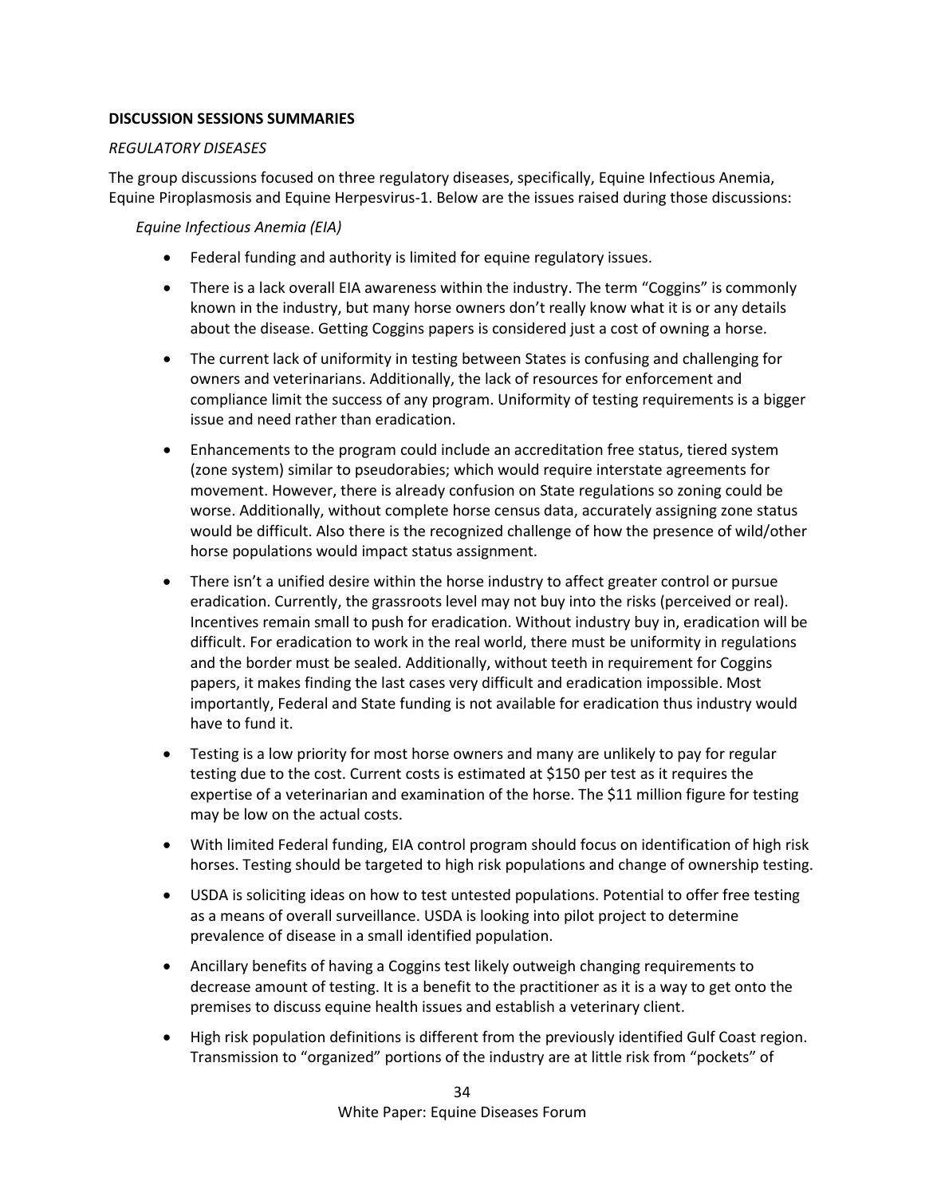**DISCUSSION SESSIONS SUMMARIES**

*REGULATORY DISEASES*

The group discussions focused on three regulatory diseases, specifically, Equine Infectious Anemia, Equine Piroplasmosis and Equine Herpesvirus-1. Below are the issues raised during those discussions:

*Equine Infectious Anemia (EIA)*

- Federal funding and authority is limited for equine regulatory issues.
- There is a lack overall EIA awareness within the industry. The term "Coggins" is commonly known in the industry, but many horse owners don't really know what it is or any details about the disease. Getting Coggins papers is considered just a cost of owning a horse.
- The current lack of uniformity in testing between States is confusing and challenging for owners and veterinarians. Additionally, the lack of resources for enforcement and compliance limit the success of any program. Uniformity of testing requirements is a bigger issue and need rather than eradication.
- Enhancements to the program could include an accreditation free status, tiered system (zone system) similar to pseudorabies; which would require interstate agreements for movement. However, there is already confusion on State regulations so zoning could be worse. Additionally, without complete horse census data, accurately assigning zone status would be difficult. Also there is the recognized challenge of how the presence of wild/other horse populations would impact status assignment.
- There isn't a unified desire within the horse industry to affect greater control or pursue eradication. Currently, the grassroots level may not buy into the risks (perceived or real). Incentives remain small to push for eradication. Without industry buy in, eradication will be difficult. For eradication to work in the real world, there must be uniformity in regulations and the border must be sealed. Additionally, without teeth in requirement for Coggins papers, it makes finding the last cases very difficult and eradication impossible. Most importantly, Federal and State funding is not available for eradication thus industry would have to fund it.
- Testing is a low priority for most horse owners and many are unlikely to pay for regular testing due to the cost. Current costs is estimated at $150 per test as it requires the expertise of a veterinarian and examination of the horse. The $11 million figure for testing may be low on the actual costs.
- With limited Federal funding, EIA control program should focus on identification of high risk horses. Testing should be targeted to high risk populations and change of ownership testing.
- USDA is soliciting ideas on how to test untested populations. Potential to offer free testing as a means of overall surveillance. USDA is looking into pilot project to determine prevalence of disease in a small identified population.
- Ancillary benefits of having a Coggins test likely outweigh changing requirements to decrease amount of testing. It is a benefit to the practitioner as it is a way to get onto the premises to discuss equine health issues and establish a veterinary client.
- High risk population definitions is different from the previously identified Gulf Coast region. Transmission to "organized" portions of the industry are at little risk from "pockets" of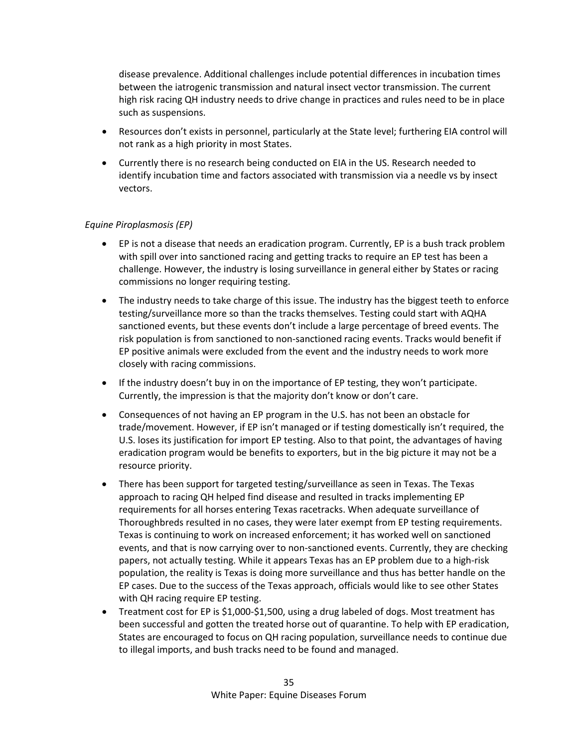disease prevalence. Additional challenges include potential differences in incubation times between the iatrogenic transmission and natural insect vector transmission. The current high risk racing QH industry needs to drive change in practices and rules need to be in place such as suspensions.

- Resources don't exists in personnel, particularly at the State level; furthering EIA control will not rank as a high priority in most States.
- Currently there is no research being conducted on EIA in the US. Research needed to identify incubation time and factors associated with transmission via a needle vs by insect vectors.

*Equine Piroplasmosis (EP)*

- EP is not a disease that needs an eradication program. Currently, EP is a bush track problem with spill over into sanctioned racing and getting tracks to require an EP test has been a challenge. However, the industry is losing surveillance in general either by States or racing commissions no longer requiring testing.
- The industry needs to take charge of this issue. The industry has the biggest teeth to enforce testing/surveillance more so than the tracks themselves. Testing could start with AQHA sanctioned events, but these events don't include a large percentage of breed events. The risk population is from sanctioned to non-sanctioned racing events. Tracks would benefit if EP positive animals were excluded from the event and the industry needs to work more closely with racing commissions.
- If the industry doesn't buy in on the importance of EP testing, they won't participate. Currently, the impression is that the majority don't know or don't care.
- Consequences of not having an EP program in the U.S. has not been an obstacle for trade/movement. However, if EP isn't managed or if testing domestically isn't required, the U.S. loses its justification for import EP testing. Also to that point, the advantages of having eradication program would be benefits to exporters, but in the big picture it may not be a resource priority.
- There has been support for targeted testing/surveillance as seen in Texas. The Texas approach to racing QH helped find disease and resulted in tracks implementing EP requirements for all horses entering Texas racetracks. When adequate surveillance of Thoroughbreds resulted in no cases, they were later exempt from EP testing requirements. Texas is continuing to work on increased enforcement; it has worked well on sanctioned events, and that is now carrying over to non-sanctioned events. Currently, they are checking papers, not actually testing. While it appears Texas has an EP problem due to a high-risk population, the reality is Texas is doing more surveillance and thus has better handle on the EP cases. Due to the success of the Texas approach, officials would like to see other States with QH racing require EP testing.
- Treatment cost for EP is $1,000-$1,500, using a drug labeled of dogs. Most treatment has been successful and gotten the treated horse out of quarantine. To help with EP eradication, States are encouraged to focus on QH racing population, surveillance needs to continue due to illegal imports, and bush tracks need to be found and managed.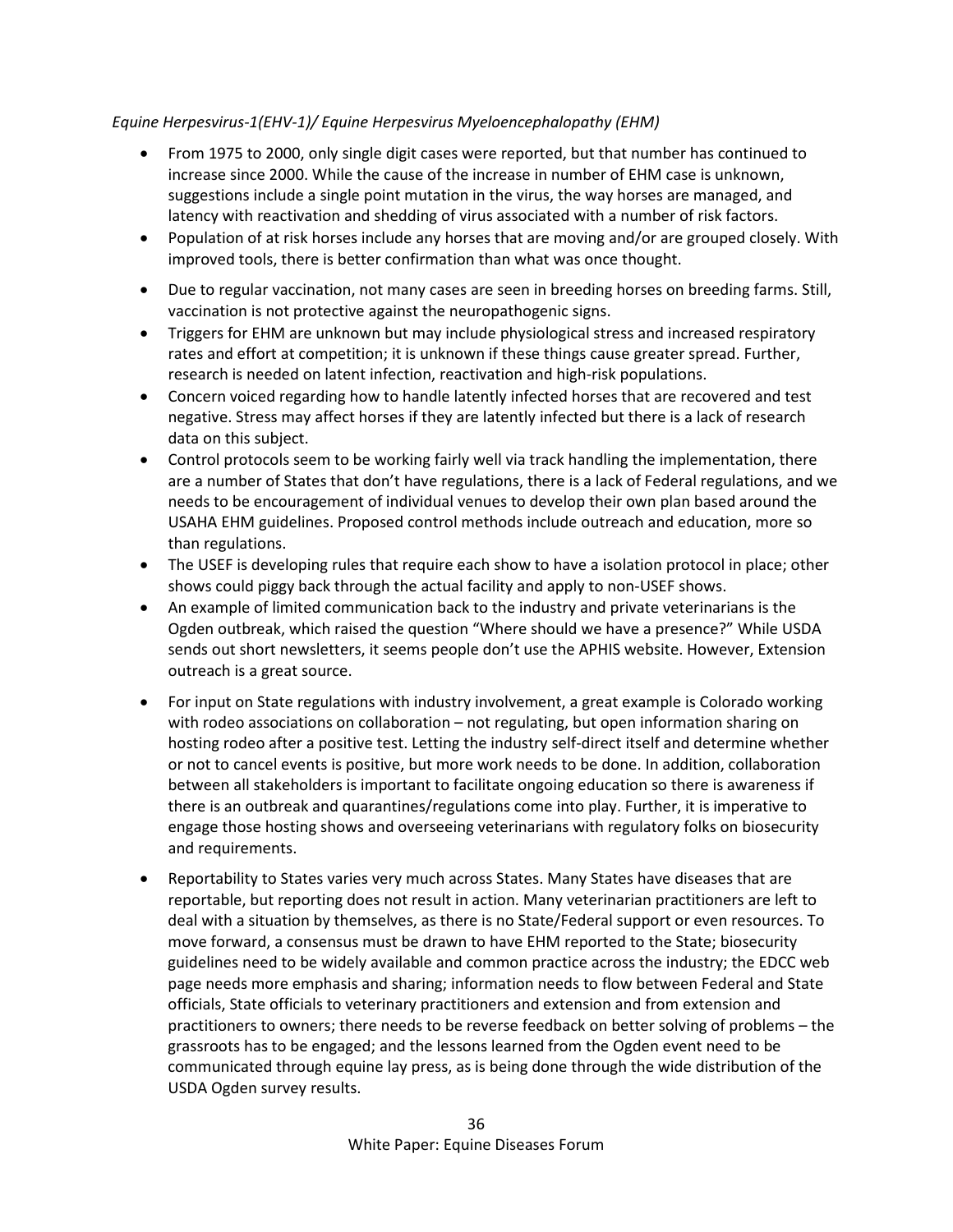*Equine Herpesvirus-1(EHV-1)/ Equine Herpesvirus Myeloencephalopathy (EHM)*

- From 1975 to 2000, only single digit cases were reported, but that number has continued to increase since 2000. While the cause of the increase in number of EHM case is unknown, suggestions include a single point mutation in the virus, the way horses are managed, and latency with reactivation and shedding of virus associated with a number of risk factors.
- Population of at risk horses include any horses that are moving and/or are grouped closely. With improved tools, there is better confirmation than what was once thought.
- Due to regular vaccination, not many cases are seen in breeding horses on breeding farms. Still, vaccination is not protective against the neuropathogenic signs.
- Triggers for EHM are unknown but may include physiological stress and increased respiratory rates and effort at competition; it is unknown if these things cause greater spread. Further, research is needed on latent infection, reactivation and high-risk populations.
- Concern voiced regarding how to handle latently infected horses that are recovered and test negative. Stress may affect horses if they are latently infected but there is a lack of research data on this subject.
- Control protocols seem to be working fairly well via track handling the implementation, there are a number of States that don't have regulations, there is a lack of Federal regulations, and we needs to be encouragement of individual venues to develop their own plan based around the USAHA EHM guidelines. Proposed control methods include outreach and education, more so than regulations.
- The USEF is developing rules that require each show to have a isolation protocol in place; other shows could piggy back through the actual facility and apply to non-USEF shows.
- An example of limited communication back to the industry and private veterinarians is the Ogden outbreak, which raised the question "Where should we have a presence?" While USDA sends out short newsletters, it seems people don't use the APHIS website. However, Extension outreach is a great source.
- For input on State regulations with industry involvement, a great example is Colorado working with rodeo associations on collaboration – not regulating, but open information sharing on hosting rodeo after a positive test. Letting the industry self-direct itself and determine whether or not to cancel events is positive, but more work needs to be done. In addition, collaboration between all stakeholders is important to facilitate ongoing education so there is awareness if there is an outbreak and quarantines/regulations come into play. Further, it is imperative to engage those hosting shows and overseeing veterinarians with regulatory folks on biosecurity and requirements.
- Reportability to States varies very much across States. Many States have diseases that are reportable, but reporting does not result in action. Many veterinarian practitioners are left to deal with a situation by themselves, as there is no State/Federal support or even resources. To move forward, a consensus must be drawn to have EHM reported to the State; biosecurity guidelines need to be widely available and common practice across the industry; the EDCC web page needs more emphasis and sharing; information needs to flow between Federal and State officials, State officials to veterinary practitioners and extension and from extension and practitioners to owners; there needs to be reverse feedback on better solving of problems – the grassroots has to be engaged; and the lessons learned from the Ogden event need to be communicated through equine lay press, as is being done through the wide distribution of the USDA Ogden survey results.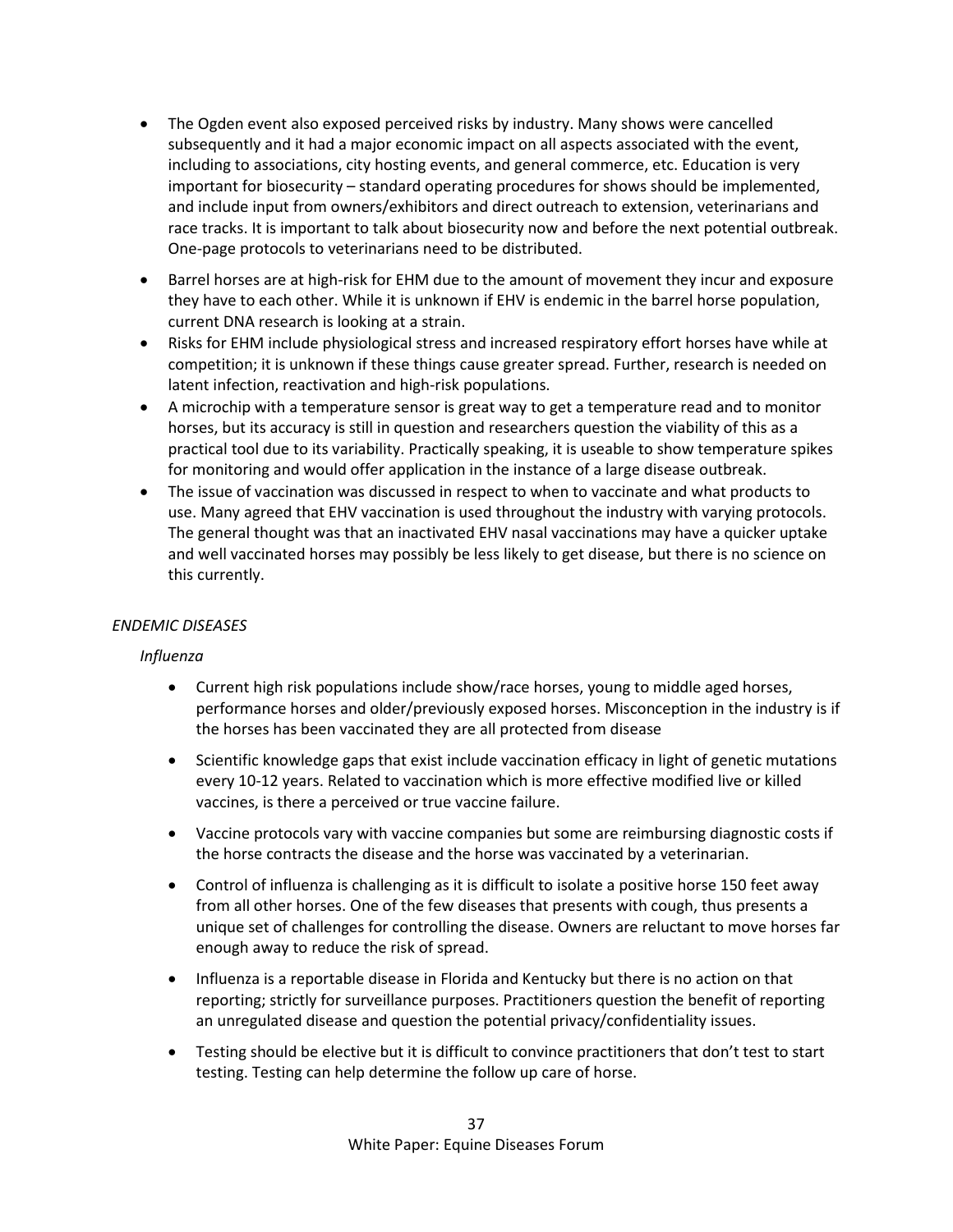- The Ogden event also exposed perceived risks by industry. Many shows were cancelled subsequently and it had a major economic impact on all aspects associated with the event, including to associations, city hosting events, and general commerce, etc. Education is very important for biosecurity – standard operating procedures for shows should be implemented, and include input from owners/exhibitors and direct outreach to extension, veterinarians and race tracks. It is important to talk about biosecurity now and before the next potential outbreak. One-page protocols to veterinarians need to be distributed.
- Barrel horses are at high-risk for EHM due to the amount of movement they incur and exposure they have to each other. While it is unknown if EHV is endemic in the barrel horse population, current DNA research is looking at a strain.
- Risks for EHM include physiological stress and increased respiratory effort horses have while at competition; it is unknown if these things cause greater spread. Further, research is needed on latent infection, reactivation and high-risk populations.
- A microchip with a temperature sensor is great way to get a temperature read and to monitor horses, but its accuracy is still in question and researchers question the viability of this as a practical tool due to its variability. Practically speaking, it is useable to show temperature spikes for monitoring and would offer application in the instance of a large disease outbreak.
- The issue of vaccination was discussed in respect to when to vaccinate and what products to use. Many agreed that EHV vaccination is used throughout the industry with varying protocols. The general thought was that an inactivated EHV nasal vaccinations may have a quicker uptake and well vaccinated horses may possibly be less likely to get disease, but there is no science on this currently.

*ENDEMIC DISEASES*

*Influenza*

- Current high risk populations include show/race horses, young to middle aged horses, performance horses and older/previously exposed horses. Misconception in the industry is if the horses has been vaccinated they are all protected from disease
- Scientific knowledge gaps that exist include vaccination efficacy in light of genetic mutations every 10-12 years. Related to vaccination which is more effective modified live or killed vaccines, is there a perceived or true vaccine failure.
- Vaccine protocols vary with vaccine companies but some are reimbursing diagnostic costs if the horse contracts the disease and the horse was vaccinated by a veterinarian.
- Control of influenza is challenging as it is difficult to isolate a positive horse 150 feet away from all other horses. One of the few diseases that presents with cough, thus presents a unique set of challenges for controlling the disease. Owners are reluctant to move horses far enough away to reduce the risk of spread.
- Influenza is a reportable disease in Florida and Kentucky but there is no action on that reporting; strictly for surveillance purposes. Practitioners question the benefit of reporting an unregulated disease and question the potential privacy/confidentiality issues.
- Testing should be elective but it is difficult to convince practitioners that don't test to start testing. Testing can help determine the follow up care of horse.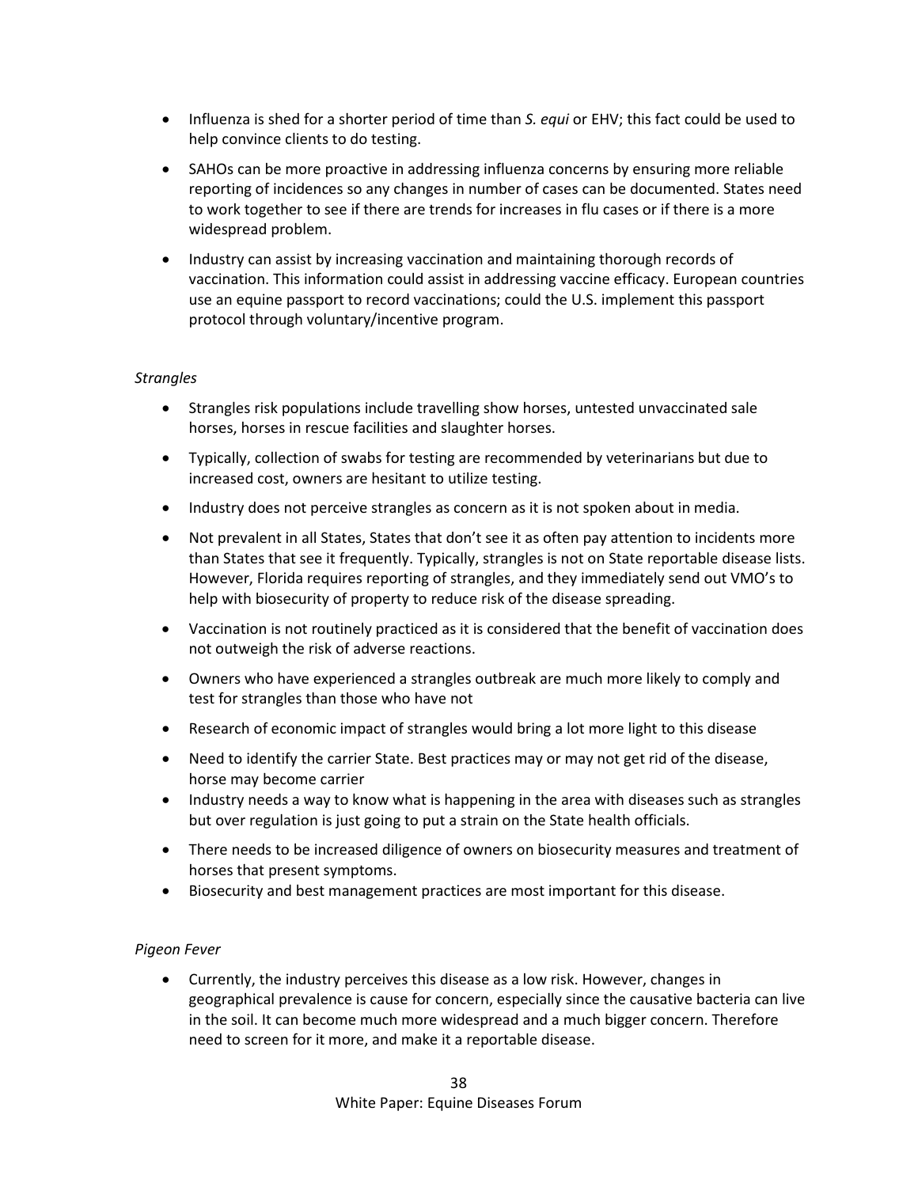- Influenza is shed for a shorter period of time than *S. equi* or EHV; this fact could be used to help convince clients to do testing.
- SAHOs can be more proactive in addressing influenza concerns by ensuring more reliable reporting of incidences so any changes in number of cases can be documented. States need to work together to see if there are trends for increases in flu cases or if there is a more widespread problem.
- Industry can assist by increasing vaccination and maintaining thorough records of vaccination. This information could assist in addressing vaccine efficacy. European countries use an equine passport to record vaccinations; could the U.S. implement this passport protocol through voluntary/incentive program.

*Strangles*

- Strangles risk populations include travelling show horses, untested unvaccinated sale horses, horses in rescue facilities and slaughter horses.
- Typically, collection of swabs for testing are recommended by veterinarians but due to increased cost, owners are hesitant to utilize testing.
- Industry does not perceive strangles as concern as it is not spoken about in media.
- Not prevalent in all States, States that don't see it as often pay attention to incidents more than States that see it frequently. Typically, strangles is not on State reportable disease lists. However, Florida requires reporting of strangles, and they immediately send out VMO's to help with biosecurity of property to reduce risk of the disease spreading.
- Vaccination is not routinely practiced as it is considered that the benefit of vaccination does not outweigh the risk of adverse reactions.
- Owners who have experienced a strangles outbreak are much more likely to comply and test for strangles than those who have not
- Research of economic impact of strangles would bring a lot more light to this disease
- Need to identify the carrier State. Best practices may or may not get rid of the disease, horse may become carrier
- Industry needs a way to know what is happening in the area with diseases such as strangles but over regulation is just going to put a strain on the State health officials.
- There needs to be increased diligence of owners on biosecurity measures and treatment of horses that present symptoms.
- Biosecurity and best management practices are most important for this disease.

*Pigeon Fever*

- Currently, the industry perceives this disease as a low risk. However, changes in geographical prevalence is cause for concern, especially since the causative bacteria can live in the soil. It can become much more widespread and a much bigger concern. Therefore need to screen for it more, and make it a reportable disease.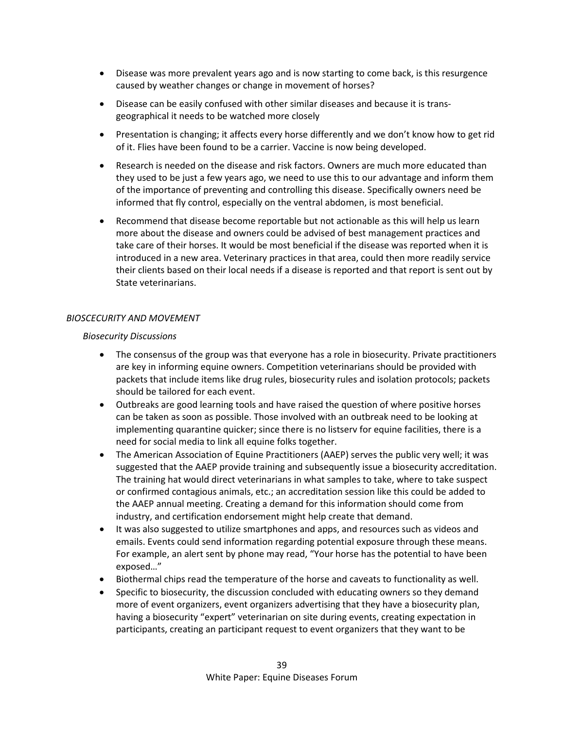- Disease was more prevalent years ago and is now starting to come back, is this resurgence caused by weather changes or change in movement of horses?
- Disease can be easily confused with other similar diseases and because it is trans-geographical it needs to be watched more closely
- Presentation is changing; it affects every horse differently and we don't know how to get rid of it. Flies have been found to be a carrier. Vaccine is now being developed.
- Research is needed on the disease and risk factors. Owners are much more educated than they used to be just a few years ago, we need to use this to our advantage and inform them of the importance of preventing and controlling this disease. Specifically owners need be informed that fly control, especially on the ventral abdomen, is most beneficial.
- Recommend that disease become reportable but not actionable as this will help us learn more about the disease and owners could be advised of best management practices and take care of their horses. It would be most beneficial if the disease was reported when it is introduced in a new area. Veterinary practices in that area, could then more readily service their clients based on their local needs if a disease is reported and that report is sent out by State veterinarians.

*BIOSCECURITY AND MOVEMENT*

*Biosecurity Discussions*

- The consensus of the group was that everyone has a role in biosecurity. Private practitioners are key in informing equine owners. Competition veterinarians should be provided with packets that include items like drug rules, biosecurity rules and isolation protocols; packets should be tailored for each event.
- Outbreaks are good learning tools and have raised the question of where positive horses can be taken as soon as possible. Those involved with an outbreak need to be looking at implementing quarantine quicker; since there is no listserv for equine facilities, there is a need for social media to link all equine folks together.
- The American Association of Equine Practitioners (AAEP) serves the public very well; it was suggested that the AAEP provide training and subsequently issue a biosecurity accreditation. The training hat would direct veterinarians in what samples to take, where to take suspect or confirmed contagious animals, etc.; an accreditation session like this could be added to the AAEP annual meeting. Creating a demand for this information should come from industry, and certification endorsement might help create that demand.
- It was also suggested to utilize smartphones and apps, and resources such as videos and emails. Events could send information regarding potential exposure through these means. For example, an alert sent by phone may read, "Your horse has the potential to have been exposed…"
- Biothermal chips read the temperature of the horse and caveats to functionality as well.
- Specific to biosecurity, the discussion concluded with educating owners so they demand more of event organizers, event organizers advertising that they have a biosecurity plan, having a biosecurity "expert" veterinarian on site during events, creating expectation in participants, creating an participant request to event organizers that they want to be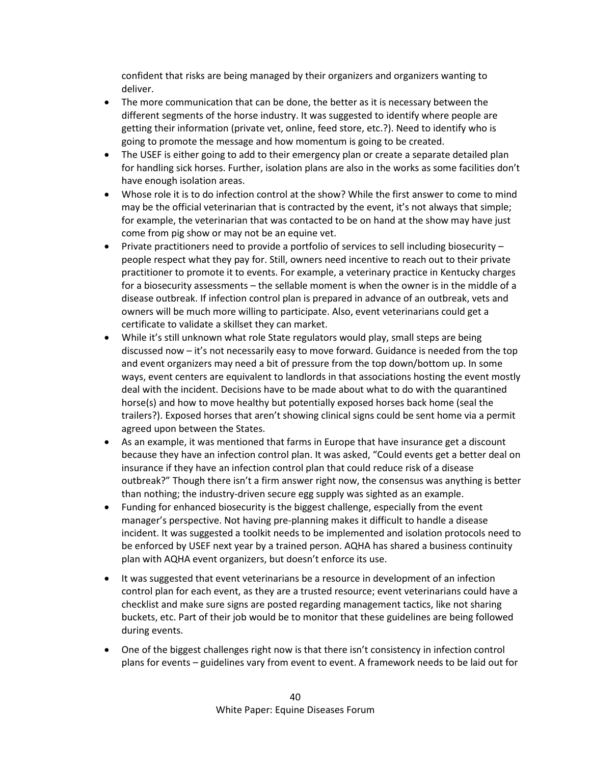confident that risks are being managed by their organizers and organizers wanting to deliver.

- The more communication that can be done, the better as it is necessary between the different segments of the horse industry. It was suggested to identify where people are getting their information (private vet, online, feed store, etc.?). Need to identify who is going to promote the message and how momentum is going to be created.
- The USEF is either going to add to their emergency plan or create a separate detailed plan for handling sick horses. Further, isolation plans are also in the works as some facilities don't have enough isolation areas.
- Whose role it is to do infection control at the show? While the first answer to come to mind may be the official veterinarian that is contracted by the event, it's not always that simple; for example, the veterinarian that was contacted to be on hand at the show may have just come from pig show or may not be an equine vet.
- Private practitioners need to provide a portfolio of services to sell including biosecurity – people respect what they pay for. Still, owners need incentive to reach out to their private practitioner to promote it to events. For example, a veterinary practice in Kentucky charges for a biosecurity assessments – the sellable moment is when the owner is in the middle of a disease outbreak. If infection control plan is prepared in advance of an outbreak, vets and owners will be much more willing to participate. Also, event veterinarians could get a certificate to validate a skillset they can market.
- While it's still unknown what role State regulators would play, small steps are being discussed now – it's not necessarily easy to move forward. Guidance is needed from the top and event organizers may need a bit of pressure from the top down/bottom up. In some ways, event centers are equivalent to landlords in that associations hosting the event mostly deal with the incident. Decisions have to be made about what to do with the quarantined horse(s) and how to move healthy but potentially exposed horses back home (seal the trailers?). Exposed horses that aren't showing clinical signs could be sent home via a permit agreed upon between the States.
- As an example, it was mentioned that farms in Europe that have insurance get a discount because they have an infection control plan. It was asked, "Could events get a better deal on insurance if they have an infection control plan that could reduce risk of a disease outbreak?" Though there isn't a firm answer right now, the consensus was anything is better than nothing; the industry-driven secure egg supply was sighted as an example.
- Funding for enhanced biosecurity is the biggest challenge, especially from the event manager's perspective. Not having pre-planning makes it difficult to handle a disease incident. It was suggested a toolkit needs to be implemented and isolation protocols need to be enforced by USEF next year by a trained person. AQHA has shared a business continuity plan with AQHA event organizers, but doesn't enforce its use.
- It was suggested that event veterinarians be a resource in development of an infection control plan for each event, as they are a trusted resource; event veterinarians could have a checklist and make sure signs are posted regarding management tactics, like not sharing buckets, etc. Part of their job would be to monitor that these guidelines are being followed during events.
- One of the biggest challenges right now is that there isn't consistency in infection control plans for events – guidelines vary from event to event. A framework needs to be laid out for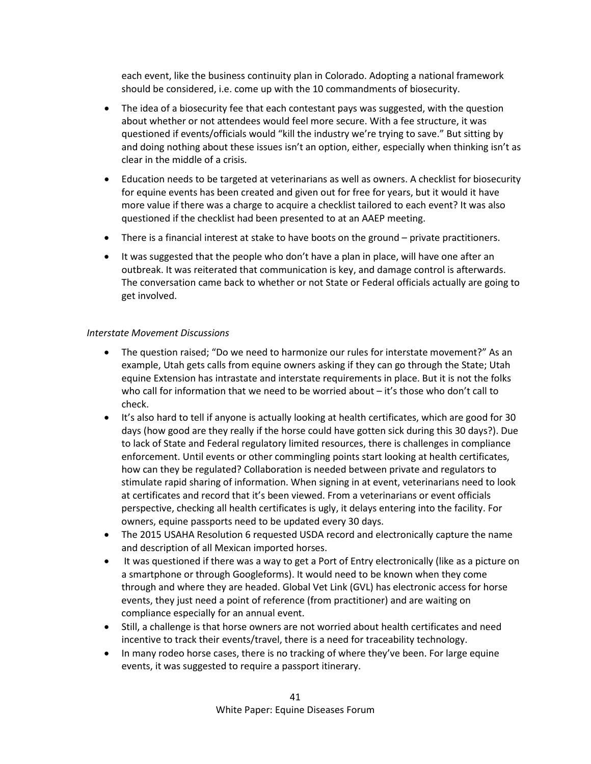each event, like the business continuity plan in Colorado. Adopting a national framework should be considered, i.e. come up with the 10 commandments of biosecurity.

- The idea of a biosecurity fee that each contestant pays was suggested, with the question about whether or not attendees would feel more secure. With a fee structure, it was questioned if events/officials would "kill the industry we're trying to save." But sitting by and doing nothing about these issues isn't an option, either, especially when thinking isn't as clear in the middle of a crisis.
- Education needs to be targeted at veterinarians as well as owners. A checklist for biosecurity for equine events has been created and given out for free for years, but it would it have more value if there was a charge to acquire a checklist tailored to each event? It was also questioned if the checklist had been presented to at an AAEP meeting.
- There is a financial interest at stake to have boots on the ground – private practitioners.
- It was suggested that the people who don't have a plan in place, will have one after an outbreak. It was reiterated that communication is key, and damage control is afterwards. The conversation came back to whether or not State or Federal officials actually are going to get involved.

*Interstate Movement Discussions*

- The question raised; "Do we need to harmonize our rules for interstate movement?" As an example, Utah gets calls from equine owners asking if they can go through the State; Utah equine Extension has intrastate and interstate requirements in place. But it is not the folks who call for information that we need to be worried about – it's those who don't call to check.
- It's also hard to tell if anyone is actually looking at health certificates, which are good for 30 days (how good are they really if the horse could have gotten sick during this 30 days?). Due to lack of State and Federal regulatory limited resources, there is challenges in compliance enforcement. Until events or other commingling points start looking at health certificates, how can they be regulated? Collaboration is needed between private and regulators to stimulate rapid sharing of information. When signing in at event, veterinarians need to look at certificates and record that it's been viewed. From a veterinarians or event officials perspective, checking all health certificates is ugly, it delays entering into the facility. For owners, equine passports need to be updated every 30 days.
- The 2015 USAHA Resolution 6 requested USDA record and electronically capture the name and description of all Mexican imported horses.
- It was questioned if there was a way to get a Port of Entry electronically (like as a picture on a smartphone or through Googleforms). It would need to be known when they come through and where they are headed. Global Vet Link (GVL) has electronic access for horse events, they just need a point of reference (from practitioner) and are waiting on compliance especially for an annual event.
- Still, a challenge is that horse owners are not worried about health certificates and need incentive to track their events/travel, there is a need for traceability technology.
- In many rodeo horse cases, there is no tracking of where they've been. For large equine events, it was suggested to require a passport itinerary.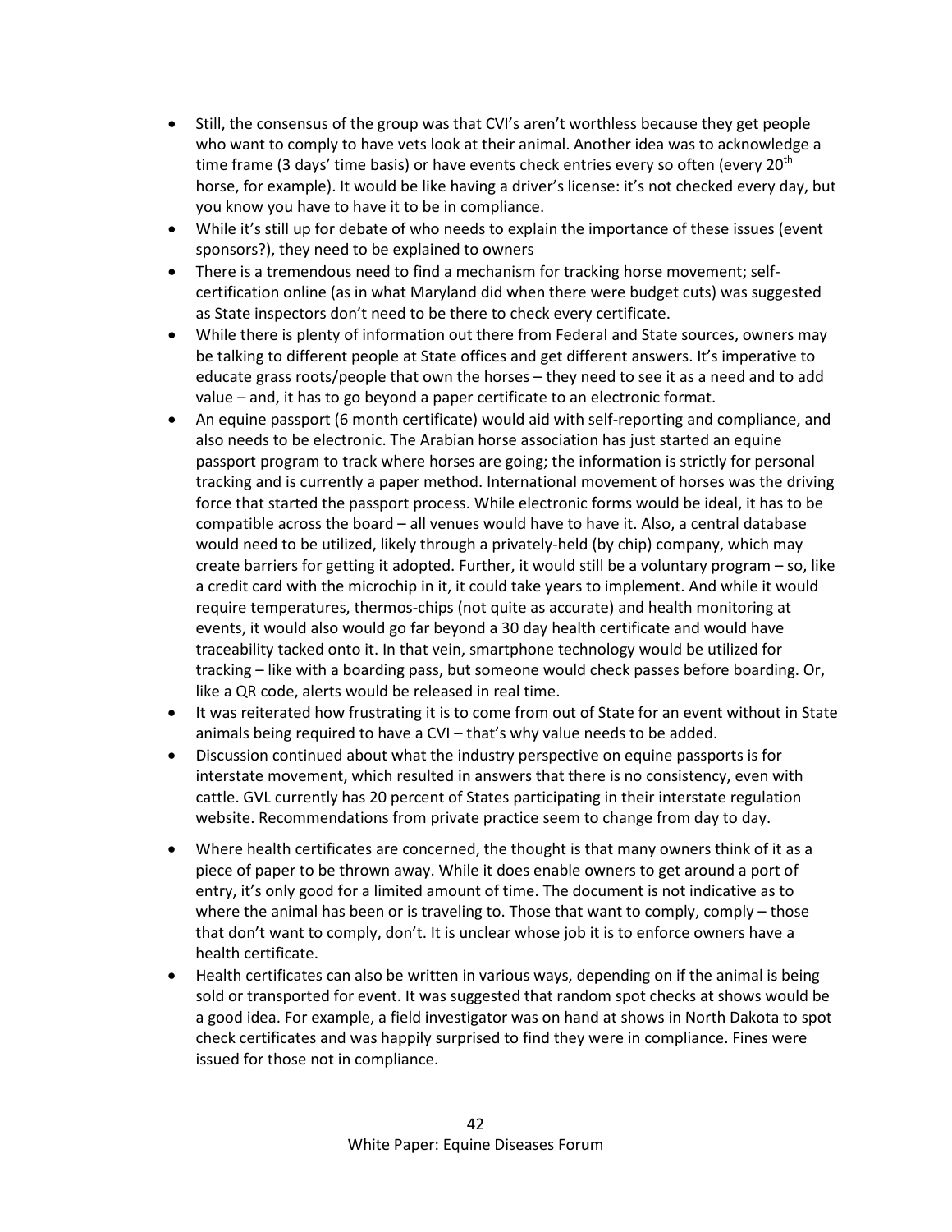- Still, the consensus of the group was that CVI's aren't worthless because they get people who want to comply to have vets look at their animal. Another idea was to acknowledge a time frame (3 days' time basis) or have events check entries every so often (every 20th horse, for example). It would be like having a driver's license: it's not checked every day, but you know you have to have it to be in compliance.
- While it's still up for debate of who needs to explain the importance of these issues (event sponsors?), they need to be explained to owners
- There is a tremendous need to find a mechanism for tracking horse movement; self-certification online (as in what Maryland did when there were budget cuts) was suggested as State inspectors don't need to be there to check every certificate.
- While there is plenty of information out there from Federal and State sources, owners may be talking to different people at State offices and get different answers. It's imperative to educate grass roots/people that own the horses – they need to see it as a need and to add value – and, it has to go beyond a paper certificate to an electronic format.
- An equine passport (6 month certificate) would aid with self-reporting and compliance, and also needs to be electronic. The Arabian horse association has just started an equine passport program to track where horses are going; the information is strictly for personal tracking and is currently a paper method. International movement of horses was the driving force that started the passport process. While electronic forms would be ideal, it has to be compatible across the board – all venues would have to have it. Also, a central database would need to be utilized, likely through a privately-held (by chip) company, which may create barriers for getting it adopted. Further, it would still be a voluntary program – so, like a credit card with the microchip in it, it could take years to implement. And while it would require temperatures, thermos-chips (not quite as accurate) and health monitoring at events, it would also would go far beyond a 30 day health certificate and would have traceability tacked onto it. In that vein, smartphone technology would be utilized for tracking – like with a boarding pass, but someone would check passes before boarding. Or, like a QR code, alerts would be released in real time.
- It was reiterated how frustrating it is to come from out of State for an event without in State animals being required to have a CVI – that's why value needs to be added.
- Discussion continued about what the industry perspective on equine passports is for interstate movement, which resulted in answers that there is no consistency, even with cattle. GVL currently has 20 percent of States participating in their interstate regulation website. Recommendations from private practice seem to change from day to day.
- Where health certificates are concerned, the thought is that many owners think of it as a piece of paper to be thrown away. While it does enable owners to get around a port of entry, it's only good for a limited amount of time. The document is not indicative as to where the animal has been or is traveling to. Those that want to comply, comply – those that don't want to comply, don't. It is unclear whose job it is to enforce owners have a health certificate.
- Health certificates can also be written in various ways, depending on if the animal is being sold or transported for event. It was suggested that random spot checks at shows would be a good idea. For example, a field investigator was on hand at shows in North Dakota to spot check certificates and was happily surprised to find they were in compliance. Fines were issued for those not in compliance.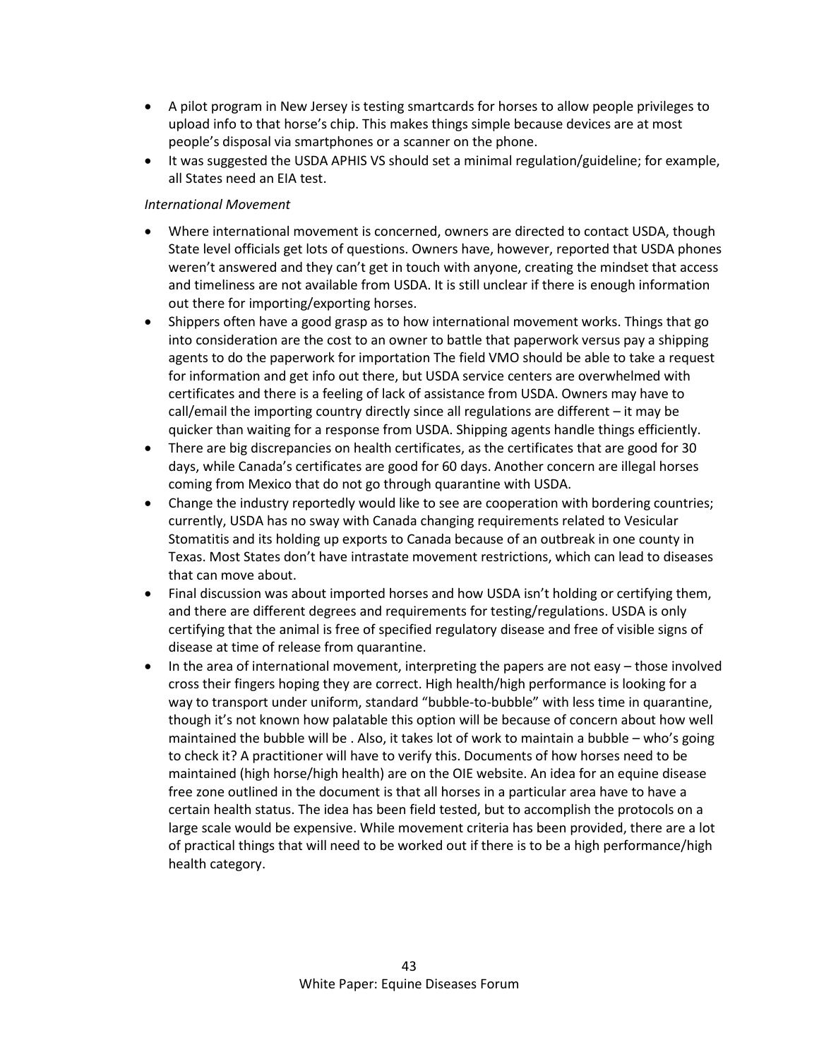- A pilot program in New Jersey is testing smartcards for horses to allow people privileges to upload info to that horse's chip. This makes things simple because devices are at most people's disposal via smartphones or a scanner on the phone.
- It was suggested the USDA APHIS VS should set a minimal regulation/guideline; for example, all States need an EIA test.

*International Movement*

- Where international movement is concerned, owners are directed to contact USDA, though State level officials get lots of questions. Owners have, however, reported that USDA phones weren't answered and they can't get in touch with anyone, creating the mindset that access and timeliness are not available from USDA. It is still unclear if there is enough information out there for importing/exporting horses.
- Shippers often have a good grasp as to how international movement works. Things that go into consideration are the cost to an owner to battle that paperwork versus pay a shipping agents to do the paperwork for importation The field VMO should be able to take a request for information and get info out there, but USDA service centers are overwhelmed with certificates and there is a feeling of lack of assistance from USDA. Owners may have to call/email the importing country directly since all regulations are different – it may be quicker than waiting for a response from USDA. Shipping agents handle things efficiently.
- There are big discrepancies on health certificates, as the certificates that are good for 30 days, while Canada's certificates are good for 60 days. Another concern are illegal horses coming from Mexico that do not go through quarantine with USDA.
- Change the industry reportedly would like to see are cooperation with bordering countries; currently, USDA has no sway with Canada changing requirements related to Vesicular Stomatitis and its holding up exports to Canada because of an outbreak in one county in Texas. Most States don't have intrastate movement restrictions, which can lead to diseases that can move about.
- Final discussion was about imported horses and how USDA isn't holding or certifying them, and there are different degrees and requirements for testing/regulations. USDA is only certifying that the animal is free of specified regulatory disease and free of visible signs of disease at time of release from quarantine.
- In the area of international movement, interpreting the papers are not easy – those involved cross their fingers hoping they are correct. High health/high performance is looking for a way to transport under uniform, standard "bubble-to-bubble" with less time in quarantine, though it's not known how palatable this option will be because of concern about how well maintained the bubble will be . Also, it takes lot of work to maintain a bubble – who's going to check it? A practitioner will have to verify this. Documents of how horses need to be maintained (high horse/high health) are on the OIE website. An idea for an equine disease free zone outlined in the document is that all horses in a particular area have to have a certain health status. The idea has been field tested, but to accomplish the protocols on a large scale would be expensive. While movement criteria has been provided, there are a lot of practical things that will need to be worked out if there is to be a high performance/high health category.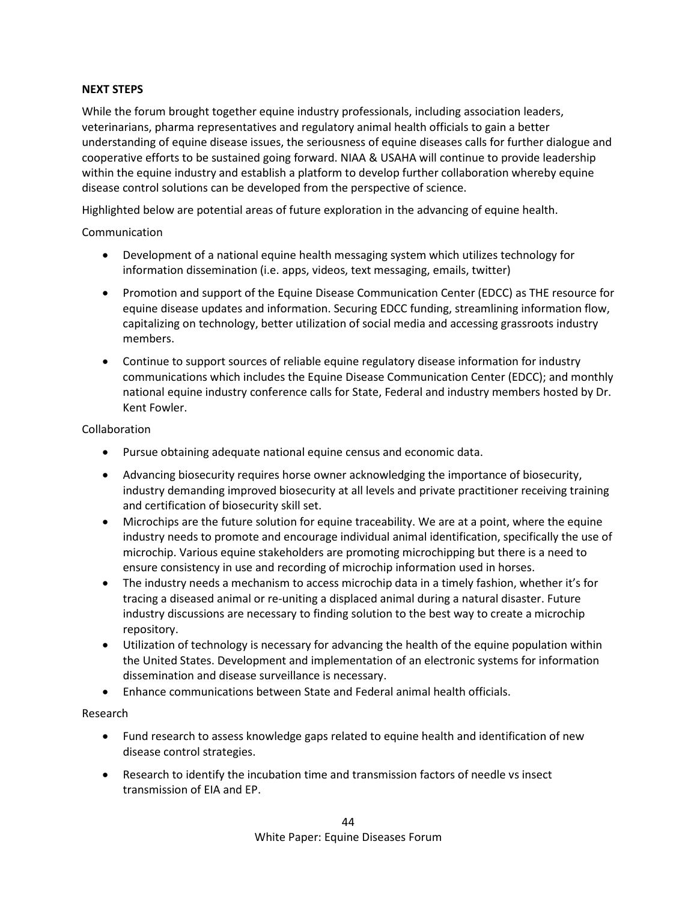**NEXT STEPS**

While the forum brought together equine industry professionals, including association leaders, veterinarians, pharma representatives and regulatory animal health officials to gain a better understanding of equine disease issues, the seriousness of equine diseases calls for further dialogue and cooperative efforts to be sustained going forward. NIAA & USAHA will continue to provide leadership within the equine industry and establish a platform to develop further collaboration whereby equine disease control solutions can be developed from the perspective of science.

Highlighted below are potential areas of future exploration in the advancing of equine health.

Communication

- Development of a national equine health messaging system which utilizes technology for information dissemination (i.e. apps, videos, text messaging, emails, twitter)
- Promotion and support of the Equine Disease Communication Center (EDCC) as THE resource for equine disease updates and information. Securing EDCC funding, streamlining information flow, capitalizing on technology, better utilization of social media and accessing grassroots industry members.
- Continue to support sources of reliable equine regulatory disease information for industry communications which includes the Equine Disease Communication Center (EDCC); and monthly national equine industry conference calls for State, Federal and industry members hosted by Dr. Kent Fowler.

Collaboration

- Pursue obtaining adequate national equine census and economic data.
- Advancing biosecurity requires horse owner acknowledging the importance of biosecurity, industry demanding improved biosecurity at all levels and private practitioner receiving training and certification of biosecurity skill set.
- Microchips are the future solution for equine traceability. We are at a point, where the equine industry needs to promote and encourage individual animal identification, specifically the use of microchip. Various equine stakeholders are promoting microchipping but there is a need to ensure consistency in use and recording of microchip information used in horses.
- The industry needs a mechanism to access microchip data in a timely fashion, whether it's for tracing a diseased animal or re-uniting a displaced animal during a natural disaster. Future industry discussions are necessary to finding solution to the best way to create a microchip repository.
- Utilization of technology is necessary for advancing the health of the equine population within the United States. Development and implementation of an electronic systems for information dissemination and disease surveillance is necessary.
- Enhance communications between State and Federal animal health officials.

Research

- Fund research to assess knowledge gaps related to equine health and identification of new disease control strategies.
- Research to identify the incubation time and transmission factors of needle vs insect transmission of EIA and EP.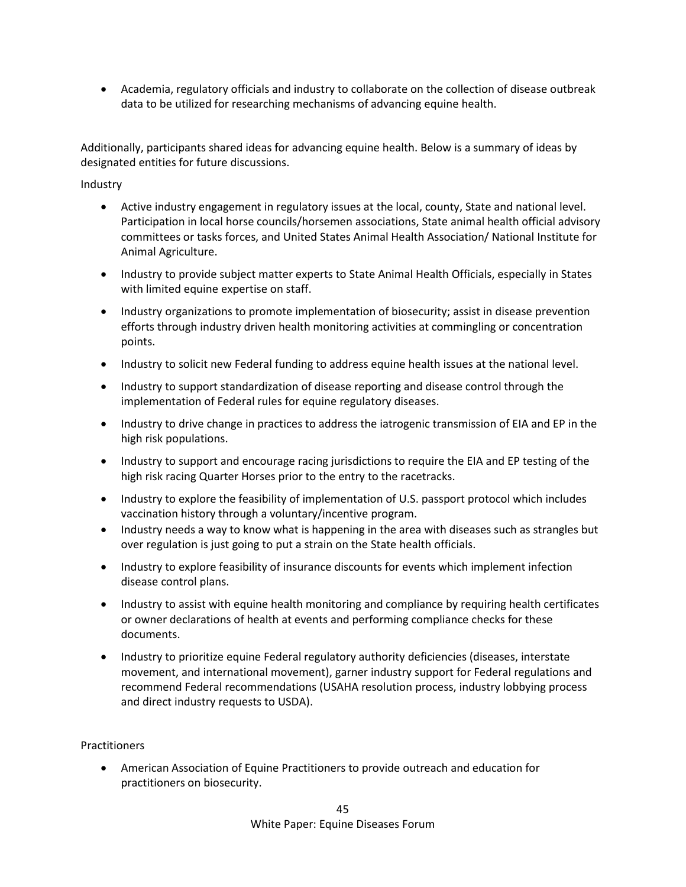- Academia, regulatory officials and industry to collaborate on the collection of disease outbreak data to be utilized for researching mechanisms of advancing equine health.

Additionally, participants shared ideas for advancing equine health. Below is a summary of ideas by designated entities for future discussions.

Industry

- Active industry engagement in regulatory issues at the local, county, State and national level. Participation in local horse councils/horsemen associations, State animal health official advisory committees or tasks forces, and United States Animal Health Association/ National Institute for Animal Agriculture.
- Industry to provide subject matter experts to State Animal Health Officials, especially in States with limited equine expertise on staff.
- Industry organizations to promote implementation of biosecurity; assist in disease prevention efforts through industry driven health monitoring activities at commingling or concentration points.
- Industry to solicit new Federal funding to address equine health issues at the national level.
- Industry to support standardization of disease reporting and disease control through the implementation of Federal rules for equine regulatory diseases.
- Industry to drive change in practices to address the iatrogenic transmission of EIA and EP in the high risk populations.
- Industry to support and encourage racing jurisdictions to require the EIA and EP testing of the high risk racing Quarter Horses prior to the entry to the racetracks.
- Industry to explore the feasibility of implementation of U.S. passport protocol which includes vaccination history through a voluntary/incentive program.
- Industry needs a way to know what is happening in the area with diseases such as strangles but over regulation is just going to put a strain on the State health officials.
- Industry to explore feasibility of insurance discounts for events which implement infection disease control plans.
- Industry to assist with equine health monitoring and compliance by requiring health certificates or owner declarations of health at events and performing compliance checks for these documents.
- Industry to prioritize equine Federal regulatory authority deficiencies (diseases, interstate movement, and international movement), garner industry support for Federal regulations and recommend Federal recommendations (USAHA resolution process, industry lobbying process and direct industry requests to USDA).

Practitioners

- American Association of Equine Practitioners to provide outreach and education for practitioners on biosecurity.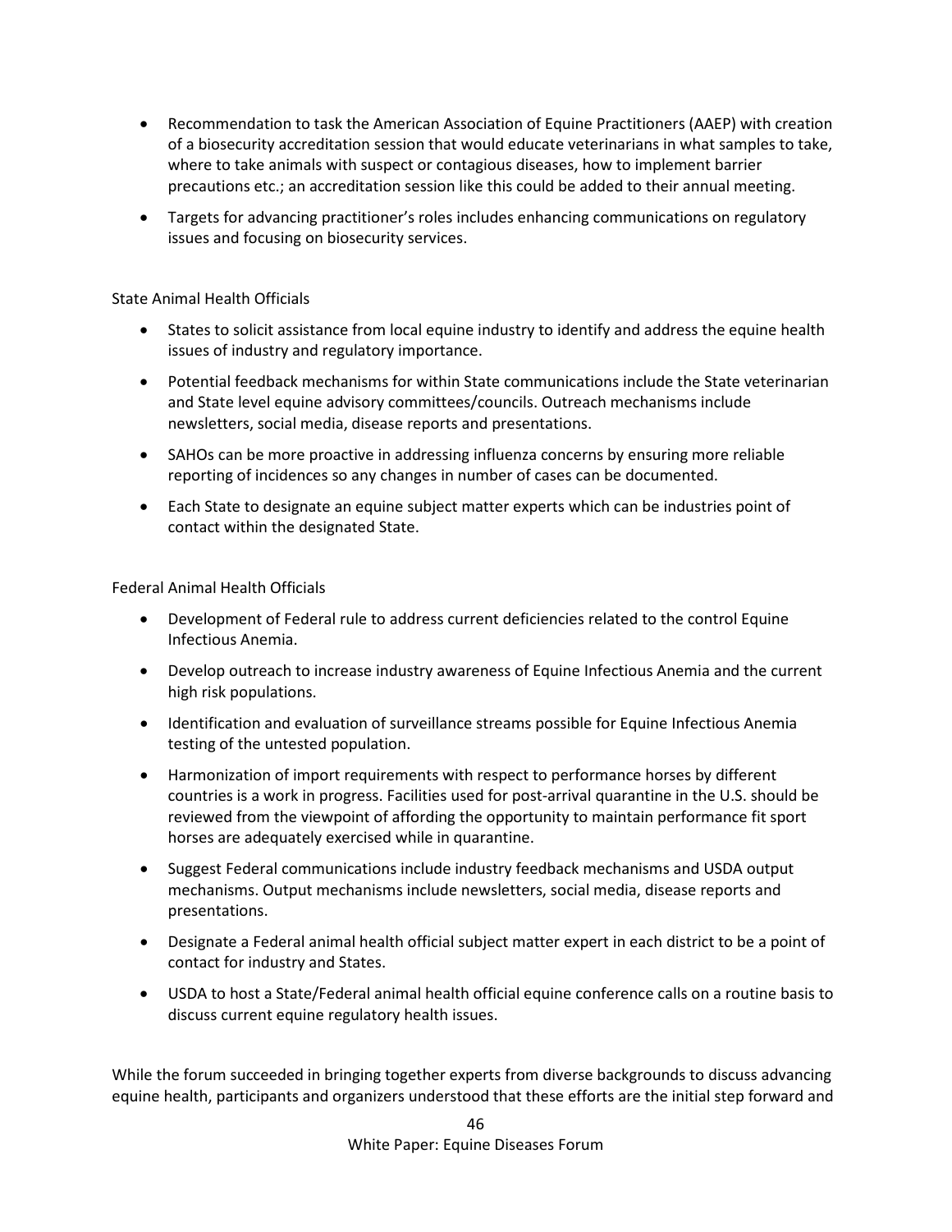- Recommendation to task the American Association of Equine Practitioners (AAEP) with creation of a biosecurity accreditation session that would educate veterinarians in what samples to take, where to take animals with suspect or contagious diseases, how to implement barrier precautions etc.; an accreditation session like this could be added to their annual meeting.
- Targets for advancing practitioner's roles includes enhancing communications on regulatory issues and focusing on biosecurity services.

State Animal Health Officials

- States to solicit assistance from local equine industry to identify and address the equine health issues of industry and regulatory importance.
- Potential feedback mechanisms for within State communications include the State veterinarian and State level equine advisory committees/councils. Outreach mechanisms include newsletters, social media, disease reports and presentations.
- SAHOs can be more proactive in addressing influenza concerns by ensuring more reliable reporting of incidences so any changes in number of cases can be documented.
- Each State to designate an equine subject matter experts which can be industries point of contact within the designated State.

Federal Animal Health Officials

- Development of Federal rule to address current deficiencies related to the control Equine Infectious Anemia.
- Develop outreach to increase industry awareness of Equine Infectious Anemia and the current high risk populations.
- Identification and evaluation of surveillance streams possible for Equine Infectious Anemia testing of the untested population.
- Harmonization of import requirements with respect to performance horses by different countries is a work in progress. Facilities used for post-arrival quarantine in the U.S. should be reviewed from the viewpoint of affording the opportunity to maintain performance fit sport horses are adequately exercised while in quarantine.
- Suggest Federal communications include industry feedback mechanisms and USDA output mechanisms. Output mechanisms include newsletters, social media, disease reports and presentations.
- Designate a Federal animal health official subject matter expert in each district to be a point of contact for industry and States.
- USDA to host a State/Federal animal health official equine conference calls on a routine basis to discuss current equine regulatory health issues.

While the forum succeeded in bringing together experts from diverse backgrounds to discuss advancing equine health, participants and organizers understood that these efforts are the initial step forward and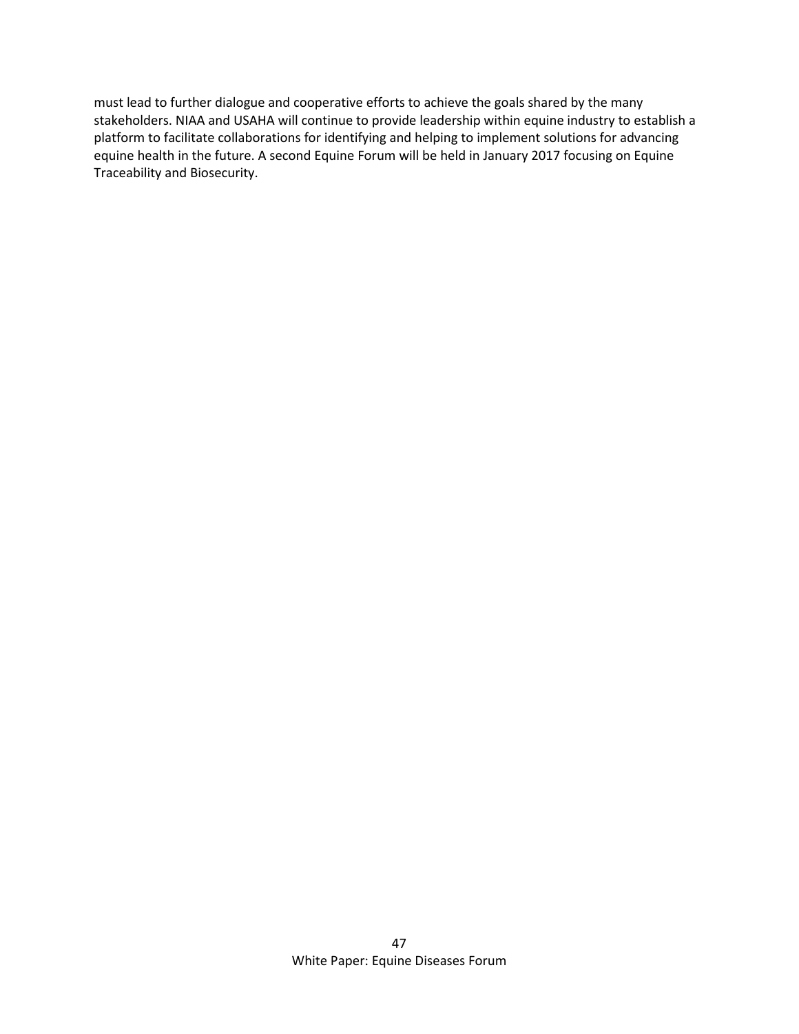must lead to further dialogue and cooperative efforts to achieve the goals shared by the many stakeholders. NIAA and USAHA will continue to provide leadership within equine industry to establish a platform to facilitate collaborations for identifying and helping to implement solutions for advancing equine health in the future. A second Equine Forum will be held in January 2017 focusing on Equine Traceability and Biosecurity.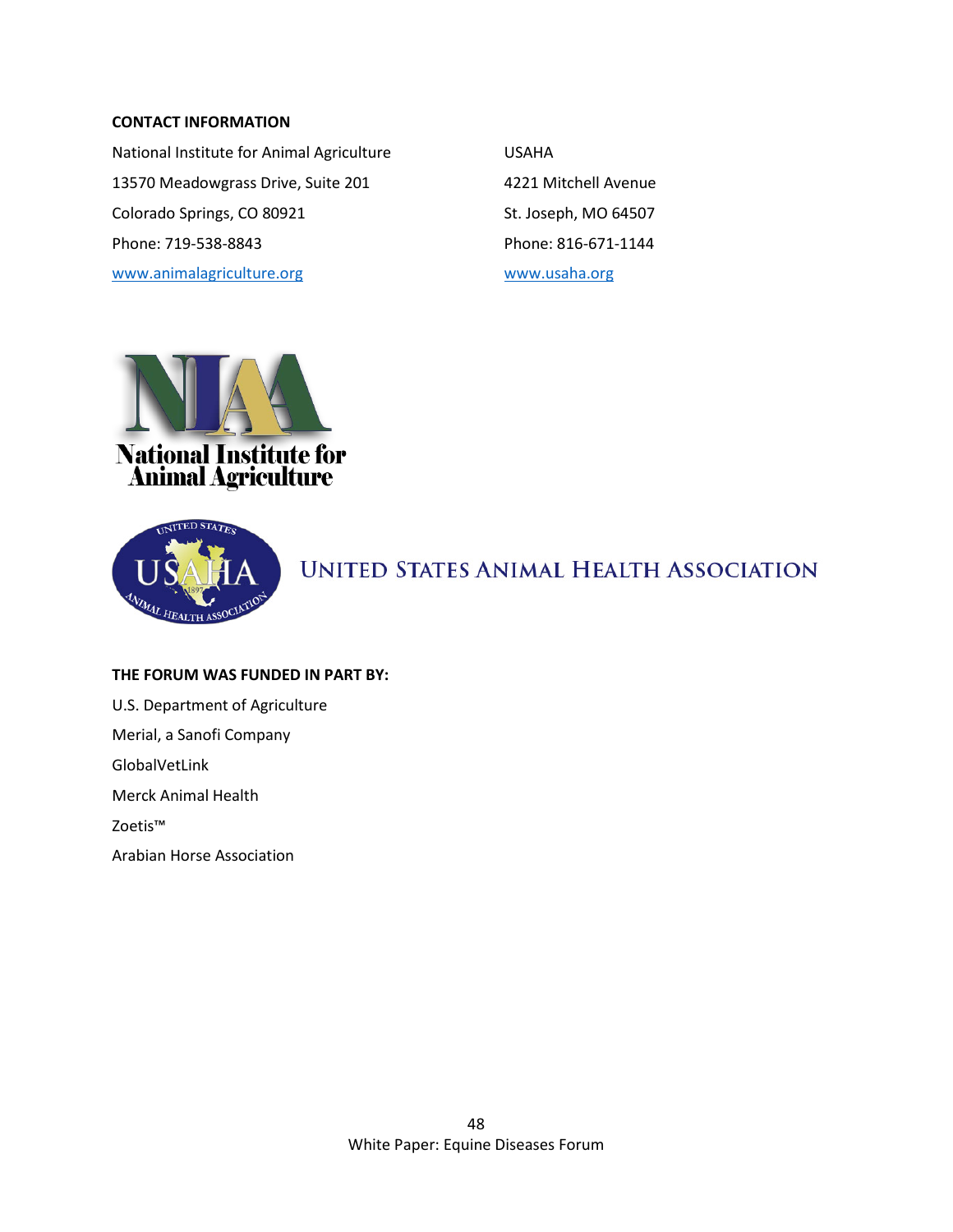**CONTACT INFORMATION**

National Institute for Animal Agriculture
13570 Meadowgrass Drive, Suite 201
Colorado Springs, CO 80921
Phone: 719-538-8843
www.animalagriculture.org

USAHA
4221 Mitchell Avenue
St. Joseph, MO 64507
Phone: 816-671-1144
www.usaha.org

National Institute for Animal Agriculture

UNITED STATES ANIMAL HEALTH ASSOCIATION

**THE FORUM WAS FUNDED IN PART BY:**

U.S. Department of Agriculture
Merial, a Sanofi Company
GlobalVetLink
Merck Animal Health
Zoetis™
Arabian Horse Association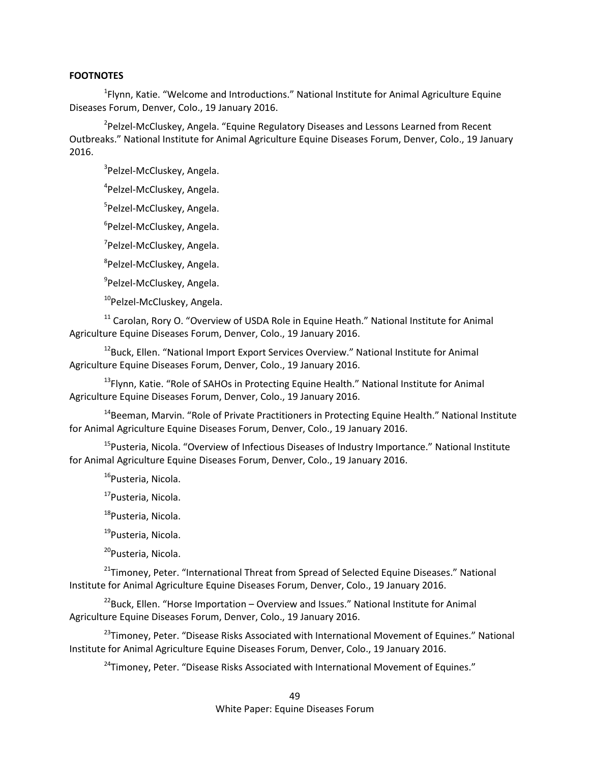**FOOTNOTES**

[1]Flynn, Katie. "Welcome and Introductions." National Institute for Animal Agriculture Equine Diseases Forum, Denver, Colo., 19 January 2016.

[2]Pelzel-McCluskey, Angela. "Equine Regulatory Diseases and Lessons Learned from Recent Outbreaks." National Institute for Animal Agriculture Equine Diseases Forum, Denver, Colo., 19 January 2016.

[3]Pelzel-McCluskey, Angela.

[4]Pelzel-McCluskey, Angela.

[5]Pelzel-McCluskey, Angela.

[6]Pelzel-McCluskey, Angela.

[7]Pelzel-McCluskey, Angela.

[8]Pelzel-McCluskey, Angela.

[9]Pelzel-McCluskey, Angela.

[10]Pelzel-McCluskey, Angela.

[11] Carolan, Rory O. "Overview of USDA Role in Equine Heath." National Institute for Animal Agriculture Equine Diseases Forum, Denver, Colo., 19 January 2016.

[12]Buck, Ellen. "National Import Export Services Overview." National Institute for Animal Agriculture Equine Diseases Forum, Denver, Colo., 19 January 2016.

[13]Flynn, Katie. "Role of SAHOs in Protecting Equine Health." National Institute for Animal Agriculture Equine Diseases Forum, Denver, Colo., 19 January 2016.

[14]Beeman, Marvin. "Role of Private Practitioners in Protecting Equine Health." National Institute for Animal Agriculture Equine Diseases Forum, Denver, Colo., 19 January 2016.

[15]Pusteria, Nicola. "Overview of Infectious Diseases of Industry Importance." National Institute for Animal Agriculture Equine Diseases Forum, Denver, Colo., 19 January 2016.

[16]Pusteria, Nicola.

[17]Pusteria, Nicola.

[18]Pusteria, Nicola.

[19]Pusteria, Nicola.

[20]Pusteria, Nicola.

[21]Timoney, Peter. "International Threat from Spread of Selected Equine Diseases." National Institute for Animal Agriculture Equine Diseases Forum, Denver, Colo., 19 January 2016.

[22]Buck, Ellen. "Horse Importation – Overview and Issues." National Institute for Animal Agriculture Equine Diseases Forum, Denver, Colo., 19 January 2016.

[23]Timoney, Peter. "Disease Risks Associated with International Movement of Equines." National Institute for Animal Agriculture Equine Diseases Forum, Denver, Colo., 19 January 2016.

[24]Timoney, Peter. "Disease Risks Associated with International Movement of Equines."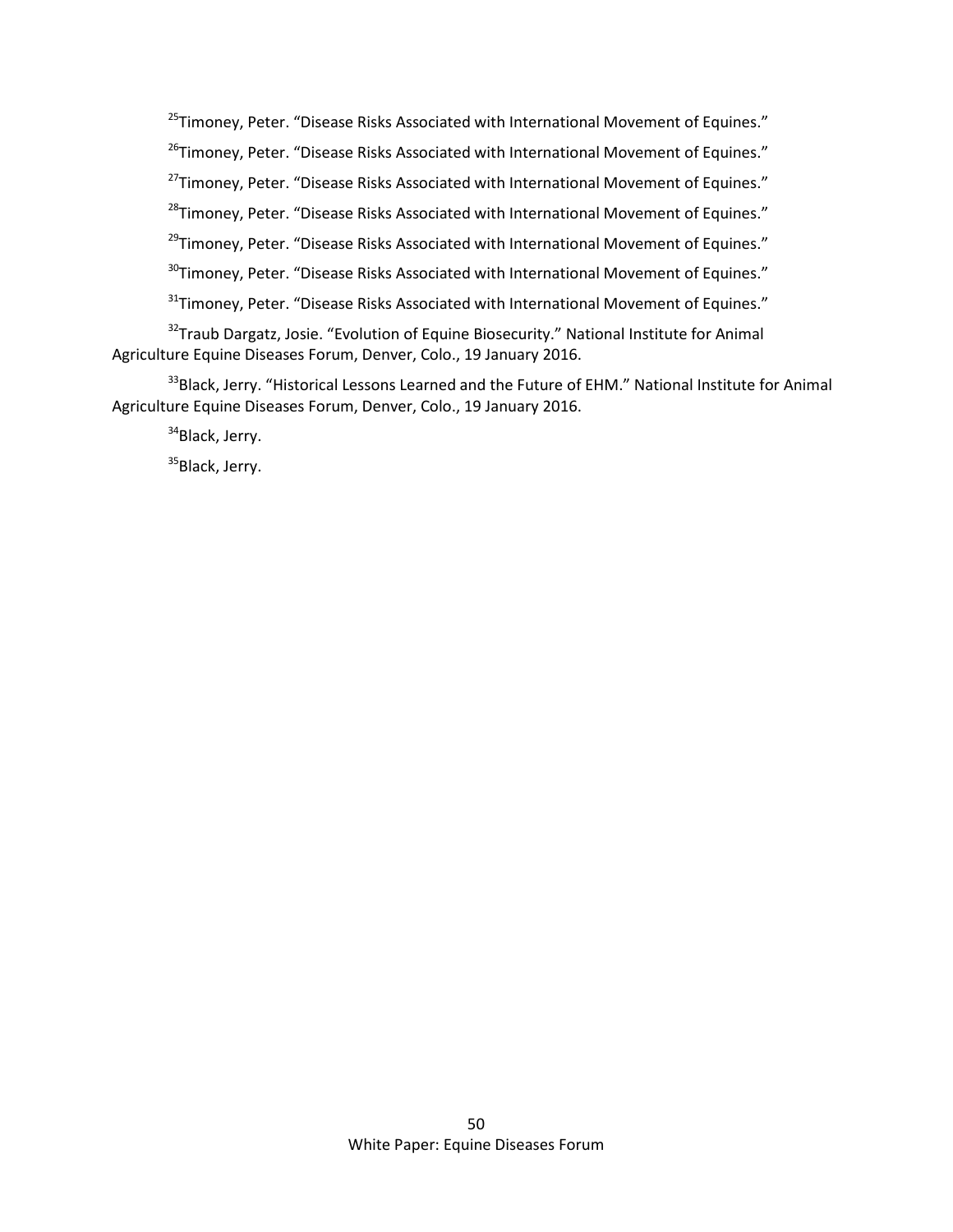[25]Timoney, Peter. "Disease Risks Associated with International Movement of Equines."

[26]Timoney, Peter. "Disease Risks Associated with International Movement of Equines."

[27]Timoney, Peter. "Disease Risks Associated with International Movement of Equines."

[28]Timoney, Peter. "Disease Risks Associated with International Movement of Equines."

[29]Timoney, Peter. "Disease Risks Associated with International Movement of Equines."

[30]Timoney, Peter. "Disease Risks Associated with International Movement of Equines."

[31]Timoney, Peter. "Disease Risks Associated with International Movement of Equines."

[32]Traub Dargatz, Josie. "Evolution of Equine Biosecurity." National Institute for Animal Agriculture Equine Diseases Forum, Denver, Colo., 19 January 2016.

[33]Black, Jerry. "Historical Lessons Learned and the Future of EHM." National Institute for Animal Agriculture Equine Diseases Forum, Denver, Colo., 19 January 2016.

[34]Black, Jerry.

[35]Black, Jerry.